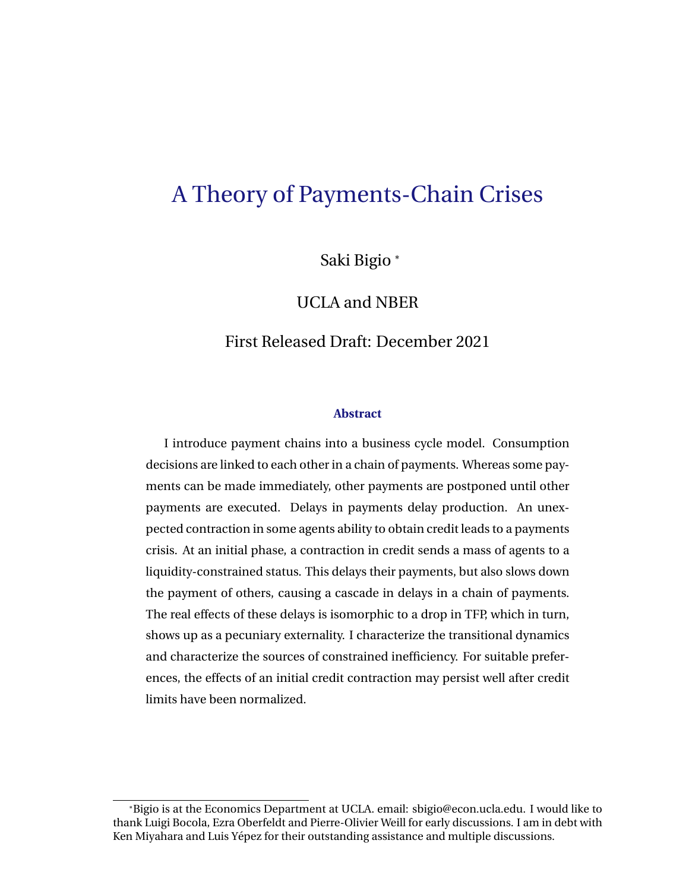# A Theory of Payments-Chain Crises

Saki Bigio *

UCLA and NBER

First Released Draft: December 2021

### Abstract

I introduce payment chains into a business cycle model. Consumption decisions are linked to each other in a chain of payments. Whereas some payments can be made immediately, other payments are postponed until other payments are executed. Delays in payments delay production. An unexpected contraction in some agents ability to obtain credit leads to a payments crisis. At an initial phase, a contraction in credit sends a mass of agents to a liquidity-constrained status. This delays their payments, but also slows down the payment of others, causing a cascade in delays in a chain of payments. The real effects of these delays is isomorphic to a drop in TFP, which in turn, shows up as a pecuniary externality. I characterize the transitional dynamics and characterize the sources of constrained inefficiency. For suitable preferences, the effects of an initial credit contraction may persist well after credit limits have been normalized.

*Bigio is at the Economics Department at UCLA. email: sbigio@econ.ucla.edu. I would like to thank Luigi Bocola, Ezra Oberfeldt and Pierre-Olivier Weill for early discussions. I am in debt with Ken Miyahara and Luis Yépez for their outstanding assistance and multiple discussions.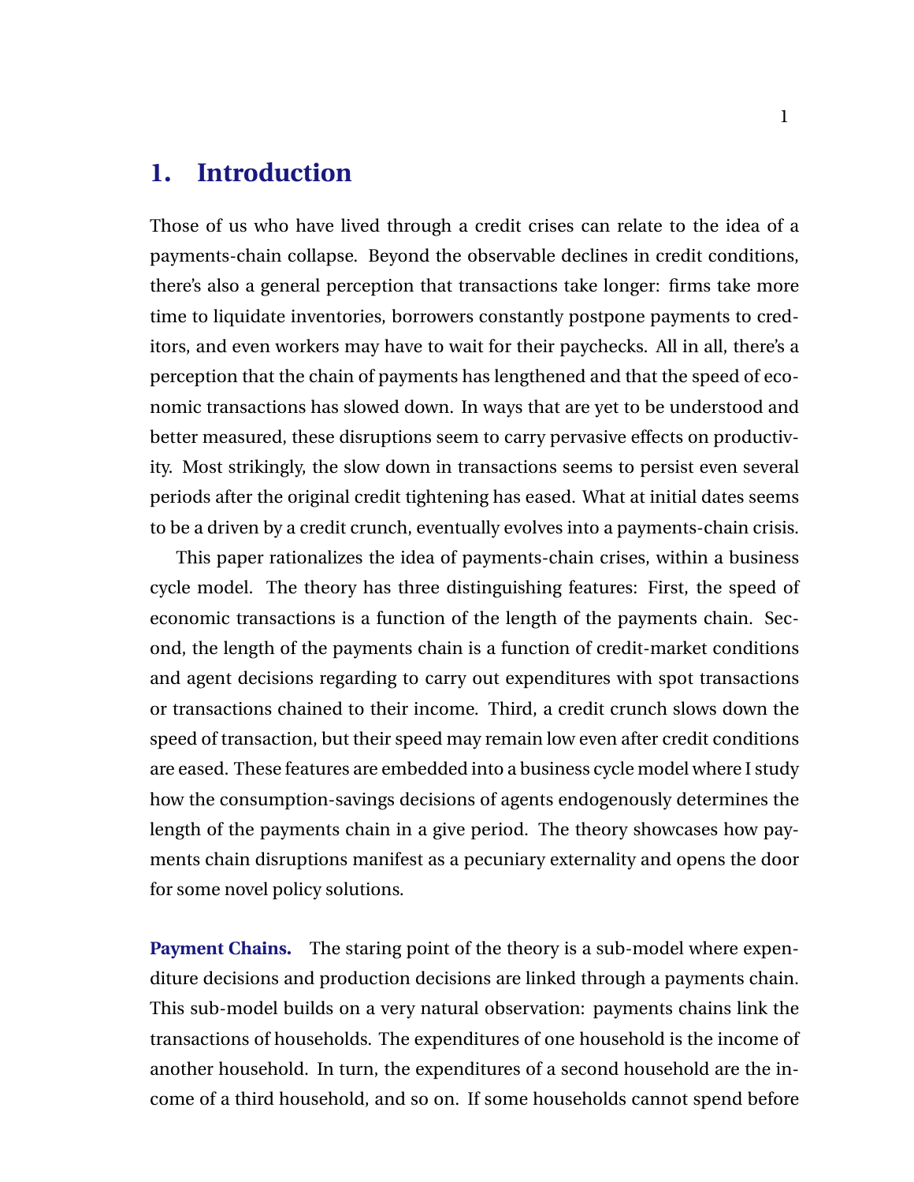# 1. Introduction

Those of us who have lived through a credit crises can relate to the idea of a payments-chain collapse. Beyond the observable declines in credit conditions, there's also a general perception that transactions take longer: firms take more time to liquidate inventories, borrowers constantly postpone payments to creditors, and even workers may have to wait for their paychecks. All in all, there's a perception that the chain of payments has lengthened and that the speed of economic transactions has slowed down. In ways that are yet to be understood and better measured, these disruptions seem to carry pervasive effects on productivity. Most strikingly, the slow down in transactions seems to persist even several periods after the original credit tightening has eased. What at initial dates seems to be a driven by a credit crunch, eventually evolves into a payments-chain crisis.

This paper rationalizes the idea of payments-chain crises, within a business cycle model. The theory has three distinguishing features: First, the speed of economic transactions is a function of the length of the payments chain. Second, the length of the payments chain is a function of credit-market conditions and agent decisions regarding to carry out expenditures with spot transactions or transactions chained to their income. Third, a credit crunch slows down the speed of transaction, but their speed may remain low even after credit conditions are eased. These features are embedded into a business cycle model where I study how the consumption-savings decisions of agents endogenously determines the length of the payments chain in a give period. The theory showcases how payments chain disruptions manifest as a pecuniary externality and opens the door for some novel policy solutions.

**Payment Chains.** The staring point of the theory is a sub-model where expenditure decisions and production decisions are linked through a payments chain. This sub-model builds on a very natural observation: payments chains link the transactions of households. The expenditures of one household is the income of another household. In turn, the expenditures of a second household are the income of a third household, and so on. If some households cannot spend before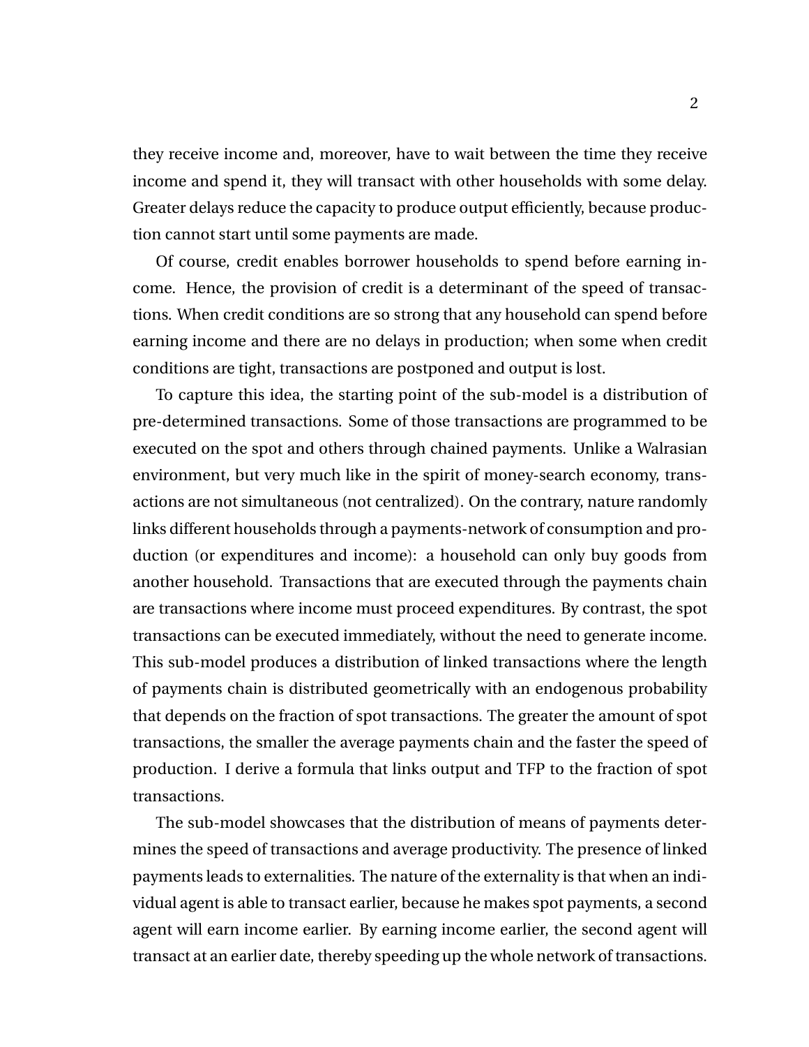they receive income and, moreover, have to wait between the time they receive income and spend it, they will transact with other households with some delay. Greater delays reduce the capacity to produce output efficiently, because production cannot start until some payments are made.

Of course, credit enables borrower households to spend before earning income. Hence, the provision of credit is a determinant of the speed of transactions. When credit conditions are so strong that any household can spend before earning income and there are no delays in production; when some when credit conditions are tight, transactions are postponed and output is lost.

To capture this idea, the starting point of the sub-model is a distribution of pre-determined transactions. Some of those transactions are programmed to be executed on the spot and others through chained payments. Unlike a Walrasian environment, but very much like in the spirit of money-search economy, transactions are not simultaneous (not centralized). On the contrary, nature randomly links different households through a payments-network of consumption and production (or expenditures and income): a household can only buy goods from another household. Transactions that are executed through the payments chain are transactions where income must proceed expenditures. By contrast, the spot transactions can be executed immediately, without the need to generate income. This sub-model produces a distribution of linked transactions where the length of payments chain is distributed geometrically with an endogenous probability that depends on the fraction of spot transactions. The greater the amount of spot transactions, the smaller the average payments chain and the faster the speed of production. I derive a formula that links output and TFP to the fraction of spot transactions.

The sub-model showcases that the distribution of means of payments determines the speed of transactions and average productivity. The presence of linked payments leads to externalities. The nature of the externality is that when an individual agent is able to transact earlier, because he makes spot payments, a second agent will earn income earlier. By earning income earlier, the second agent will transact at an earlier date, thereby speeding up the whole network of transactions.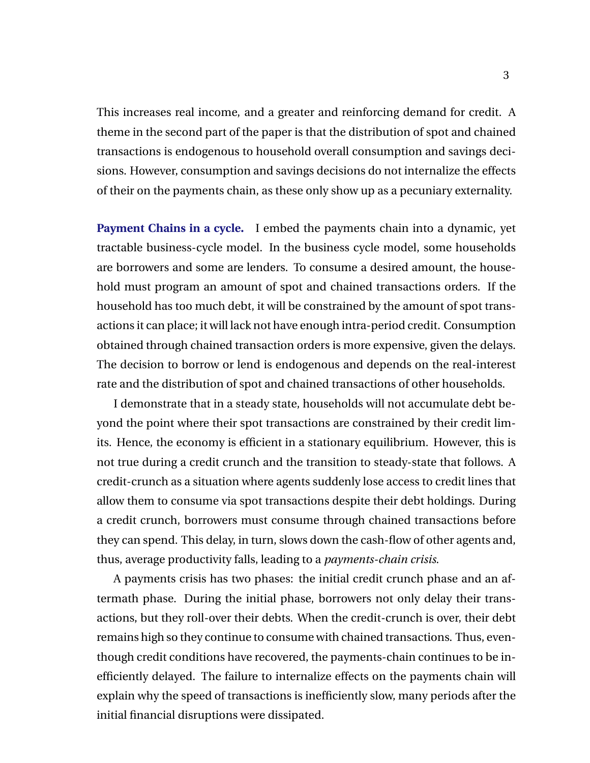This increases real income, and a greater and reinforcing demand for credit. A theme in the second part of the paper is that the distribution of spot and chained transactions is endogenous to household overall consumption and savings decisions. However, consumption and savings decisions do not internalize the effects of their on the payments chain, as these only show up as a pecuniary externality.

**Payment Chains in a cycle.** I embed the payments chain into a dynamic, yet tractable business-cycle model. In the business cycle model, some households are borrowers and some are lenders. To consume a desired amount, the household must program an amount of spot and chained transactions orders. If the household has too much debt, it will be constrained by the amount of spot transactions it can place; it will lack not have enough intra-period credit. Consumption obtained through chained transaction orders is more expensive, given the delays. The decision to borrow or lend is endogenous and depends on the real-interest rate and the distribution of spot and chained transactions of other households.

I demonstrate that in a steady state, households will not accumulate debt beyond the point where their spot transactions are constrained by their credit limits. Hence, the economy is efficient in a stationary equilibrium. However, this is not true during a credit crunch and the transition to steady-state that follows. A credit-crunch as a situation where agents suddenly lose access to credit lines that allow them to consume via spot transactions despite their debt holdings. During a credit crunch, borrowers must consume through chained transactions before they can spend. This delay, in turn, slows down the cash-flow of other agents and, thus, average productivity falls, leading to a *payments-chain crisis*.

A payments crisis has two phases: the initial credit crunch phase and an aftermath phase. During the initial phase, borrowers not only delay their transactions, but they roll-over their debts. When the credit-crunch is over, their debt remains high so they continue to consume with chained transactions. Thus, eventhough credit conditions have recovered, the payments-chain continues to be inefficiently delayed. The failure to internalize effects on the payments chain will explain why the speed of transactions is inefficiently slow, many periods after the initial financial disruptions were dissipated.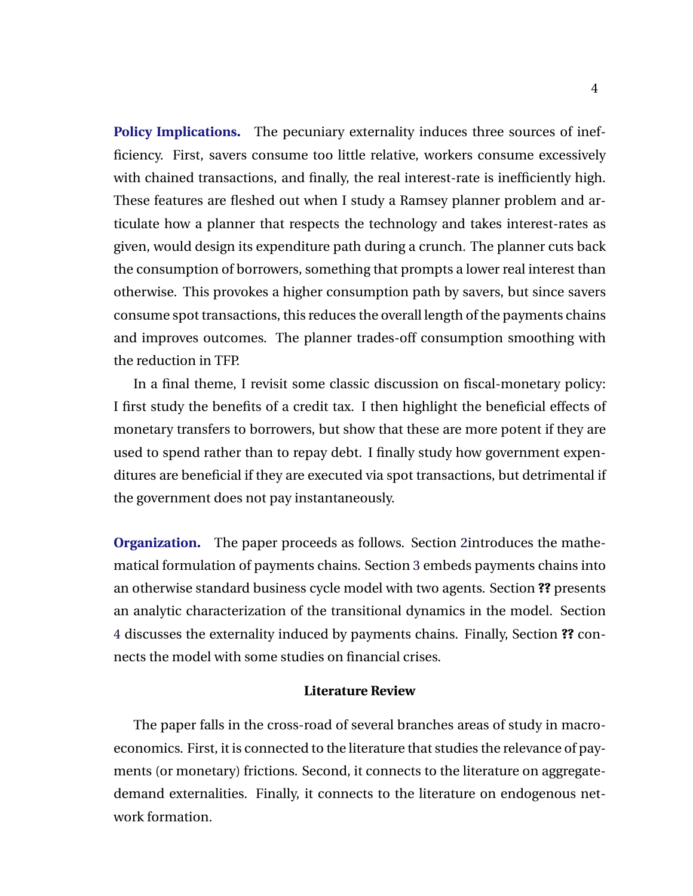**Policy Implications.** The pecuniary externality induces three sources of inefficiency. First, savers consume too little relative, workers consume excessively with chained transactions, and finally, the real interest-rate is inefficiently high. These features are fleshed out when I study a Ramsey planner problem and articulate how a planner that respects the technology and takes interest-rates as given, would design its expenditure path during a crunch. The planner cuts back the consumption of borrowers, something that prompts a lower real interest than otherwise. This provokes a higher consumption path by savers, but since savers consume spot transactions, this reduces the overall length of the payments chains and improves outcomes. The planner trades-off consumption smoothing with the reduction in TFP.

In a final theme, I revisit some classic discussion on fiscal-monetary policy: I first study the benefits of a credit tax. I then highlight the beneficial effects of monetary transfers to borrowers, but show that these are more potent if they are used to spend rather than to repay debt. I finally study how government expenditures are beneficial if they are executed via spot transactions, but detrimental if the government does not pay instantaneously.

**Organization.** The paper proceeds as follows. Section 2introduces the mathematical formulation of payments chains. Section 3 embeds payments chains into an otherwise standard business cycle model with two agents. Section **??** presents an analytic characterization of the transitional dynamics in the model. Section 4 discusses the externality induced by payments chains. Finally, Section **??** connects the model with some studies on financial crises.

### Literature Review

The paper falls in the cross-road of several branches areas of study in macroeconomics. First, it is connected to the literature that studies the relevance of payments (or monetary) frictions. Second, it connects to the literature on aggregate-demand externalities. Finally, it connects to the literature on endogenous network formation.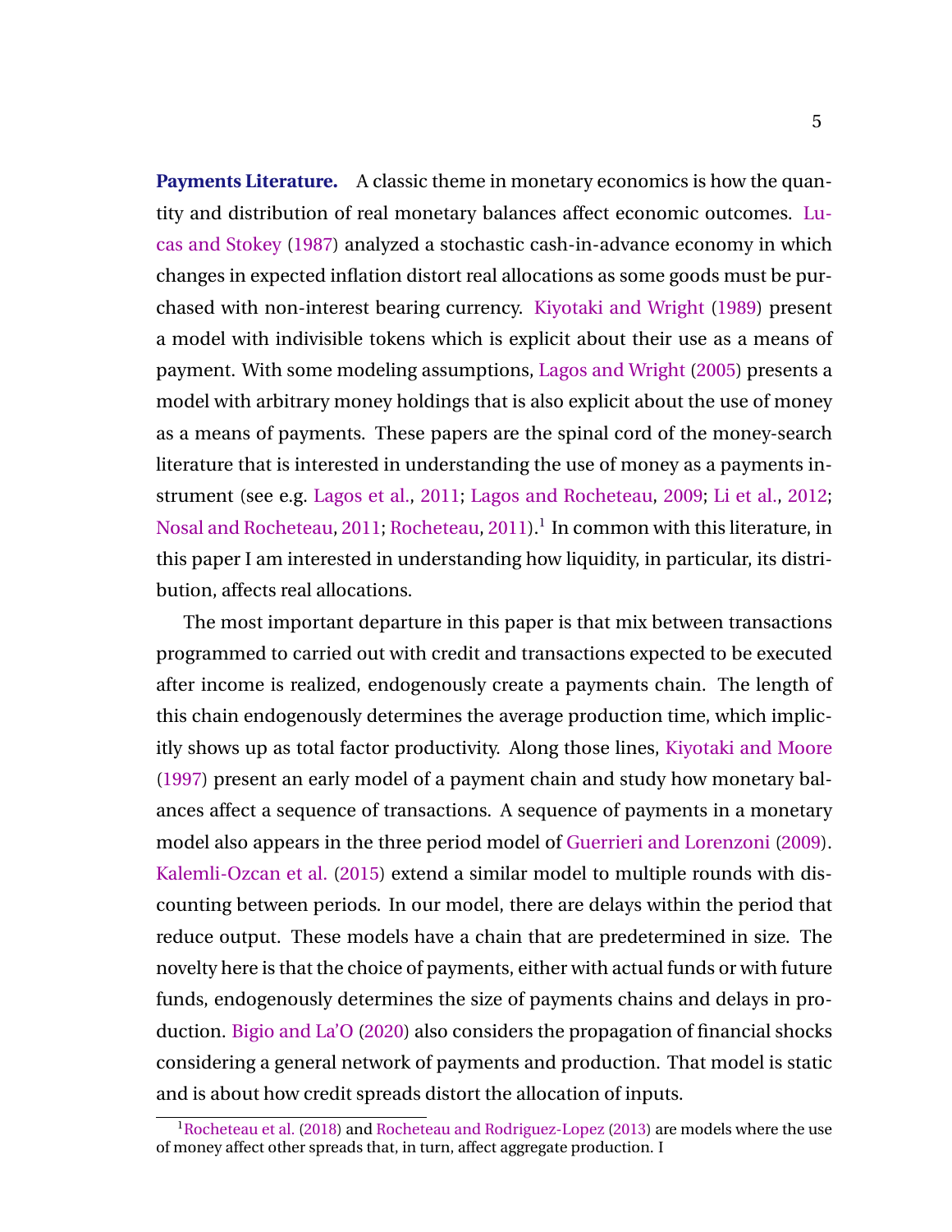**Payments Literature.** A classic theme in monetary economics is how the quantity and distribution of real monetary balances affect economic outcomes. Lucas and Stokey (1987) analyzed a stochastic cash-in-advance economy in which changes in expected inflation distort real allocations as some goods must be purchased with non-interest bearing currency. Kiyotaki and Wright (1989) present a model with indivisible tokens which is explicit about their use as a means of payment. With some modeling assumptions, Lagos and Wright (2005) presents a model with arbitrary money holdings that is also explicit about the use of money as a means of payments. These papers are the spinal cord of the money-search literature that is interested in understanding the use of money as a payments instrument (see e.g. Lagos et al., 2011; Lagos and Rocheteau, 2009; Li et al., 2012; Nosal and Rocheteau, 2011; Rocheteau, 2011).[1] In common with this literature, in this paper I am interested in understanding how liquidity, in particular, its distribution, affects real allocations.

The most important departure in this paper is that mix between transactions programmed to carried out with credit and transactions expected to be executed after income is realized, endogenously create a payments chain. The length of this chain endogenously determines the average production time, which implicitly shows up as total factor productivity. Along those lines, Kiyotaki and Moore (1997) present an early model of a payment chain and study how monetary balances affect a sequence of transactions. A sequence of payments in a monetary model also appears in the three period model of Guerrieri and Lorenzoni (2009). Kalemli-Ozcan et al. (2015) extend a similar model to multiple rounds with discounting between periods. In our model, there are delays within the period that reduce output. These models have a chain that are predetermined in size. The novelty here is that the choice of payments, either with actual funds or with future funds, endogenously determines the size of payments chains and delays in production. Bigio and La'O (2020) also considers the propagation of financial shocks considering a general network of payments and production. That model is static and is about how credit spreads distort the allocation of inputs.

[1] Rocheteau et al. (2018) and Rocheteau and Rodriguez-Lopez (2013) are models where the use of money affect other spreads that, in turn, affect aggregate production. I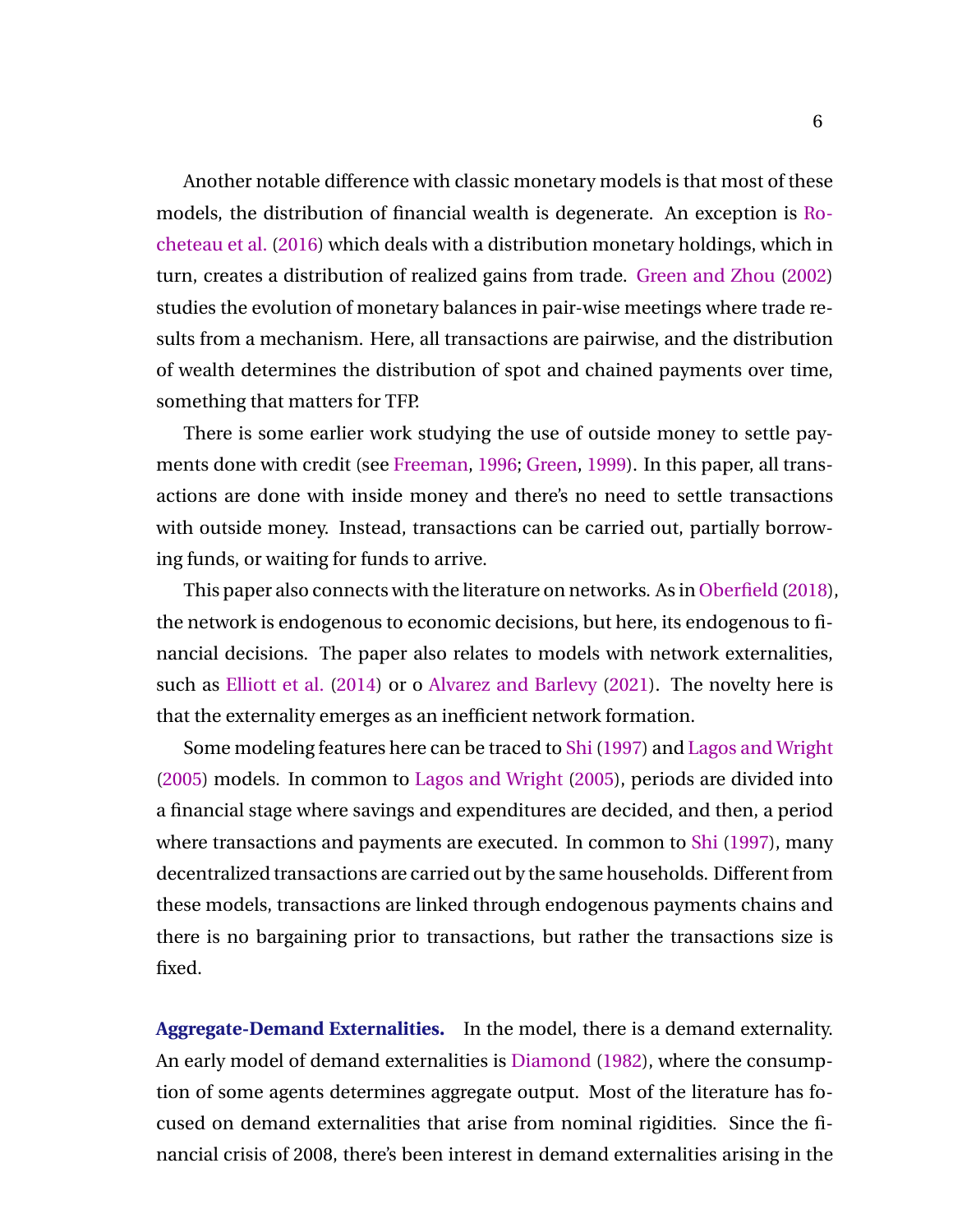Another notable difference with classic monetary models is that most of these models, the distribution of financial wealth is degenerate. An exception is Rocheteau et al. (2016) which deals with a distribution monetary holdings, which in turn, creates a distribution of realized gains from trade. Green and Zhou (2002) studies the evolution of monetary balances in pair-wise meetings where trade results from a mechanism. Here, all transactions are pairwise, and the distribution of wealth determines the distribution of spot and chained payments over time, something that matters for TFP.

There is some earlier work studying the use of outside money to settle payments done with credit (see Freeman, 1996; Green, 1999). In this paper, all transactions are done with inside money and there's no need to settle transactions with outside money. Instead, transactions can be carried out, partially borrowing funds, or waiting for funds to arrive.

This paper also connects with the literature on networks. As in Oberfield (2018), the network is endogenous to economic decisions, but here, its endogenous to financial decisions. The paper also relates to models with network externalities, such as Elliott et al. (2014) or o Alvarez and Barlevy (2021). The novelty here is that the externality emerges as an inefficient network formation.

Some modeling features here can be traced to Shi (1997) and Lagos and Wright (2005) models. In common to Lagos and Wright (2005), periods are divided into a financial stage where savings and expenditures are decided, and then, a period where transactions and payments are executed. In common to Shi (1997), many decentralized transactions are carried out by the same households. Different from these models, transactions are linked through endogenous payments chains and there is no bargaining prior to transactions, but rather the transactions size is fixed.

**Aggregate-Demand Externalities.** In the model, there is a demand externality. An early model of demand externalities is Diamond (1982), where the consumption of some agents determines aggregate output. Most of the literature has focused on demand externalities that arise from nominal rigidities. Since the financial crisis of 2008, there's been interest in demand externalities arising in the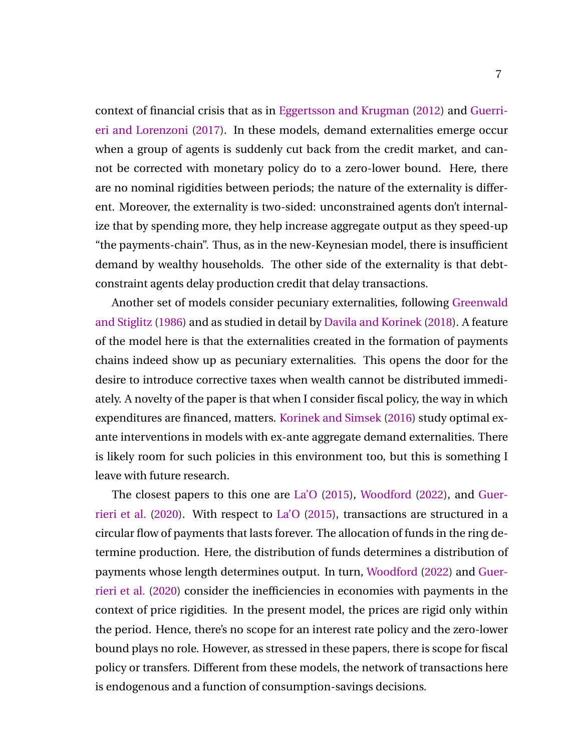context of financial crisis that as in Eggertsson and Krugman (2012) and Guerrieri and Lorenzoni (2017). In these models, demand externalities emerge occur when a group of agents is suddenly cut back from the credit market, and cannot be corrected with monetary policy do to a zero-lower bound. Here, there are no nominal rigidities between periods; the nature of the externality is different. Moreover, the externality is two-sided: unconstrained agents don't internalize that by spending more, they help increase aggregate output as they speed-up "the payments-chain". Thus, as in the new-Keynesian model, there is insufficient demand by wealthy households. The other side of the externality is that debt-constraint agents delay production credit that delay transactions.

Another set of models consider pecuniary externalities, following Greenwald and Stiglitz (1986) and as studied in detail by Davila and Korinek (2018). A feature of the model here is that the externalities created in the formation of payments chains indeed show up as pecuniary externalities. This opens the door for the desire to introduce corrective taxes when wealth cannot be distributed immediately. A novelty of the paper is that when I consider fiscal policy, the way in which expenditures are financed, matters. Korinek and Simsek (2016) study optimal ex-ante interventions in models with ex-ante aggregate demand externalities. There is likely room for such policies in this environment too, but this is something I leave with future research.

The closest papers to this one are La'O (2015), Woodford (2022), and Guerrieri et al. (2020). With respect to La'O (2015), transactions are structured in a circular flow of payments that lasts forever. The allocation of funds in the ring determine production. Here, the distribution of funds determines a distribution of payments whose length determines output. In turn, Woodford (2022) and Guerrieri et al. (2020) consider the inefficiencies in economies with payments in the context of price rigidities. In the present model, the prices are rigid only within the period. Hence, there's no scope for an interest rate policy and the zero-lower bound plays no role. However, as stressed in these papers, there is scope for fiscal policy or transfers. Different from these models, the network of transactions here is endogenous and a function of consumption-savings decisions.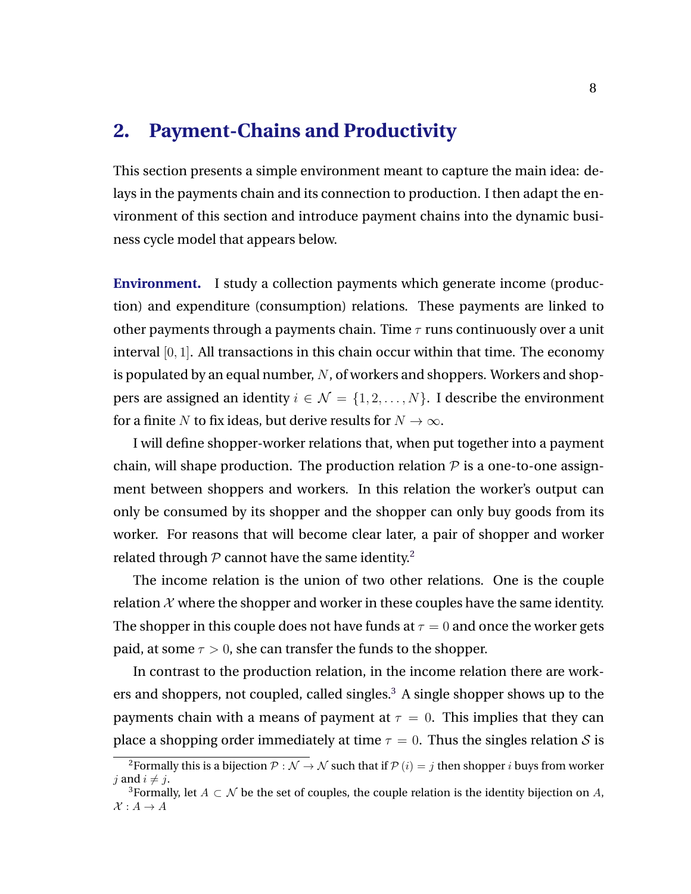## 2. Payment-Chains and Productivity

This section presents a simple environment meant to capture the main idea: delays in the payments chain and its connection to production. I then adapt the environment of this section and introduce payment chains into the dynamic business cycle model that appears below.

**Environment.** I study a collection payments which generate income (production) and expenditure (consumption) relations. These payments are linked to other payments through a payments chain. Time $\tau$ runs continuously over a unit interval $[0, 1]$. All transactions in this chain occur within that time. The economy is populated by an equal number, $N$, of workers and shoppers. Workers and shoppers are assigned an identity $i \in \mathcal{N} = \{1, 2, \ldots, N\}$. I describe the environment for a finite $N$ to fix ideas, but derive results for $N \to \infty$.

I will define shopper-worker relations that, when put together into a payment chain, will shape production. The production relation $\mathcal{P}$ is a one-to-one assignment between shoppers and workers. In this relation the worker's output can only be consumed by its shopper and the shopper can only buy goods from its worker. For reasons that will become clear later, a pair of shopper and worker related through $\mathcal{P}$ cannot have the same identity.[2]

The income relation is the union of two other relations. One is the couple relation $\mathcal{X}$ where the shopper and worker in these couples have the same identity. The shopper in this couple does not have funds at $\tau = 0$ and once the worker gets paid, at some $\tau > 0$, she can transfer the funds to the shopper.

In contrast to the production relation, in the income relation there are workers and shoppers, not coupled, called singles.[3] A single shopper shows up to the payments chain with a means of payment at $\tau = 0$. This implies that they can place a shopping order immediately at time $\tau = 0$. Thus the singles relation $\mathcal{S}$ is

[2] Formally this is a bijection $\mathcal{P} : \mathcal{N} \to \mathcal{N}$ such that if $\mathcal{P}(i) = j$ then shopper $i$ buys from worker $j$ and $i \neq j$.

[3] Formally, let $A \subset \mathcal{N}$ be the set of couples, the couple relation is the identity bijection on $A$, $\mathcal{X} : A \to A$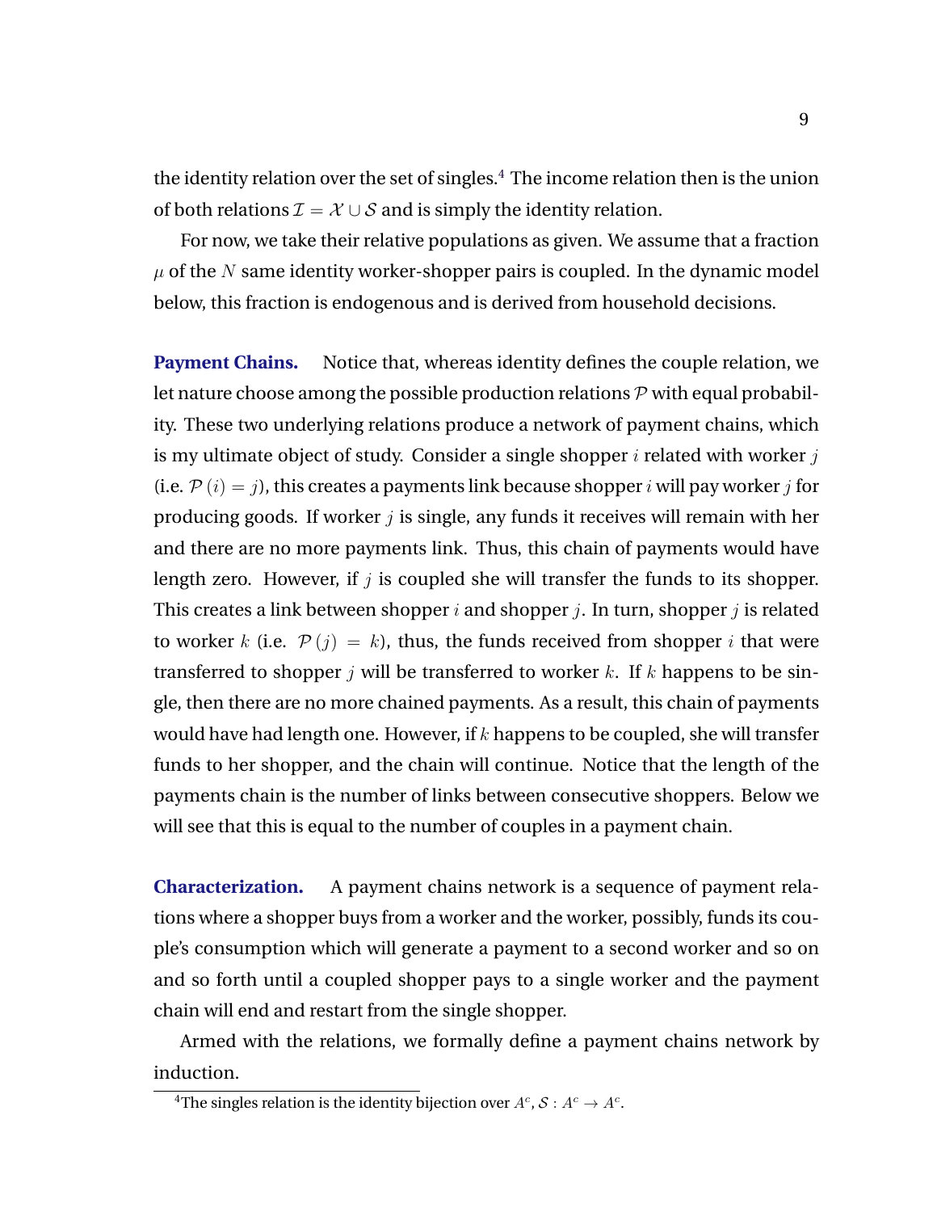the identity relation over the set of singles.[4] The income relation then is the union of both relations $\mathcal{I} = \mathcal{X} \cup \mathcal{S}$ and is simply the identity relation.

For now, we take their relative populations as given. We assume that a fraction $\mu$ of the $N$ same identity worker-shopper pairs is coupled. In the dynamic model below, this fraction is endogenous and is derived from household decisions.

**Payment Chains.** Notice that, whereas identity defines the couple relation, we let nature choose among the possible production relations $\mathcal{P}$ with equal probability. These two underlying relations produce a network of payment chains, which is my ultimate object of study. Consider a single shopper $i$ related with worker $j$ (i.e. $\mathcal{P}(i) = j$), this creates a payments link because shopper $i$ will pay worker $j$ for producing goods. If worker $j$ is single, any funds it receives will remain with her and there are no more payments link. Thus, this chain of payments would have length zero. However, if $j$ is coupled she will transfer the funds to its shopper. This creates a link between shopper $i$ and shopper $j$. In turn, shopper $j$ is related to worker $k$ (i.e. $\mathcal{P}(j) = k$), thus, the funds received from shopper $i$ that were transferred to shopper $j$ will be transferred to worker $k$. If $k$ happens to be single, then there are no more chained payments. As a result, this chain of payments would have had length one. However, if $k$ happens to be coupled, she will transfer funds to her shopper, and the chain will continue. Notice that the length of the payments chain is the number of links between consecutive shoppers. Below we will see that this is equal to the number of couples in a payment chain.

**Characterization.** A payment chains network is a sequence of payment relations where a shopper buys from a worker and the worker, possibly, funds its couple's consumption which will generate a payment to a second worker and so on and so forth until a coupled shopper pays to a single worker and the payment chain will end and restart from the single shopper.

Armed with the relations, we formally define a payment chains network by induction.

[4] The singles relation is the identity bijection over $A^c$, $\mathcal{S} : A^c \to A^c$.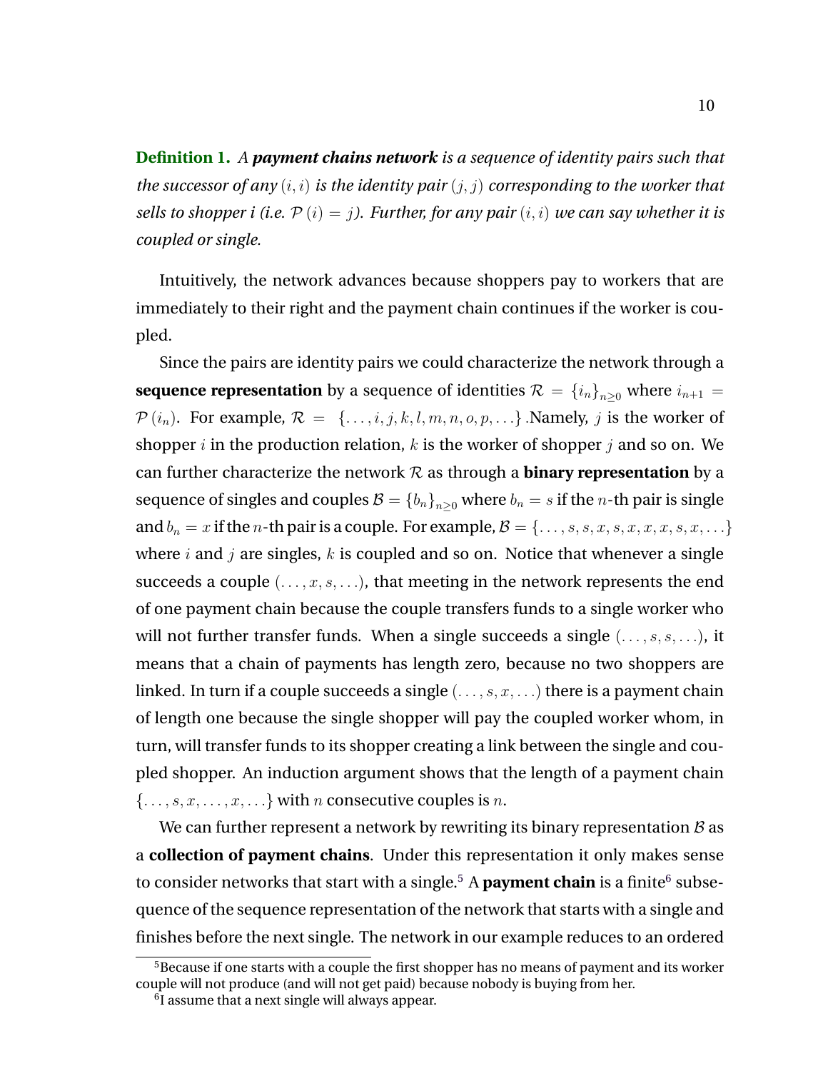**Definition 1.** *A **payment chains network** is a sequence of identity pairs such that the successor of any $(i,i)$ is the identity pair $(j,j)$ corresponding to the worker that sells to shopper i (i.e. $\mathcal{P}(i) = j$). Further, for any pair $(i,i)$ we can say whether it is coupled or single.*

Intuitively, the network advances because shoppers pay to workers that are immediately to their right and the payment chain continues if the worker is coupled.

Since the pairs are identity pairs we could characterize the network through a **sequence representation** by a sequence of identities $\mathcal{R} = \{i_n\}_{n\geq 0}$ where $i_{n+1} = \mathcal{P}(i_n)$. For example, $\mathcal{R} = \{\ldots, i, j, k, l, m, n, o, p, \ldots\}$ .Namely, $j$ is the worker of shopper $i$ in the production relation, $k$ is the worker of shopper $j$ and so on. We can further characterize the network $\mathcal{R}$ as through a **binary representation** by a sequence of singles and couples $\mathcal{B} = \{b_n\}_{n\geq 0}$ where $b_n = s$ if the $n$-th pair is single and $b_n = x$ if the $n$-th pair is a couple. For example, $\mathcal{B} = \{\ldots, s, s, x, s, x, x, x, s, x, \ldots\}$ where $i$ and $j$ are singles, $k$ is coupled and so on. Notice that whenever a single succeeds a couple $(\ldots, x, s, \ldots)$, that meeting in the network represents the end of one payment chain because the couple transfers funds to a single worker who will not further transfer funds. When a single succeeds a single $(\ldots, s, s, \ldots)$, it means that a chain of payments has length zero, because no two shoppers are linked. In turn if a couple succeeds a single $(\ldots, s, x, \ldots)$ there is a payment chain of length one because the single shopper will pay the coupled worker whom, in turn, will transfer funds to its shopper creating a link between the single and coupled shopper. An induction argument shows that the length of a payment chain $\{\ldots, s, x, \ldots, x, \ldots\}$ with $n$ consecutive couples is $n$.

We can further represent a network by rewriting its binary representation $\mathcal{B}$ as a **collection of payment chains**. Under this representation it only makes sense to consider networks that start with a single.[5] A **payment chain** is a finite[6] subsequence of the sequence representation of the network that starts with a single and finishes before the next single. The network in our example reduces to an ordered

[5]Because if one starts with a couple the first shopper has no means of payment and its worker couple will not produce (and will not get paid) because nobody is buying from her.

[6]I assume that a next single will always appear.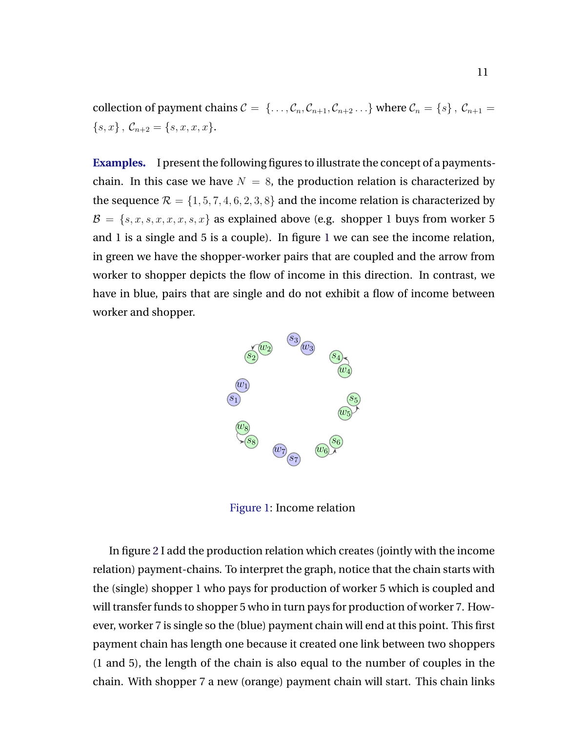collection of payment chains $\mathcal{C} = \{\ldots, \mathcal{C}_n, \mathcal{C}_{n+1}, \mathcal{C}_{n+2} \ldots\}$ where $\mathcal{C}_n = \{s\}$, $\mathcal{C}_{n+1} = \{s, x\}$, $\mathcal{C}_{n+2} = \{s, x, x, x\}$.

**Examples.** I present the following figures to illustrate the concept of a payments-chain. In this case we have $N = 8$, the production relation is characterized by the sequence $\mathcal{R} = \{1, 5, 7, 4, 6, 2, 3, 8\}$ and the income relation is characterized by $\mathcal{B} = \{s, x, s, x, x, x, s, x\}$ as explained above (e.g. shopper 1 buys from worker 5 and 1 is a single and 5 is a couple). In figure 1 we can see the income relation, in green we have the shopper-worker pairs that are coupled and the arrow from worker to shopper depicts the flow of income in this direction. In contrast, we have in blue, pairs that are single and do not exhibit a flow of income between worker and shopper.

Figure 1: Income relation

In figure 2 I add the production relation which creates (jointly with the income relation) payment-chains. To interpret the graph, notice that the chain starts with the (single) shopper 1 who pays for production of worker 5 which is coupled and will transfer funds to shopper 5 who in turn pays for production of worker 7. However, worker 7 is single so the (blue) payment chain will end at this point. This first payment chain has length one because it created one link between two shoppers (1 and 5), the length of the chain is also equal to the number of couples in the chain. With shopper 7 a new (orange) payment chain will start. This chain links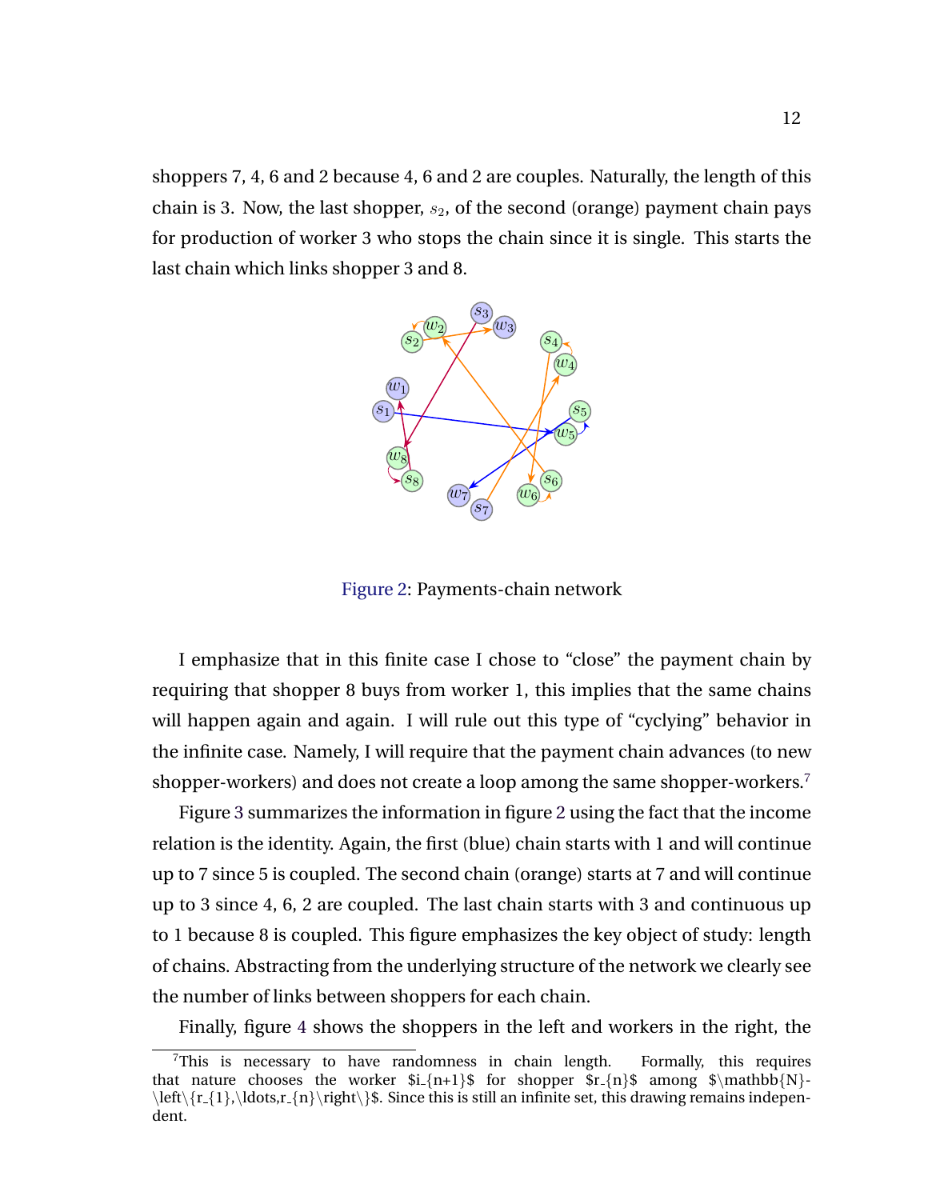shoppers 7, 4, 6 and 2 because 4, 6 and 2 are couples. Naturally, the length of this chain is 3. Now, the last shopper, $s_2$, of the second (orange) payment chain pays for production of worker 3 who stops the chain since it is single. This starts the last chain which links shopper 3 and 8.

Figure 2: Payments-chain network

I emphasize that in this finite case I chose to "close" the payment chain by requiring that shopper 8 buys from worker 1, this implies that the same chains will happen again and again. I will rule out this type of "cyclying" behavior in the infinite case. Namely, I will require that the payment chain advances (to new shopper-workers) and does not create a loop among the same shopper-workers.[7]

Figure 3 summarizes the information in figure 2 using the fact that the income relation is the identity. Again, the first (blue) chain starts with 1 and will continue up to 7 since 5 is coupled. The second chain (orange) starts at 7 and will continue up to 3 since 4, 6, 2 are coupled. The last chain starts with 3 and continuous up to 1 because 8 is coupled. This figure emphasizes the key object of study: length of chains. Abstracting from the underlying structure of the network we clearly see the number of links between shoppers for each chain.

Finally, figure 4 shows the shoppers in the left and workers in the right, the

[7] This is necessary to have randomness in chain length. Formally, this requires that nature chooses the worker $i_{n+1}$ for shopper $r_{n}$ among $\mathbb{N}-\left\{r_{1},\ldots,r_{n}\right\}$. Since this is still an infinite set, this drawing remains independent.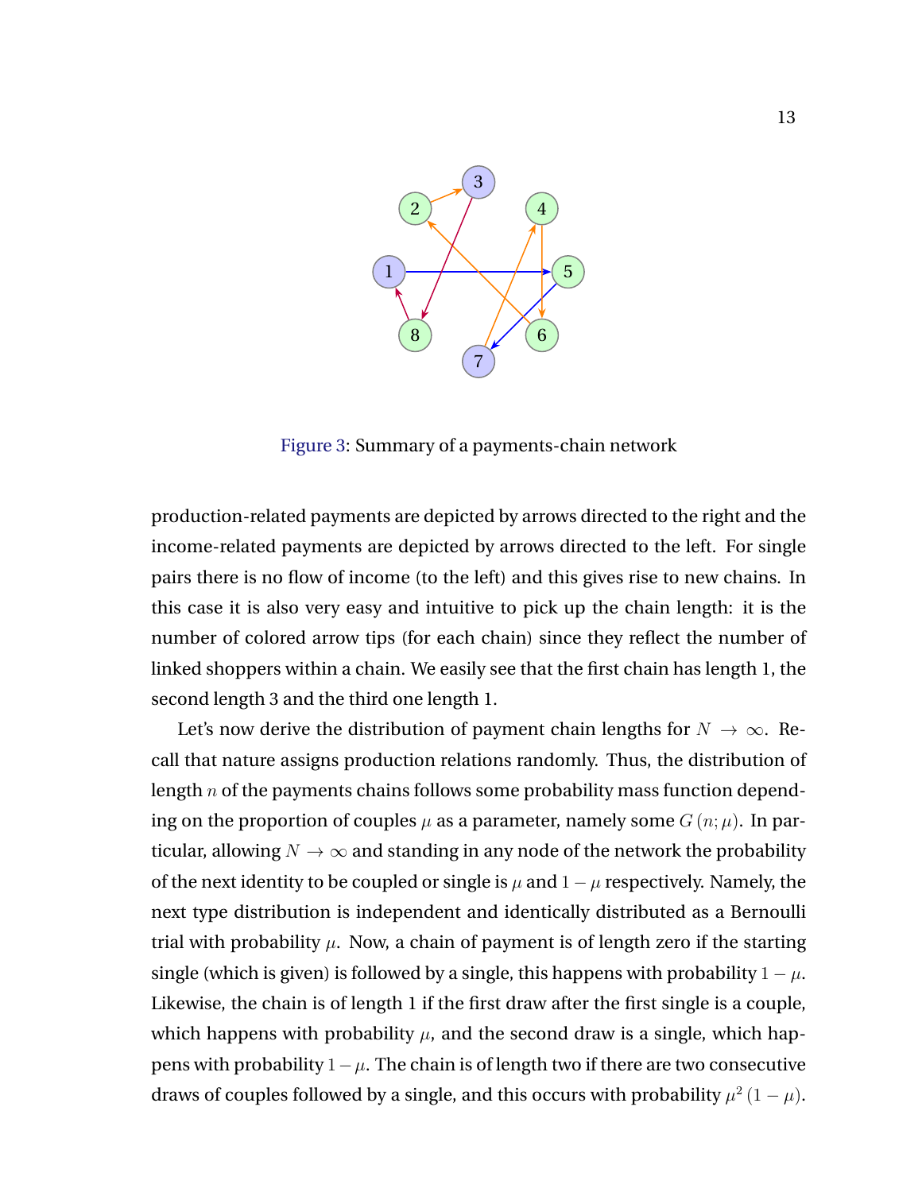Figure 3: Summary of a payments-chain network

production-related payments are depicted by arrows directed to the right and the income-related payments are depicted by arrows directed to the left. For single pairs there is no flow of income (to the left) and this gives rise to new chains. In this case it is also very easy and intuitive to pick up the chain length: it is the number of colored arrow tips (for each chain) since they reflect the number of linked shoppers within a chain. We easily see that the first chain has length 1, the second length 3 and the third one length 1.

Let's now derive the distribution of payment chain lengths for $N \to \infty$. Recall that nature assigns production relations randomly. Thus, the distribution of length $n$ of the payments chains follows some probability mass function depending on the proportion of couples $\mu$ as a parameter, namely some $G(n;\mu)$. In particular, allowing $N \to \infty$ and standing in any node of the network the probability of the next identity to be coupled or single is $\mu$ and $1-\mu$ respectively. Namely, the next type distribution is independent and identically distributed as a Bernoulli trial with probability $\mu$. Now, a chain of payment is of length zero if the starting single (which is given) is followed by a single, this happens with probability $1-\mu$. Likewise, the chain is of length 1 if the first draw after the first single is a couple, which happens with probability $\mu$, and the second draw is a single, which happens with probability $1-\mu$. The chain is of length two if there are two consecutive draws of couples followed by a single, and this occurs with probability $\mu^2(1-\mu)$.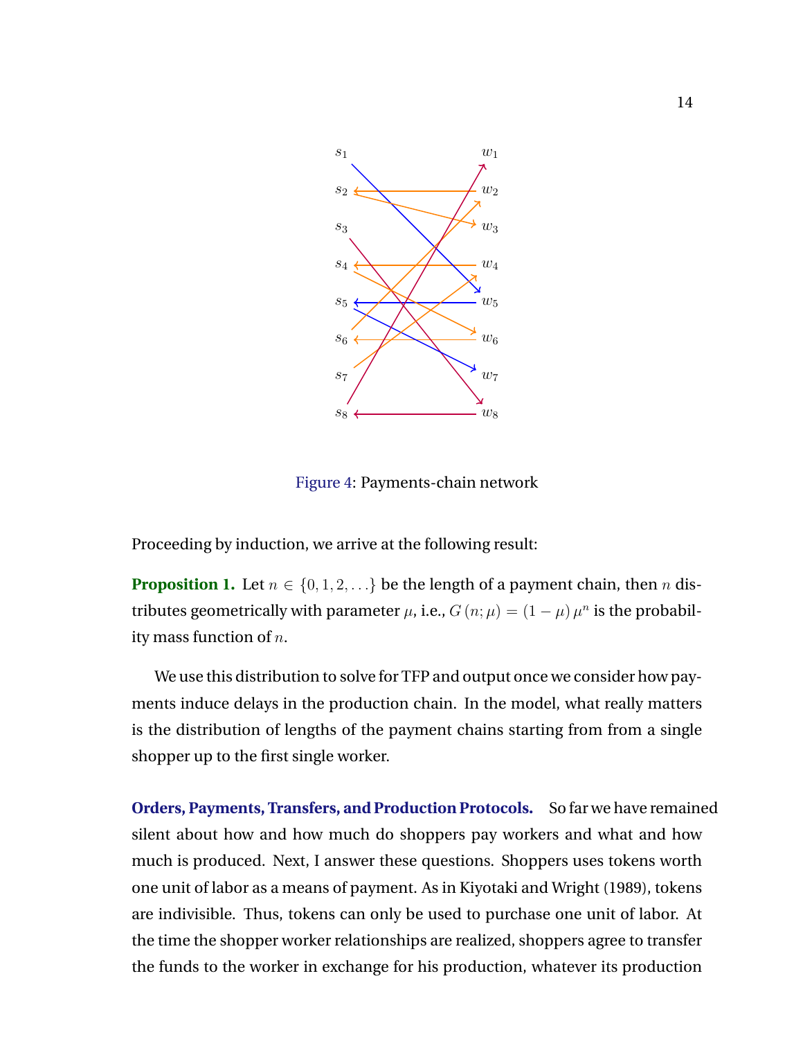Figure 4: Payments-chain network

Proceeding by induction, we arrive at the following result:

**Proposition 1.** Let $n \in \{0, 1, 2, \ldots\}$ be the length of a payment chain, then $n$ distributes geometrically with parameter $\mu$, i.e., $G(n; \mu) = (1 - \mu)\mu^n$ is the probability mass function of $n$.

We use this distribution to solve for TFP and output once we consider how payments induce delays in the production chain. In the model, what really matters is the distribution of lengths of the payment chains starting from from a single shopper up to the first single worker.

**Orders, Payments, Transfers, and Production Protocols.** So far we have remained silent about how and how much do shoppers pay workers and what and how much is produced. Next, I answer these questions. Shoppers uses tokens worth one unit of labor as a means of payment. As in Kiyotaki and Wright (1989), tokens are indivisible. Thus, tokens can only be used to purchase one unit of labor. At the time the shopper worker relationships are realized, shoppers agree to transfer the funds to the worker in exchange for his production, whatever its production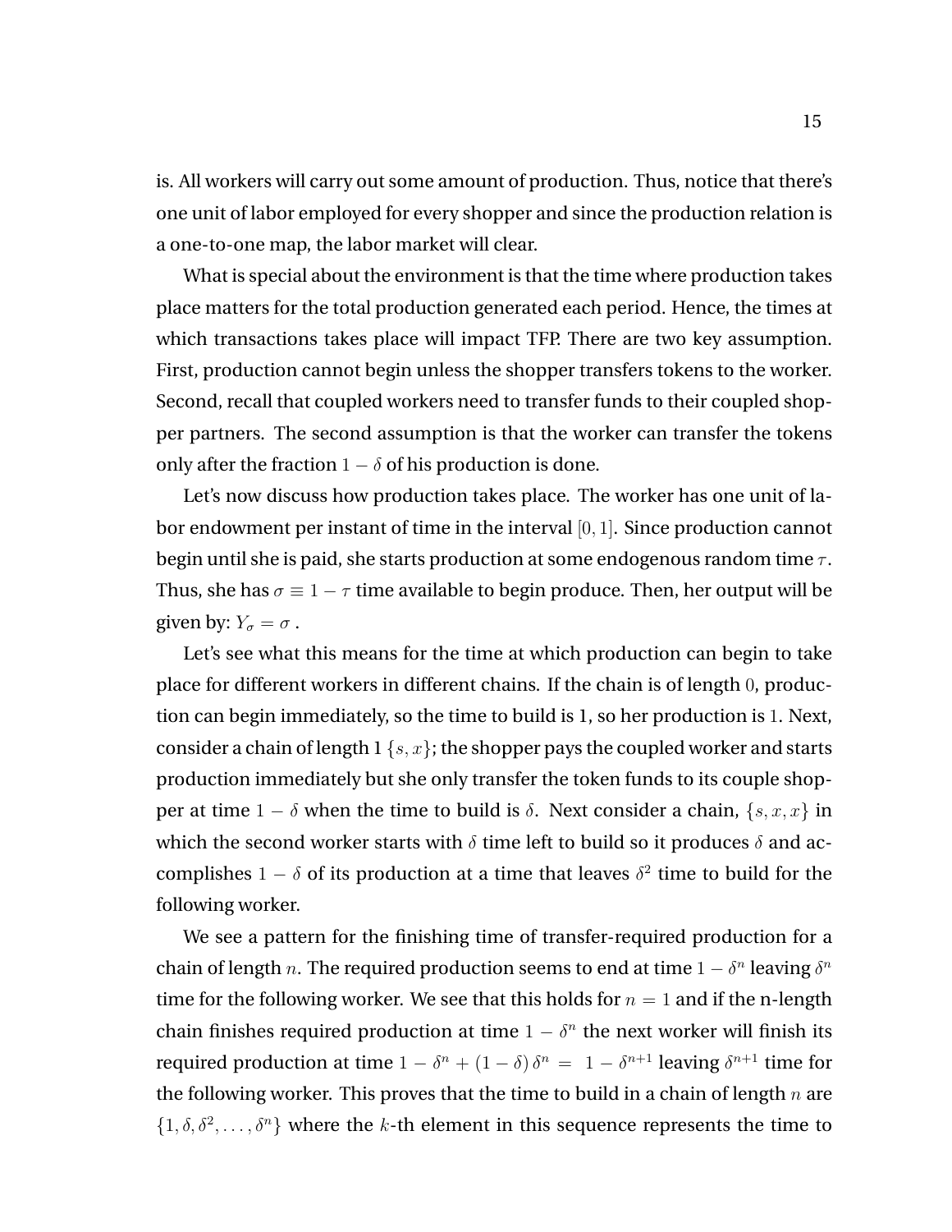is. All workers will carry out some amount of production. Thus, notice that there's one unit of labor employed for every shopper and since the production relation is a one-to-one map, the labor market will clear.

What is special about the environment is that the time where production takes place matters for the total production generated each period. Hence, the times at which transactions takes place will impact TFP. There are two key assumption. First, production cannot begin unless the shopper transfers tokens to the worker. Second, recall that coupled workers need to transfer funds to their coupled shopper partners. The second assumption is that the worker can transfer the tokens only after the fraction $1-\delta$ of his production is done.

Let's now discuss how production takes place. The worker has one unit of labor endowment per instant of time in the interval $[0,1]$. Since production cannot begin until she is paid, she starts production at some endogenous random time $\tau$. Thus, she has $\sigma \equiv 1-\tau$ time available to begin produce. Then, her output will be given by: $Y_{\sigma} = \sigma$ .

Let's see what this means for the time at which production can begin to take place for different workers in different chains. If the chain is of length $0$, production can begin immediately, so the time to build is 1, so her production is $1$. Next, consider a chain of length 1 $\{s, x\}$; the shopper pays the coupled worker and starts production immediately but she only transfer the token funds to its couple shopper at time $1-\delta$ when the time to build is $\delta$. Next consider a chain, $\{s, x, x\}$ in which the second worker starts with $\delta$ time left to build so it produces $\delta$ and accomplishes $1-\delta$ of its production at a time that leaves $\delta^2$ time to build for the following worker.

We see a pattern for the finishing time of transfer-required production for a chain of length $n$. The required production seems to end at time $1-\delta^n$ leaving $\delta^n$ time for the following worker. We see that this holds for $n=1$ and if the n-length chain finishes required production at time $1-\delta^n$ the next worker will finish its required production at time $1-\delta^n+(1-\delta)\,\delta^n = 1-\delta^{n+1}$ leaving $\delta^{n+1}$ time for the following worker. This proves that the time to build in a chain of length $n$ are $\{1, \delta, \delta^2, \ldots, \delta^n\}$ where the $k$-th element in this sequence represents the time to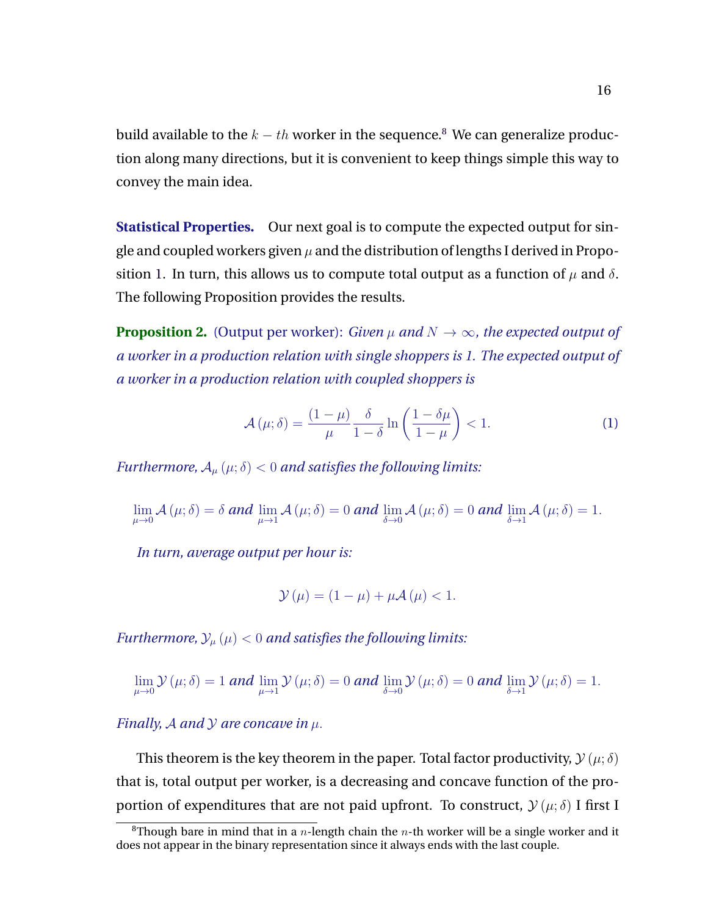build available to the $k-th$ worker in the sequence.[8] We can generalize production along many directions, but it is convenient to keep things simple this way to convey the main idea.

**Statistical Properties.** Our next goal is to compute the expected output for single and coupled workers given $\mu$ and the distribution of lengths I derived in Proposition 1. In turn, this allows us to compute total output as a function of $\mu$ and $\delta$. The following Proposition provides the results.

**Proposition 2.** (Output per worker): *Given $\mu$ and $N \to \infty$, the expected output of a worker in a production relation with single shoppers is 1. The expected output of a worker in a production relation with coupled shoppers is*

$$\mathcal{A}(\mu;\delta) = \frac{(1-\mu)}{\mu}\frac{\delta}{1-\delta}\ln\left(\frac{1-\delta\mu}{1-\mu}\right) < 1. \tag{1}$$

*Furthermore, $\mathcal{A}_{\mu}(\mu;\delta) < 0$ and satisfies the following limits:*

$$\lim_{\mu\to 0}\mathcal{A}(\mu;\delta) = \delta \textit{ and } \lim_{\mu\to 1}\mathcal{A}(\mu;\delta) = 0 \textit{ and } \lim_{\delta\to 0}\mathcal{A}(\mu;\delta) = 0 \textit{ and } \lim_{\delta\to 1}\mathcal{A}(\mu;\delta) = 1.$$

*In turn, average output per hour is:*

$$\mathcal{Y}(\mu) = (1-\mu) + \mu\mathcal{A}(\mu) < 1.$$

*Furthermore, $\mathcal{Y}_{\mu}(\mu) < 0$ and satisfies the following limits:*

$$\lim_{\mu\to 0}\mathcal{Y}(\mu;\delta) = 1 \textit{ and } \lim_{\mu\to 1}\mathcal{Y}(\mu;\delta) = 0 \textit{ and } \lim_{\delta\to 0}\mathcal{Y}(\mu;\delta) = 0 \textit{ and } \lim_{\delta\to 1}\mathcal{Y}(\mu;\delta) = 1.$$

*Finally, $\mathcal{A}$ and $\mathcal{Y}$ are concave in $\mu$.*

This theorem is the key theorem in the paper. Total factor productivity, $\mathcal{Y}(\mu;\delta)$ that is, total output per worker, is a decreasing and concave function of the proportion of expenditures that are not paid upfront. To construct, $\mathcal{Y}(\mu;\delta)$ I first I

[8] Though bare in mind that in a $n$-length chain the $n$-th worker will be a single worker and it does not appear in the binary representation since it always ends with the last couple.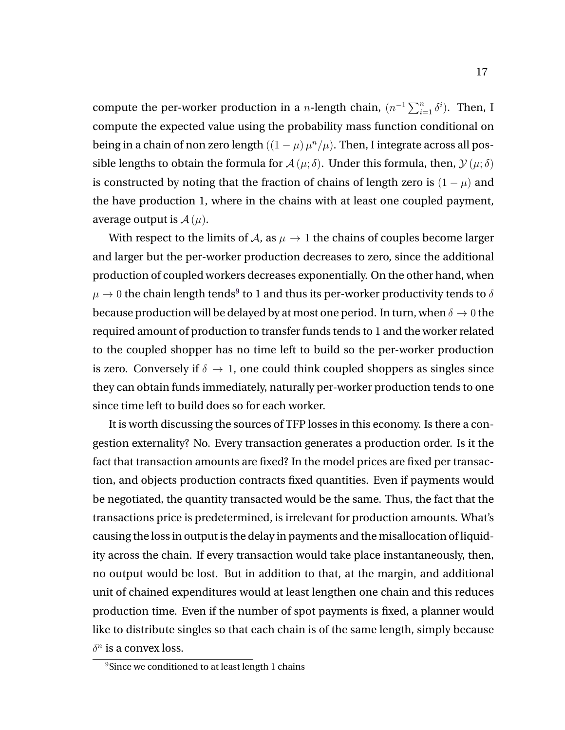compute the per-worker production in a $n$-length chain, $(n^{-1}\sum_{i=1}^{n}\delta^{i})$. Then, I compute the expected value using the probability mass function conditional on being in a chain of non zero length $((1-\mu)\,\mu^{n}/\mu)$. Then, I integrate across all possible lengths to obtain the formula for $\mathcal{A}\,(\mu;\delta)$. Under this formula, then, $\mathcal{Y}\,(\mu;\delta)$ is constructed by noting that the fraction of chains of length zero is $(1-\mu)$ and the have production 1, where in the chains with at least one coupled payment, average output is $\mathcal{A}\,(\mu)$.

With respect to the limits of $\mathcal{A}$, as $\mu \to 1$ the chains of couples become larger and larger but the per-worker production decreases to zero, since the additional production of coupled workers decreases exponentially. On the other hand, when $\mu \to 0$ the chain length tends[9] to 1 and thus its per-worker productivity tends to $\delta$ because production will be delayed by at most one period. In turn, when $\delta \to 0$ the required amount of production to transfer funds tends to 1 and the worker related to the coupled shopper has no time left to build so the per-worker production is zero. Conversely if $\delta \to 1$, one could think coupled shoppers as singles since they can obtain funds immediately, naturally per-worker production tends to one since time left to build does so for each worker.

It is worth discussing the sources of TFP losses in this economy. Is there a congestion externality? No. Every transaction generates a production order. Is it the fact that transaction amounts are fixed? In the model prices are fixed per transaction, and objects production contracts fixed quantities. Even if payments would be negotiated, the quantity transacted would be the same. Thus, the fact that the transactions price is predetermined, is irrelevant for production amounts. What's causing the loss in output is the delay in payments and the misallocation of liquidity across the chain. If every transaction would take place instantaneously, then, no output would be lost. But in addition to that, at the margin, and additional unit of chained expenditures would at least lengthen one chain and this reduces production time. Even if the number of spot payments is fixed, a planner would like to distribute singles so that each chain is of the same length, simply because $\delta^{n}$ is a convex loss.

[9] Since we conditioned to at least length 1 chains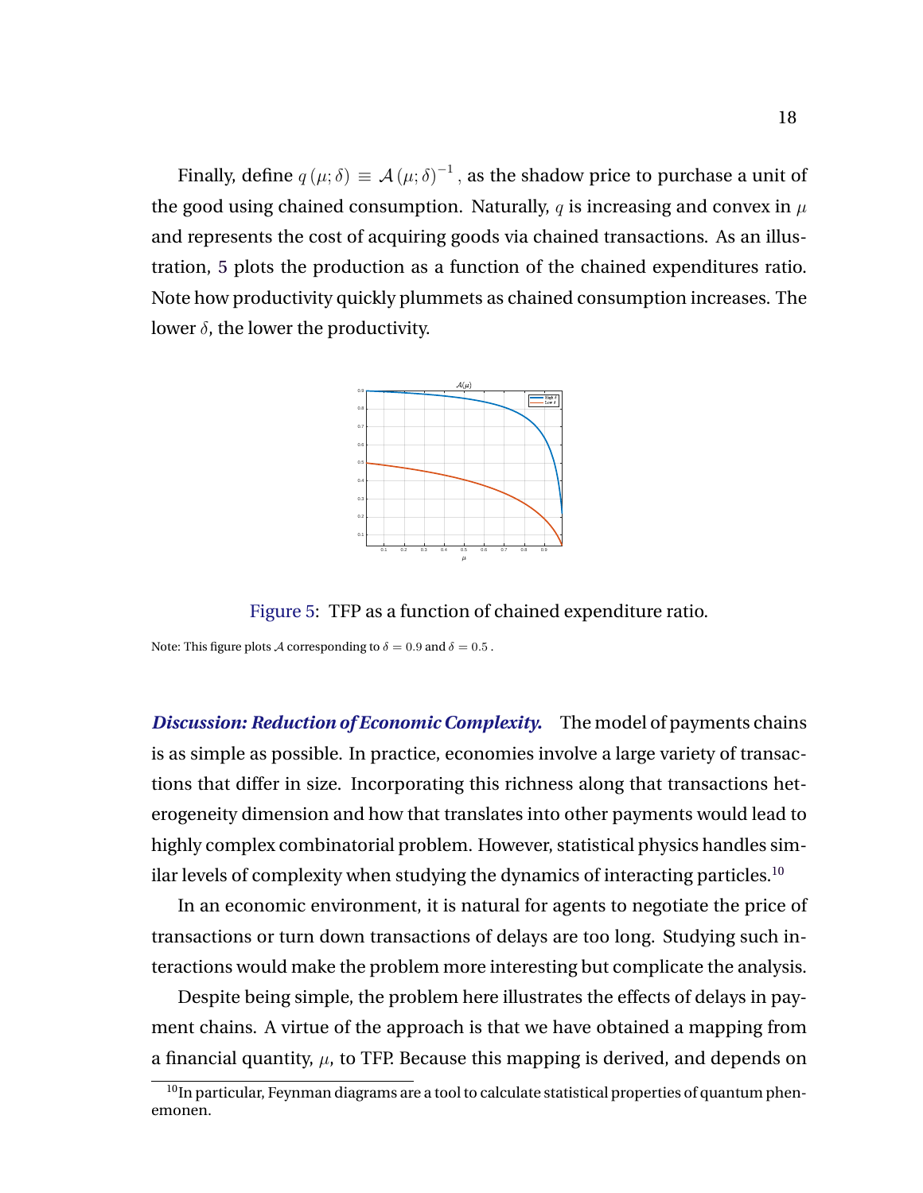Finally, define $q(\mu;\delta) \equiv \mathcal{A}(\mu;\delta)^{-1}$, as the shadow price to purchase a unit of the good using chained consumption. Naturally, $q$ is increasing and convex in $\mu$ and represents the cost of acquiring goods via chained transactions. As an illustration, 5 plots the production as a function of the chained expenditures ratio. Note how productivity quickly plummets as chained consumption increases. The lower $\delta$, the lower the productivity.

Figure 5: TFP as a function of chained expenditure ratio.

Note: This figure plots $\mathcal{A}$ corresponding to $\delta = 0.9$ and $\delta = 0.5$ .

***Discussion: Reduction of Economic Complexity.*** The model of payments chains is as simple as possible. In practice, economies involve a large variety of transactions that differ in size. Incorporating this richness along that transactions heterogeneity dimension and how that translates into other payments would lead to highly complex combinatorial problem. However, statistical physics handles similar levels of complexity when studying the dynamics of interacting particles.[10]

In an economic environment, it is natural for agents to negotiate the price of transactions or turn down transactions of delays are too long. Studying such interactions would make the problem more interesting but complicate the analysis.

Despite being simple, the problem here illustrates the effects of delays in payment chains. A virtue of the approach is that we have obtained a mapping from a financial quantity, $\mu$, to TFP. Because this mapping is derived, and depends on

[10] In particular, Feynman diagrams are a tool to calculate statistical properties of quantum phenemonen.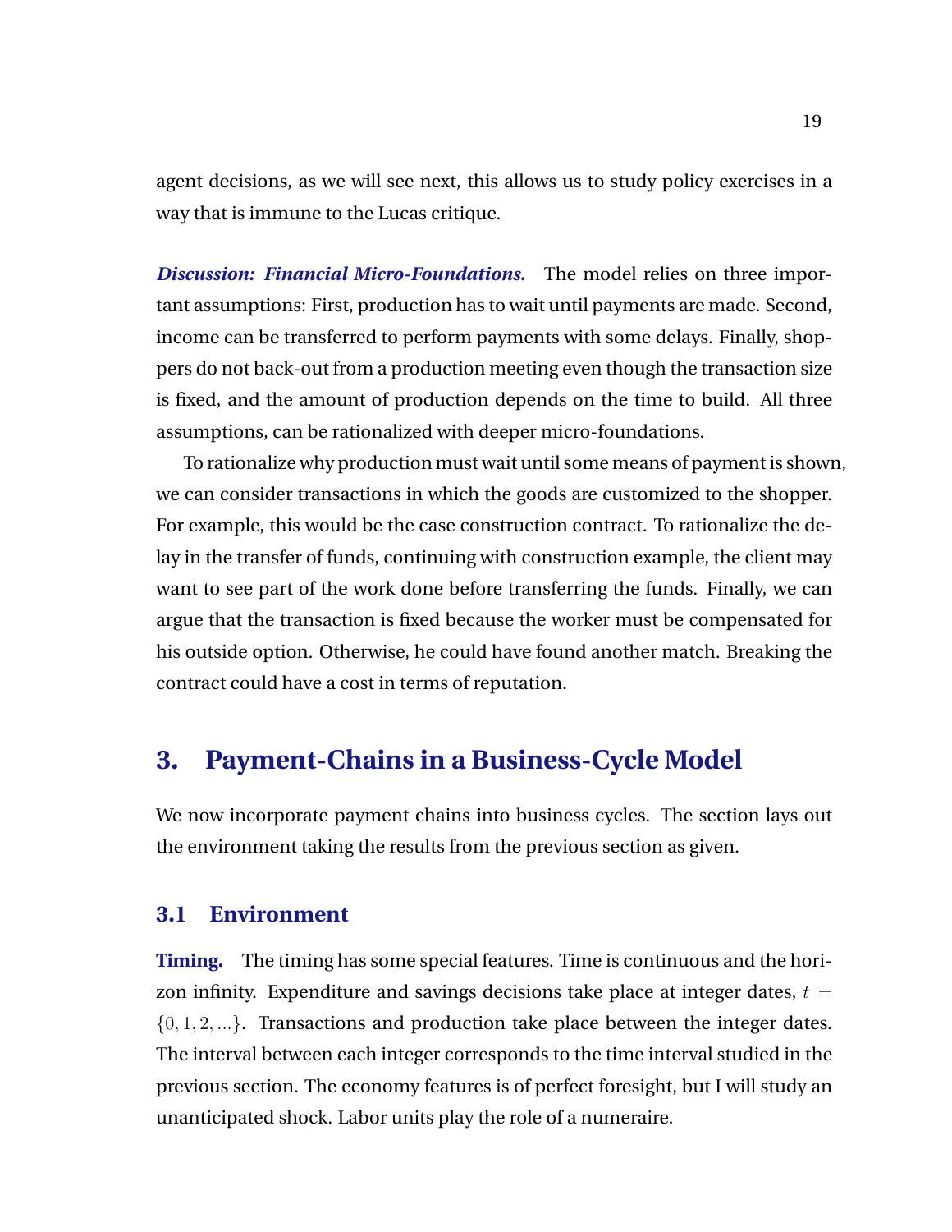agent decisions, as we will see next, this allows us to study policy exercises in a way that is immune to the Lucas critique.

***Discussion: Financial Micro-Foundations.*** The model relies on three important assumptions: First, production has to wait until payments are made. Second, income can be transferred to perform payments with some delays. Finally, shoppers do not back-out from a production meeting even though the transaction size is fixed, and the amount of production depends on the time to build. All three assumptions, can be rationalized with deeper micro-foundations.

To rationalize why production must wait until some means of payment is shown, we can consider transactions in which the goods are customized to the shopper. For example, this would be the case construction contract. To rationalize the delay in the transfer of funds, continuing with construction example, the client may want to see part of the work done before transferring the funds. Finally, we can argue that the transaction is fixed because the worker must be compensated for his outside option. Otherwise, he could have found another match. Breaking the contract could have a cost in terms of reputation.

# 3. Payment-Chains in a Business-Cycle Model

We now incorporate payment chains into business cycles. The section lays out the environment taking the results from the previous section as given.

## 3.1 Environment

**Timing.** The timing has some special features. Time is continuous and the horizon infinity. Expenditure and savings decisions take place at integer dates, $t = \{0, 1, 2, ...\}$. Transactions and production take place between the integer dates. The interval between each integer corresponds to the time interval studied in the previous section. The economy features is of perfect foresight, but I will study an unanticipated shock. Labor units play the role of a numeraire.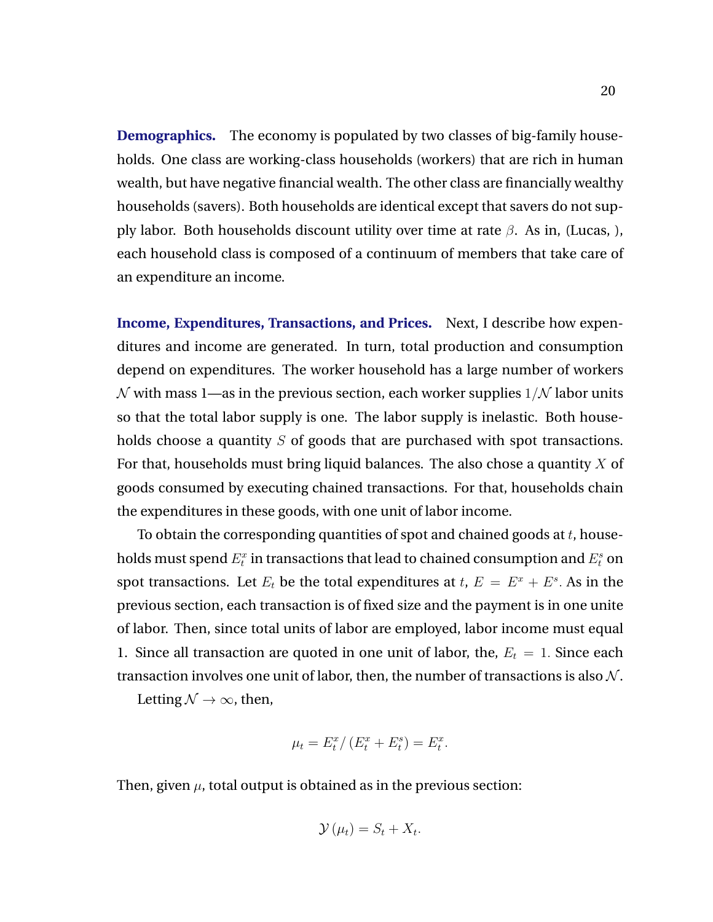**Demographics.** The economy is populated by two classes of big-family households. One class are working-class households (workers) that are rich in human wealth, but have negative financial wealth. The other class are financially wealthy households (savers). Both households are identical except that savers do not supply labor. Both households discount utility over time at rate $\beta$. As in, (Lucas, ), each household class is composed of a continuum of members that take care of an expenditure an income.

**Income, Expenditures, Transactions, and Prices.** Next, I describe how expenditures and income are generated. In turn, total production and consumption depend on expenditures. The worker household has a large number of workers $\mathcal{N}$ with mass 1—as in the previous section, each worker supplies $1/\mathcal{N}$ labor units so that the total labor supply is one. The labor supply is inelastic. Both households choose a quantity $S$ of goods that are purchased with spot transactions. For that, households must bring liquid balances. The also chose a quantity $X$ of goods consumed by executing chained transactions. For that, households chain the expenditures in these goods, with one unit of labor income.

To obtain the corresponding quantities of spot and chained goods at $t$, households must spend $E_t^x$ in transactions that lead to chained consumption and $E_t^s$ on spot transactions. Let $E_t$ be the total expenditures at $t$, $E = E^x + E^s$. As in the previous section, each transaction is of fixed size and the payment is in one unite of labor. Then, since total units of labor are employed, labor income must equal 1. Since all transaction are quoted in one unit of labor, the, $E_t = 1$. Since each transaction involves one unit of labor, then, the number of transactions is also $\mathcal{N}$.

Letting $\mathcal{N} \to \infty$, then,

$$\mu_t = E_t^x / \left(E_t^x + E_t^s\right) = E_t^x.$$

Then, given $\mu$, total output is obtained as in the previous section:

$$\mathcal{Y}\left(\mu_t\right) = S_t + X_t.$$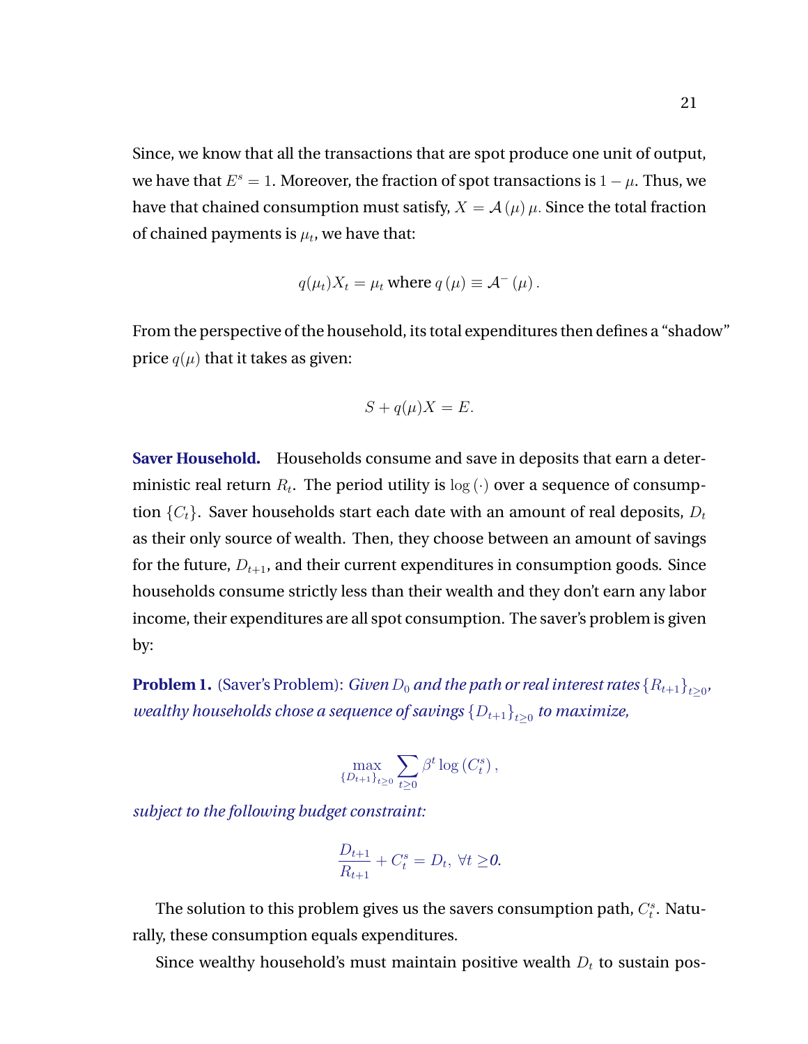Since, we know that all the transactions that are spot produce one unit of output, we have that $E^s = 1$. Moreover, the fraction of spot transactions is $1-\mu$. Thus, we have that chained consumption must satisfy, $X = \mathcal{A}(\mu)\mu$. Since the total fraction of chained payments is $\mu_t$, we have that:

$$q(\mu_t)X_t = \mu_t \text{ where } q(\mu) \equiv \mathcal{A}^{-}(\mu).$$

From the perspective of the household, its total expenditures then defines a "shadow" price $q(\mu)$ that it takes as given:

$$S + q(\mu)X = E.$$

**Saver Household.** Households consume and save in deposits that earn a deterministic real return $R_t$. The period utility is $\log(\cdot)$ over a sequence of consumption $\{C_t\}$. Saver households start each date with an amount of real deposits, $D_t$ as their only source of wealth. Then, they choose between an amount of savings for the future, $D_{t+1}$, and their current expenditures in consumption goods. Since households consume strictly less than their wealth and they don't earn any labor income, their expenditures are all spot consumption. The saver's problem is given by:

**Problem 1.** (Saver's Problem): *Given $D_0$ and the path or real interest rates $\{R_{t+1}\}_{t\geq 0}$, wealthy households chose a sequence of savings $\{D_{t+1}\}_{t\geq 0}$ to maximize,*

$$\max_{\{D_{t+1}\}_{t\geq 0}} \sum_{t\geq 0} \beta^t \log\left(C_t^s\right),$$

*subject to the following budget constraint:*

$$\frac{D_{t+1}}{R_{t+1}} + C_t^s = D_t, \ \forall t \geq 0.$$

The solution to this problem gives us the savers consumption path, $C_t^s$. Naturally, these consumption equals expenditures.

Since wealthy household's must maintain positive wealth $D_t$ to sustain pos-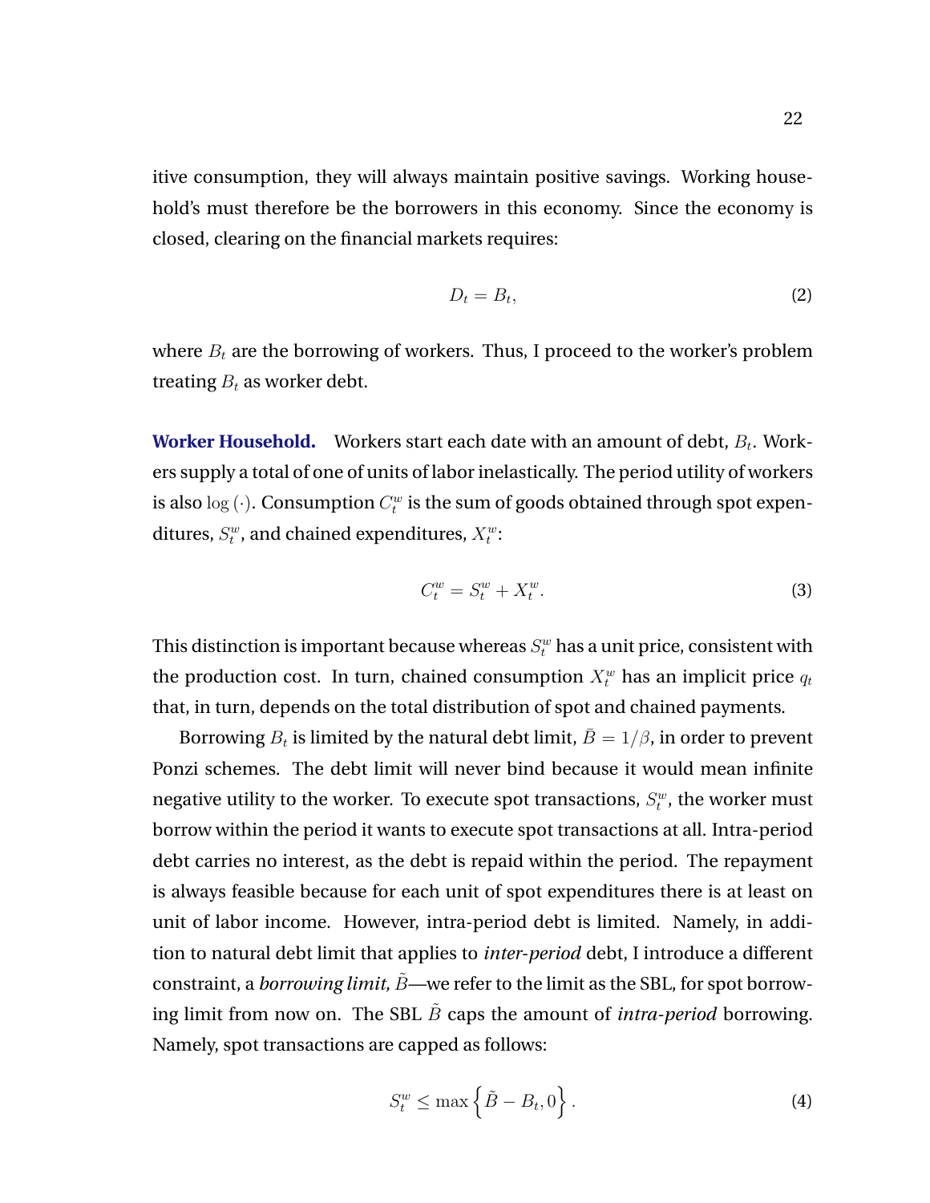itive consumption, they will always maintain positive savings. Working household's must therefore be the borrowers in this economy. Since the economy is closed, clearing on the financial markets requires:

$$D_t = B_t, \tag{2}$$

where $B_t$ are the borrowing of workers. Thus, I proceed to the worker's problem treating $B_t$ as worker debt.

**Worker Household.** Workers start each date with an amount of debt, $B_t$. Workers supply a total of one of units of labor inelastically. The period utility of workers is also $\log(\cdot)$. Consumption $C_t^w$ is the sum of goods obtained through spot expenditures, $S_t^w$, and chained expenditures, $X_t^w$:

$$C_t^w = S_t^w + X_t^w. \tag{3}$$

This distinction is important because whereas $S_t^w$ has a unit price, consistent with the production cost. In turn, chained consumption $X_t^w$ has an implicit price $q_t$ that, in turn, depends on the total distribution of spot and chained payments.

Borrowing $B_t$ is limited by the natural debt limit, $\bar{B} = 1/\beta$, in order to prevent Ponzi schemes. The debt limit will never bind because it would mean infinite negative utility to the worker. To execute spot transactions, $S_t^w$, the worker must borrow within the period it wants to execute spot transactions at all. Intra-period debt carries no interest, as the debt is repaid within the period. The repayment is always feasible because for each unit of spot expenditures there is at least on unit of labor income. However, intra-period debt is limited. Namely, in addition to natural debt limit that applies to *inter-period* debt, I introduce a different constraint, a *borrowing limit,* $\tilde{B}$—we refer to the limit as the SBL, for spot borrowing limit from now on. The SBL $\tilde{B}$ caps the amount of *intra-period* borrowing. Namely, spot transactions are capped as follows:

$$S_t^w \leq \max\left\{\tilde{B} - B_t, 0\right\}. \tag{4}$$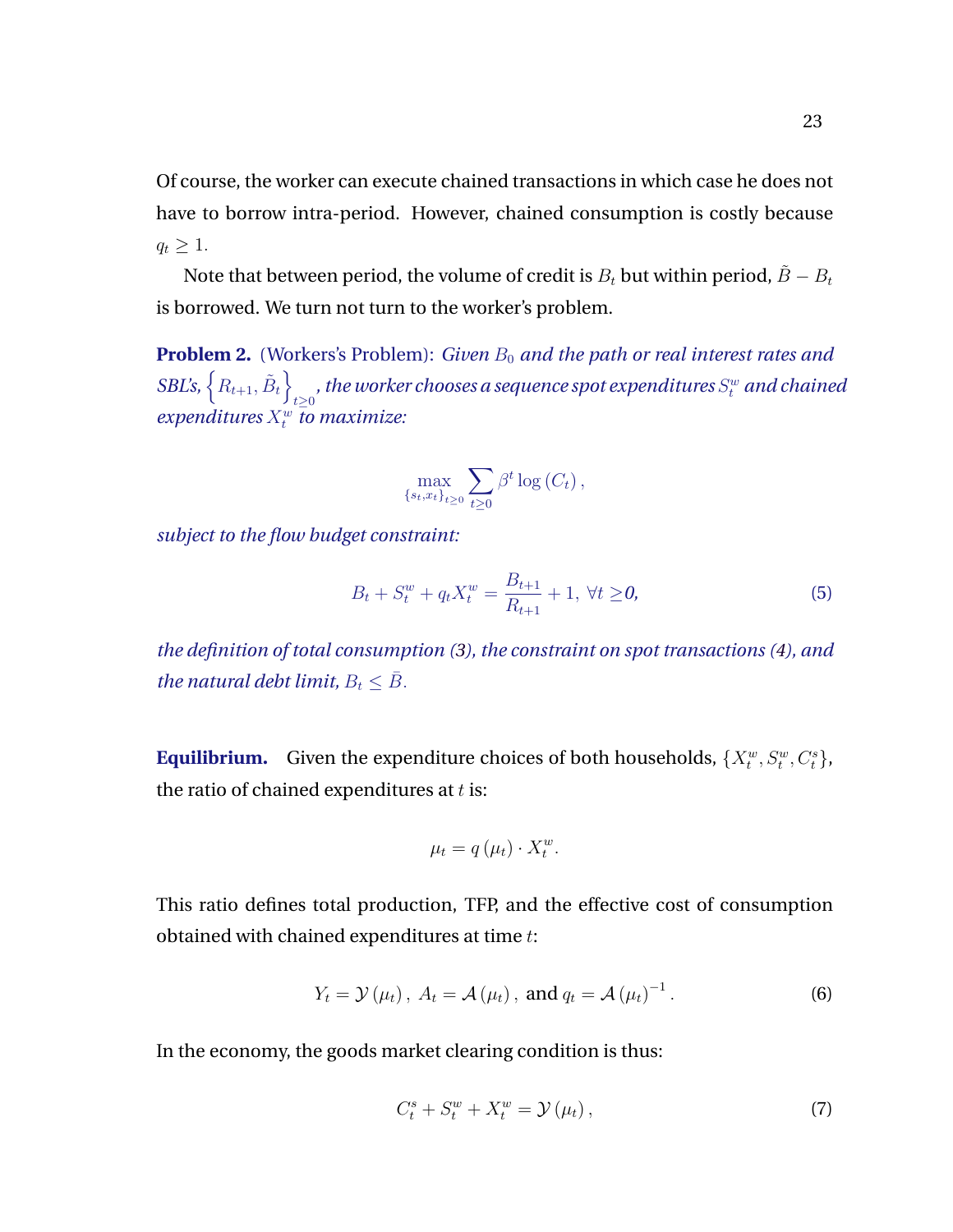Of course, the worker can execute chained transactions in which case he does not have to borrow intra-period. However, chained consumption is costly because $q_t \geq 1$.

Note that between period, the volume of credit is $B_t$ but within period, $\tilde{B} - B_t$ is borrowed. We turn not turn to the worker's problem.

**Problem 2.** (Workers's Problem): *Given $B_0$ and the path or real interest rates and SBL's, $\left\{R_{t+1}, \tilde{B}_t\right\}_{t\geq 0}$, the worker chooses a sequence spot expenditures $S_t^w$ and chained expenditures $X_t^w$ to maximize:*

$$\max_{\{s_t, x_t\}_{t\geq 0}} \sum_{t\geq 0} \beta^t \log\left(C_t\right),$$

*subject to the flow budget constraint:*

$$B_t + S_t^w + q_t X_t^w = \frac{B_{t+1}}{R_{t+1}} + 1, \; \forall t \geq 0, \tag{5}$$

*the definition of total consumption (3), the constraint on spot transactions (4), and the natural debt limit, $B_t \leq \bar{B}$.*

**Equilibrium.** Given the expenditure choices of both households, $\{X_t^w, S_t^w, C_t^s\}$, the ratio of chained expenditures at $t$ is:

$$\mu_t = q\left(\mu_t\right) \cdot X_t^w.$$

This ratio defines total production, TFP, and the effective cost of consumption obtained with chained expenditures at time $t$:

$$Y_t = \mathcal{Y}\left(\mu_t\right), \; A_t = \mathcal{A}\left(\mu_t\right), \text{ and } q_t = \mathcal{A}\left(\mu_t\right)^{-1}. \tag{6}$$

In the economy, the goods market clearing condition is thus:

$$C_t^s + S_t^w + X_t^w = \mathcal{Y}\left(\mu_t\right), \tag{7}$$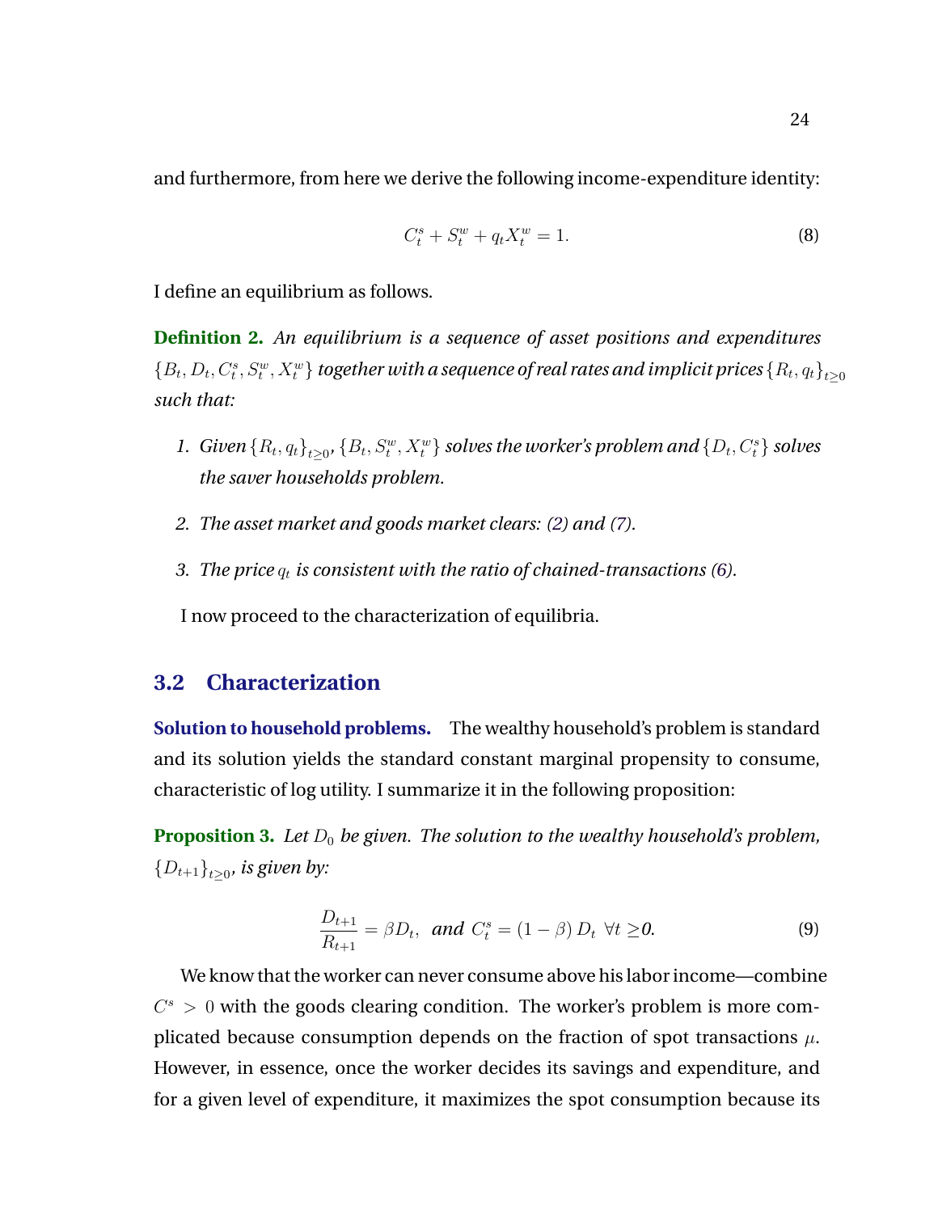and furthermore, from here we derive the following income-expenditure identity:

$$C_t^s + S_t^w + q_t X_t^w = 1. \tag{8}$$

I define an equilibrium as follows.

**Definition 2.** *An equilibrium is a sequence of asset positions and expenditures $\{B_t, D_t, C_t^s, S_t^w, X_t^w\}$ together with a sequence of real rates and implicit prices $\{R_t, q_t\}_{t\geq 0}$ such that:*

1. *Given $\{R_t, q_t\}_{t\geq 0}$, $\{B_t, S_t^w, X_t^w\}$ solves the worker's problem and $\{D_t, C_t^s\}$ solves the saver households problem.*
2. *The asset market and goods market clears: (2) and (7).*
3. *The price $q_t$ is consistent with the ratio of chained-transactions (6).*

I now proceed to the characterization of equilibria.

## 3.2 Characterization

**Solution to household problems.** The wealthy household's problem is standard and its solution yields the standard constant marginal propensity to consume, characteristic of log utility. I summarize it in the following proposition:

**Proposition 3.** *Let $D_0$ be given. The solution to the wealthy household's problem, $\{D_{t+1}\}_{t\geq 0}$, is given by:*

$$\frac{D_{t+1}}{R_{t+1}} = \beta D_t, \text{ and } C_t^s = (1-\beta) D_t \;\; \forall t \geq 0. \tag{9}$$

We know that the worker can never consume above his labor income—combine $C^s > 0$ with the goods clearing condition. The worker's problem is more complicated because consumption depends on the fraction of spot transactions $\mu$. However, in essence, once the worker decides its savings and expenditure, and for a given level of expenditure, it maximizes the spot consumption because its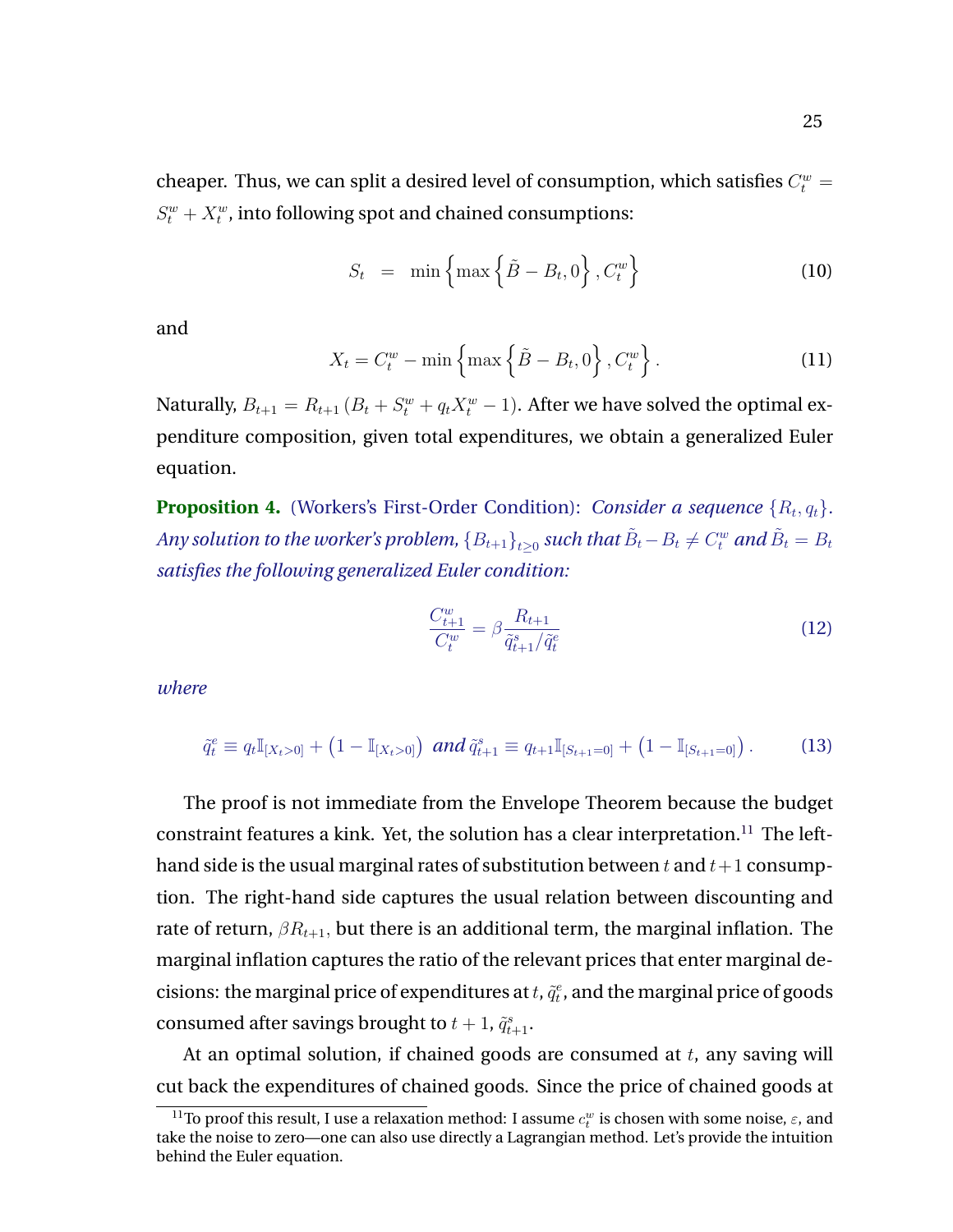cheaper. Thus, we can split a desired level of consumption, which satisfies $C_t^w = S_t^w + X_t^w$, into following spot and chained consumptions:

$$S_t = \min\left\{\max\left\{\tilde{B} - B_t, 0\right\}, C_t^w\right\} \tag{10}$$

and

$$X_t = C_t^w - \min\left\{\max\left\{\tilde{B} - B_t, 0\right\}, C_t^w\right\}. \tag{11}$$

Naturally, $B_{t+1} = R_{t+1}\left(B_t + S_t^w + q_t X_t^w - 1\right)$. After we have solved the optimal expenditure composition, given total expenditures, we obtain a generalized Euler equation.

**Proposition 4.** (Workers's First-Order Condition): *Consider a sequence $\{R_t, q_t\}$. Any solution to the worker's problem, $\{B_{t+1}\}_{t\geq 0}$ such that $\tilde{B}_t - B_t \neq C_t^w$ and $\tilde{B}_t = B_t$ satisfies the following generalized Euler condition:*

$$\frac{C_{t+1}^w}{C_t^w} = \beta \frac{R_{t+1}}{\tilde{q}_{t+1}^s / \tilde{q}_t^e} \tag{12}$$

*where*

$$\tilde{q}_t^e \equiv q_t \mathbb{I}_{[X_t > 0]} + \left(1 - \mathbb{I}_{[X_t > 0]}\right) \text{ and } \tilde{q}_{t+1}^s \equiv q_{t+1} \mathbb{I}_{[S_{t+1}=0]} + \left(1 - \mathbb{I}_{[S_{t+1}=0]}\right). \tag{13}$$

The proof is not immediate from the Envelope Theorem because the budget constraint features a kink. Yet, the solution has a clear interpretation.[11] The left-hand side is the usual marginal rates of substitution between $t$ and $t+1$ consumption. The right-hand side captures the usual relation between discounting and rate of return, $\beta R_{t+1}$, but there is an additional term, the marginal inflation. The marginal inflation captures the ratio of the relevant prices that enter marginal decisions: the marginal price of expenditures at $t$, $\tilde{q}_t^e$, and the marginal price of goods consumed after savings brought to $t+1$, $\tilde{q}_{t+1}^s$.

At an optimal solution, if chained goods are consumed at $t$, any saving will cut back the expenditures of chained goods. Since the price of chained goods at

[11] To proof this result, I use a relaxation method: I assume $c_t^w$ is chosen with some noise, $\varepsilon$, and take the noise to zero—one can also use directly a Lagrangian method. Let's provide the intuition behind the Euler equation.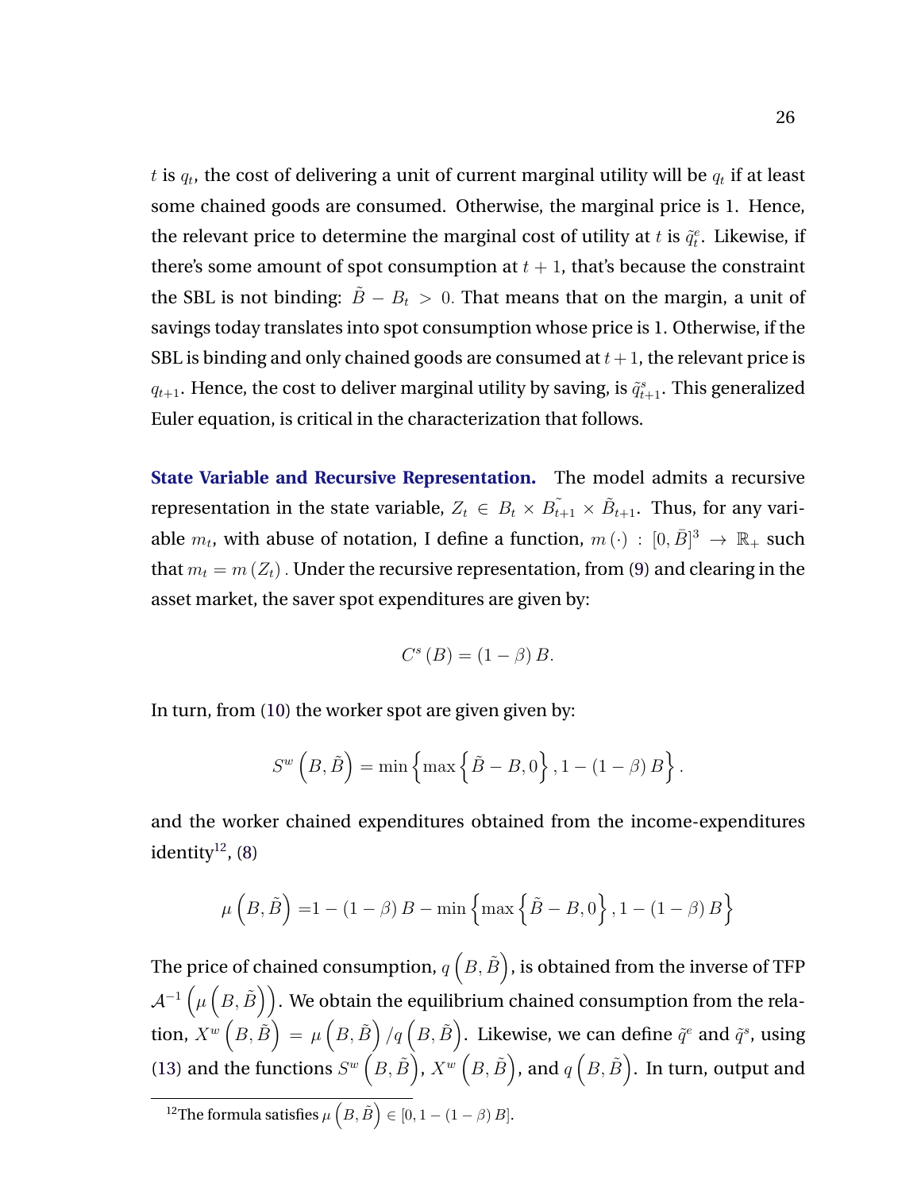$t$ is $q_t$, the cost of delivering a unit of current marginal utility will be $q_t$ if at least some chained goods are consumed. Otherwise, the marginal price is 1. Hence, the relevant price to determine the marginal cost of utility at $t$ is $\tilde{q}_t^e$. Likewise, if there's some amount of spot consumption at $t+1$, that's because the constraint the SBL is not binding: $\tilde{B} - B_t > 0$. That means that on the margin, a unit of savings today translates into spot consumption whose price is 1. Otherwise, if the SBL is binding and only chained goods are consumed at $t+1$, the relevant price is $q_{t+1}$. Hence, the cost to deliver marginal utility by saving, is $\tilde{q}_{t+1}^s$. This generalized Euler equation, is critical in the characterization that follows.

**State Variable and Recursive Representation.** The model admits a recursive representation in the state variable, $Z_t \in B_t \times \tilde{B_{t+1}} \times \tilde{B}_{t+1}$. Thus, for any variable $m_t$, with abuse of notation, I define a function, $m(\cdot) : [0, \bar{B}]^3 \rightarrow \mathbb{R}_+$ such that $m_t = m(Z_t)$. Under the recursive representation, from (9) and clearing in the asset market, the saver spot expenditures are given by:

$$C^s(B) = (1-\beta)B.$$

In turn, from (10) the worker spot are given given by:

$$S^w\left(B, \tilde{B}\right) = \min\left\{\max\left\{\tilde{B} - B, 0\right\}, 1 - (1-\beta)B\right\}.$$

and the worker chained expenditures obtained from the income-expenditures identity[12], (8)

$$\mu\left(B, \tilde{B}\right) = 1 - (1-\beta)B - \min\left\{\max\left\{\tilde{B} - B, 0\right\}, 1 - (1-\beta)B\right\}$$

The price of chained consumption, $q\left(B, \tilde{B}\right)$, is obtained from the inverse of TFP $\mathcal{A}^{-1}\left(\mu\left(B, \tilde{B}\right)\right)$. We obtain the equilibrium chained consumption from the relation, $X^w\left(B, \tilde{B}\right) = \mu\left(B, \tilde{B}\right)/q\left(B, \tilde{B}\right)$. Likewise, we can define $\tilde{q}^e$ and $\tilde{q}^s$, using (13) and the functions $S^w\left(B, \tilde{B}\right)$, $X^w\left(B, \tilde{B}\right)$, and $q\left(B, \tilde{B}\right)$. In turn, output and

[12] The formula satisfies $\mu\left(B, \tilde{B}\right) \in [0, 1 - (1-\beta)B]$.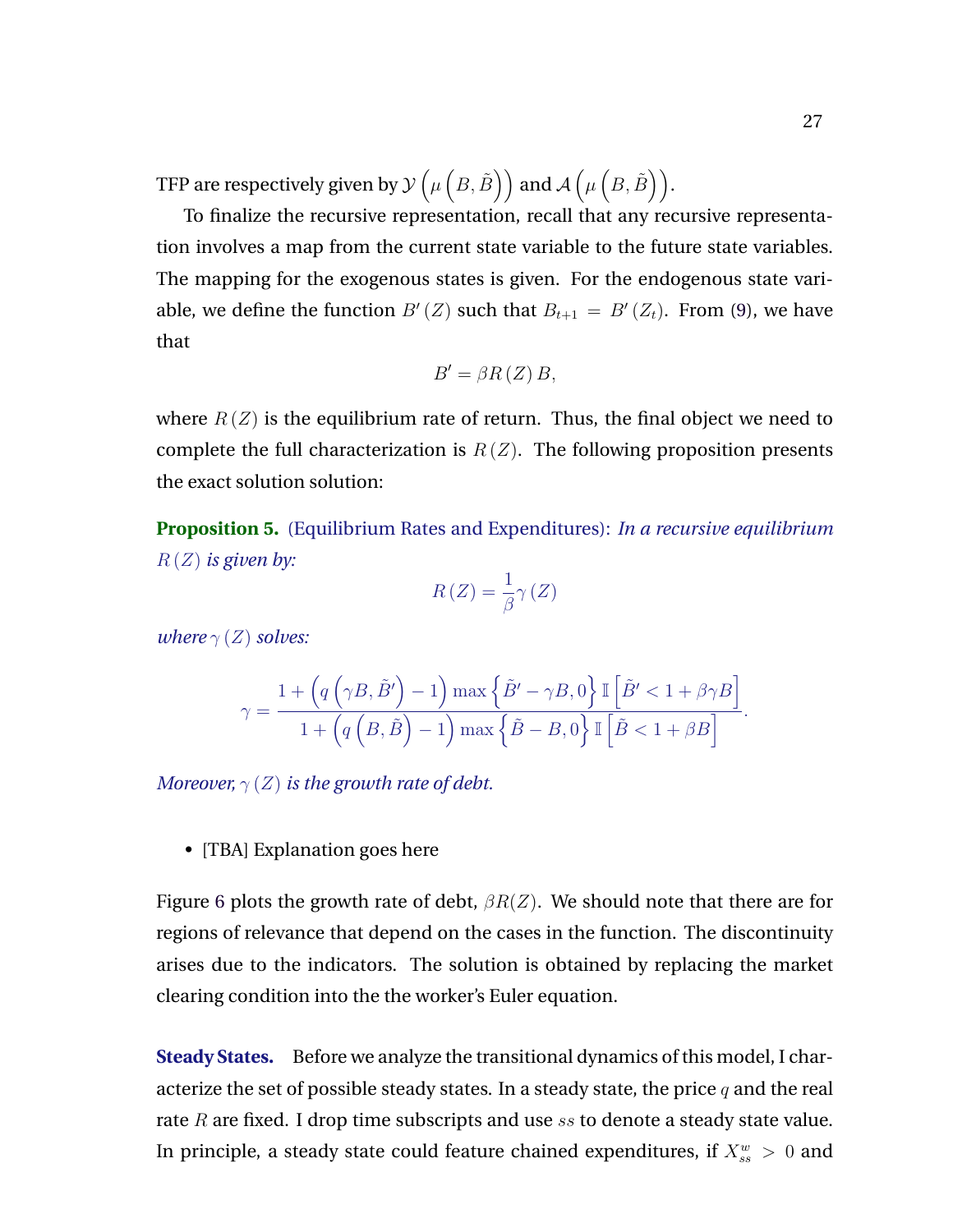TFP are respectively given by $\mathcal{Y}\left(\mu\left(B,\tilde{B}\right)\right)$ and $\mathcal{A}\left(\mu\left(B,\tilde{B}\right)\right)$.

To finalize the recursive representation, recall that any recursive representation involves a map from the current state variable to the future state variables. The mapping for the exogenous states is given. For the endogenous state variable, we define the function $B'(Z)$ such that $B_{t+1} = B'(Z_t)$. From (9), we have that

$$B' = \beta R(Z) B,$$

where $R(Z)$ is the equilibrium rate of return. Thus, the final object we need to complete the full characterization is $R(Z)$. The following proposition presents the exact solution solution:

**Proposition 5.** (Equilibrium Rates and Expenditures): *In a recursive equilibrium $R(Z)$ is given by:*

$$R(Z) = \frac{1}{\beta}\gamma(Z)$$

*where $\gamma(Z)$ solves:*

$$\gamma = \frac{1 + \left(q\left(\gamma B, \tilde{B}'\right) - 1\right)\max\left\{\tilde{B}' - \gamma B, 0\right\}\mathbb{I}\left[\tilde{B}' < 1 + \beta\gamma B\right]}{1 + \left(q\left(B, \tilde{B}\right) - 1\right)\max\left\{\tilde{B} - B, 0\right\}\mathbb{I}\left[\tilde{B} < 1 + \beta B\right]}.$$

*Moreover, $\gamma(Z)$ is the growth rate of debt.*

- [TBA] Explanation goes here

Figure 6 plots the growth rate of debt, $\beta R(Z)$. We should note that there are for regions of relevance that depend on the cases in the function. The discontinuity arises due to the indicators. The solution is obtained by replacing the market clearing condition into the the worker's Euler equation.

**Steady States.** Before we analyze the transitional dynamics of this model, I characterize the set of possible steady states. In a steady state, the price $q$ and the real rate $R$ are fixed. I drop time subscripts and use $ss$ to denote a steady state value. In principle, a steady state could feature chained expenditures, if $X_{ss}^{w} > 0$ and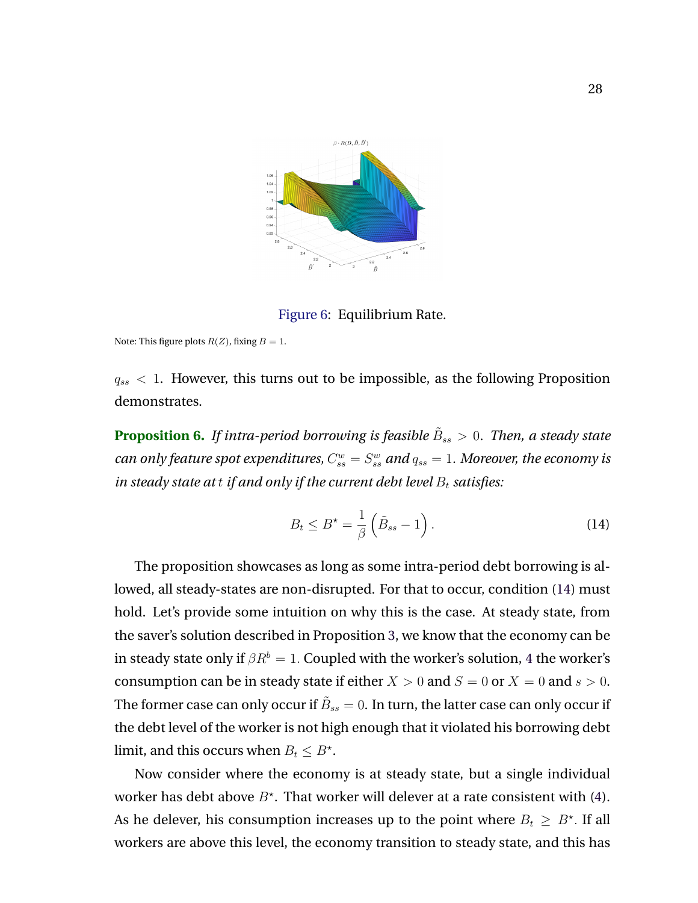Figure 6: Equilibrium Rate.

Note: This figure plots $R(Z)$, fixing $B = 1$.

$q_{ss} < 1$. However, this turns out to be impossible, as the following Proposition demonstrates.

**Proposition 6.** *If intra-period borrowing is feasible $\tilde{B}_{ss} > 0$. Then, a steady state can only feature spot expenditures, $C^w_{ss} = S^w_{ss}$ and $q_{ss} = 1$. Moreover, the economy is in steady state at $t$ if and only if the current debt level $B_t$ satisfies:*

$$B_t \leq B^{\star} = \frac{1}{\beta}\left(\tilde{B}_{ss} - 1\right). \tag{14}$$

The proposition showcases as long as some intra-period debt borrowing is allowed, all steady-states are non-disrupted. For that to occur, condition (14) must hold. Let's provide some intuition on why this is the case. At steady state, from the saver's solution described in Proposition 3, we know that the economy can be in steady state only if $\beta R^b = 1$. Coupled with the worker's solution, 4 the worker's consumption can be in steady state if either $X > 0$ and $S = 0$ or $X = 0$ and $s > 0$. The former case can only occur if $\tilde{B}_{ss} = 0$. In turn, the latter case can only occur if the debt level of the worker is not high enough that it violated his borrowing debt limit, and this occurs when $B_t \leq B^{\star}$.

Now consider where the economy is at steady state, but a single individual worker has debt above $B^{\star}$. That worker will delever at a rate consistent with (4). As he delever, his consumption increases up to the point where $B_t \geq B^{\star}$. If all workers are above this level, the economy transition to steady state, and this has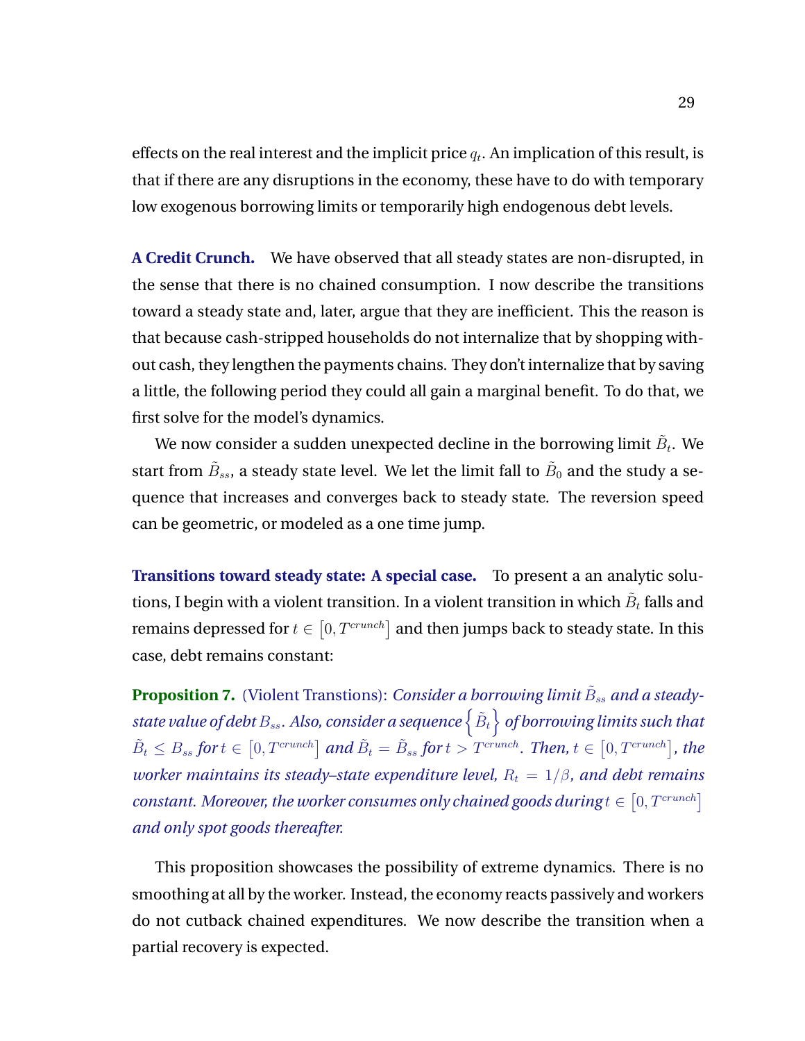effects on the real interest and the implicit price $q_t$. An implication of this result, is that if there are any disruptions in the economy, these have to do with temporary low exogenous borrowing limits or temporarily high endogenous debt levels.

**A Credit Crunch.** We have observed that all steady states are non-disrupted, in the sense that there is no chained consumption. I now describe the transitions toward a steady state and, later, argue that they are inefficient. This the reason is that because cash-stripped households do not internalize that by shopping without cash, they lengthen the payments chains. They don't internalize that by saving a little, the following period they could all gain a marginal benefit. To do that, we first solve for the model's dynamics.

We now consider a sudden unexpected decline in the borrowing limit $\tilde{B}_t$. We start from $\tilde{B}_{ss}$, a steady state level. We let the limit fall to $\tilde{B}_0$ and the study a sequence that increases and converges back to steady state. The reversion speed can be geometric, or modeled as a one time jump.

**Transitions toward steady state: A special case.** To present a an analytic solutions, I begin with a violent transition. In a violent transition in which $\tilde{B}_t$ falls and remains depressed for $t \in [0, T^{crunch}]$ and then jumps back to steady state. In this case, debt remains constant:

**Proposition 7.** (Violent Transtions): *Consider a borrowing limit $\tilde{B}_{ss}$ and a steady-state value of debt $B_{ss}$. Also, consider a sequence $\left\{\tilde{B}_t\right\}$ of borrowing limits such that $\tilde{B}_t \leq B_{ss}$ for $t \in [0, T^{crunch}]$ and $\tilde{B}_t = \tilde{B}_{ss}$ for $t > T^{crunch}$. Then, $t \in [0, T^{crunch}]$, the worker maintains its steady–state expenditure level, $R_t = 1/\beta$, and debt remains constant. Moreover, the worker consumes only chained goods during $t \in [0, T^{crunch}]$ and only spot goods thereafter.*

This proposition showcases the possibility of extreme dynamics. There is no smoothing at all by the worker. Instead, the economy reacts passively and workers do not cutback chained expenditures. We now describe the transition when a partial recovery is expected.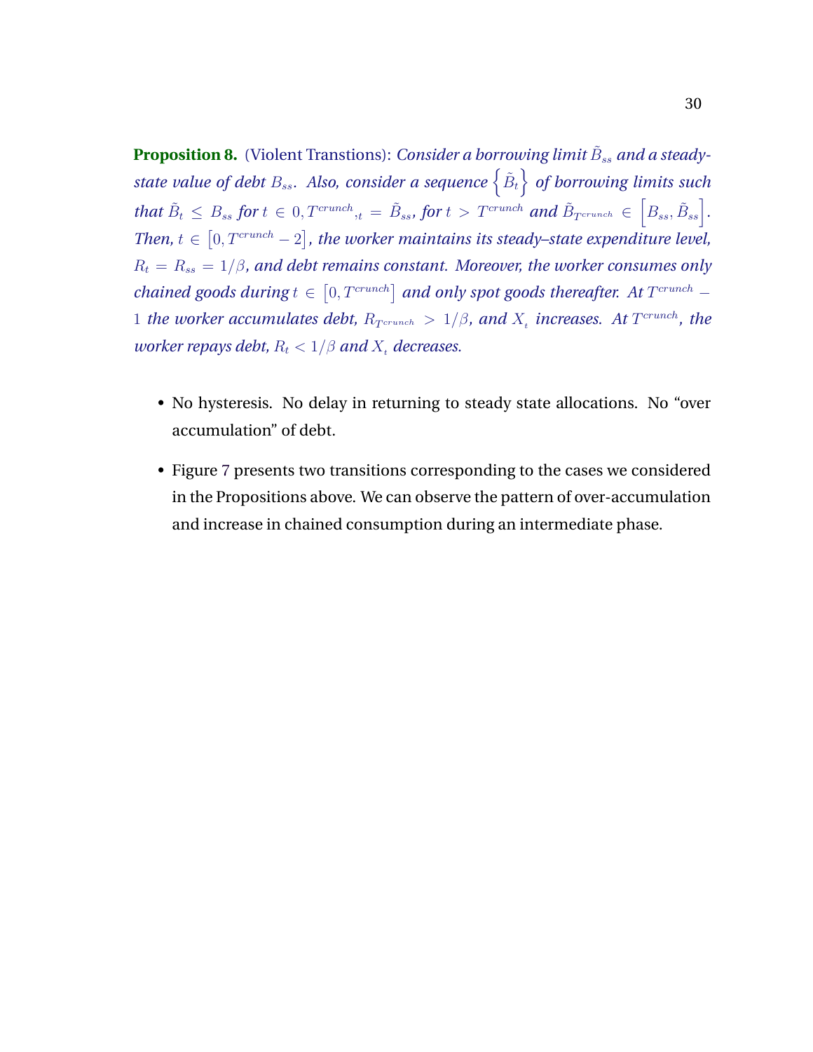**Proposition 8.** (Violent Transtions): *Consider a borrowing limit $\tilde{B}_{ss}$ and a steady-state value of debt $B_{ss}$. Also, consider a sequence $\left\{\tilde{B}_t\right\}$ of borrowing limits such that $\tilde{B}_t \leq B_{ss}$ for $t \in 0, T^{crunch}, _t = \tilde{B}_{ss}$, for $t > T^{crunch}$ and $\tilde{B}_{T^{crunch}} \in \left[B_{ss}, \tilde{B}_{ss}\right]$. Then, $t \in \left[0, T^{crunch} - 2\right]$, the worker maintains its steady–state expenditure level, $R_t = R_{ss} = 1/\beta$, and debt remains constant. Moreover, the worker consumes only chained goods during $t \in \left[0, T^{crunch}\right]$ and only spot goods thereafter. At $T^{crunch} - 1$ the worker accumulates debt, $R_{T^{crunch}} > 1/\beta$, and $X_t$ increases. At $T^{crunch}$, the worker repays debt, $R_t < 1/\beta$ and $X_t$ decreases.*

- No hysteresis. No delay in returning to steady state allocations. No "over accumulation" of debt.
- Figure 7 presents two transitions corresponding to the cases we considered in the Propositions above. We can observe the pattern of over-accumulation and increase in chained consumption during an intermediate phase.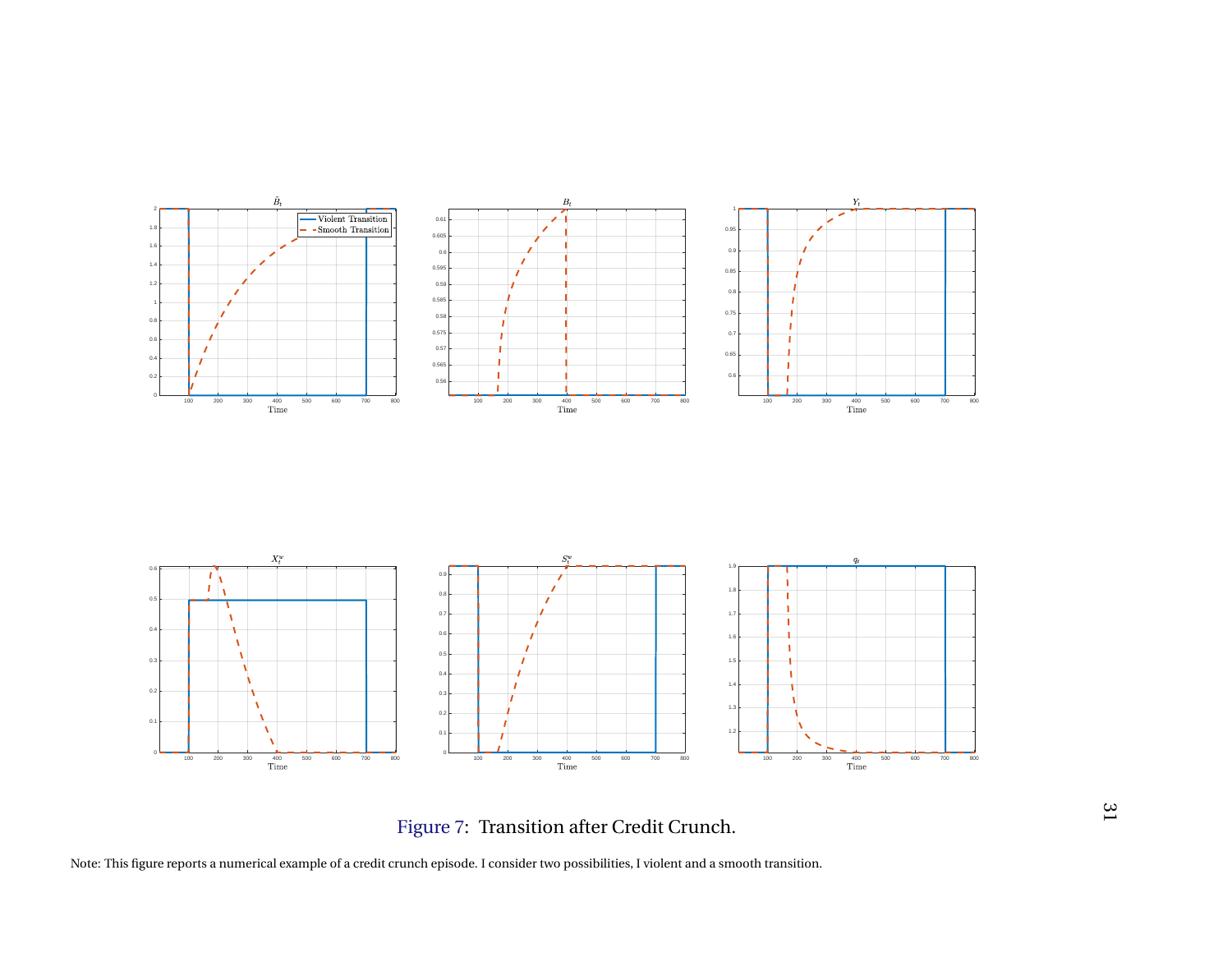Figure 7: Transition after Credit Crunch.

Note: This figure reports a numerical example of a credit crunch episode. I consider two possibilities, I violent and a smooth transition.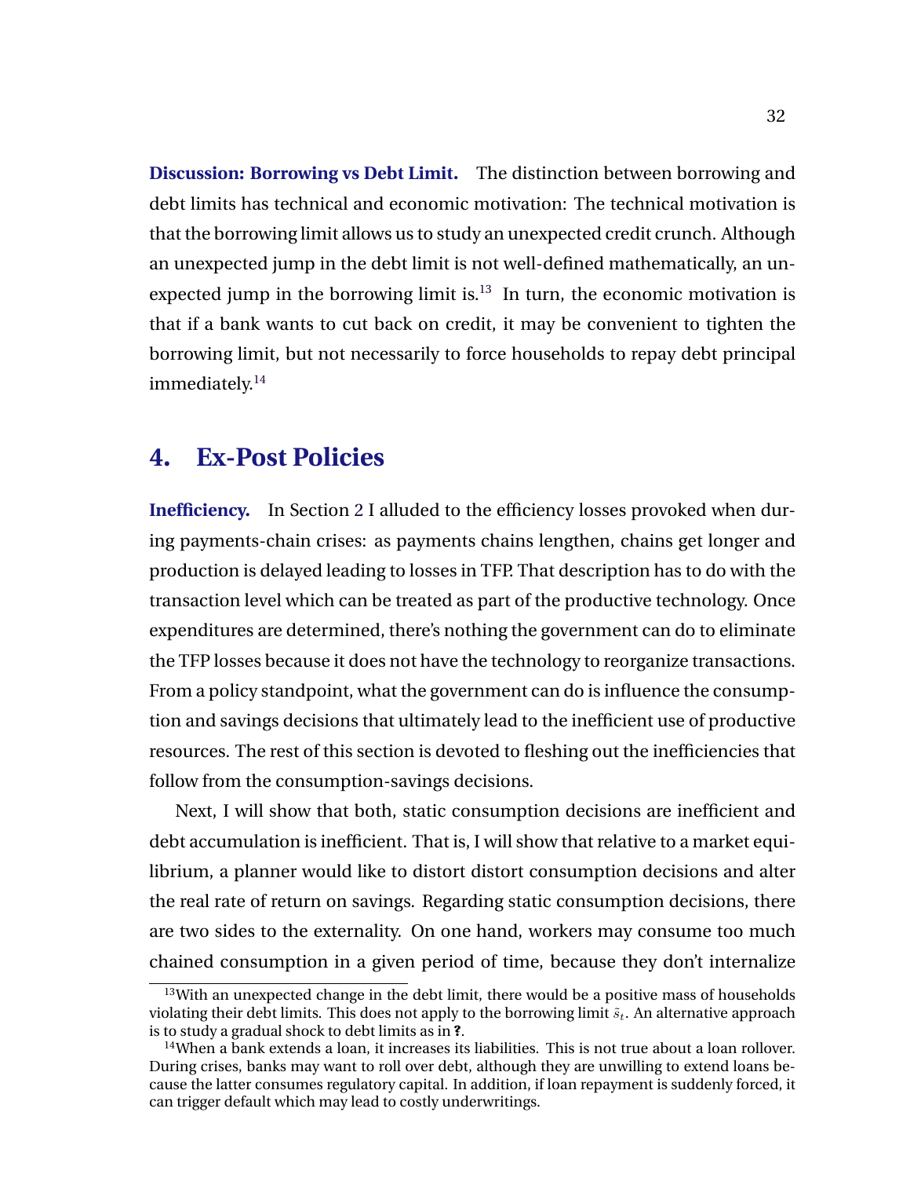**Discussion: Borrowing vs Debt Limit.** The distinction between borrowing and debt limits has technical and economic motivation: The technical motivation is that the borrowing limit allows us to study an unexpected credit crunch. Although an unexpected jump in the debt limit is not well-defined mathematically, an unexpected jump in the borrowing limit is.[13] In turn, the economic motivation is that if a bank wants to cut back on credit, it may be convenient to tighten the borrowing limit, but not necessarily to force households to repay debt principal immediately.[14]

# 4. Ex-Post Policies

**Inefficiency.** In Section 2 I alluded to the efficiency losses provoked when during payments-chain crises: as payments chains lengthen, chains get longer and production is delayed leading to losses in TFP. That description has to do with the transaction level which can be treated as part of the productive technology. Once expenditures are determined, there's nothing the government can do to eliminate the TFP losses because it does not have the technology to reorganize transactions. From a policy standpoint, what the government can do is influence the consumption and savings decisions that ultimately lead to the inefficient use of productive resources. The rest of this section is devoted to fleshing out the inefficiencies that follow from the consumption-savings decisions.

Next, I will show that both, static consumption decisions are inefficient and debt accumulation is inefficient. That is, I will show that relative to a market equilibrium, a planner would like to distort distort consumption decisions and alter the real rate of return on savings. Regarding static consumption decisions, there are two sides to the externality. On one hand, workers may consume too much chained consumption in a given period of time, because they don't internalize

---

[13] With an unexpected change in the debt limit, there would be a positive mass of households violating their debt limits. This does not apply to the borrowing limit $\tilde{s}_t$. An alternative approach is to study a gradual shock to debt limits as in **?**.

[14] When a bank extends a loan, it increases its liabilities. This is not true about a loan rollover. During crises, banks may want to roll over debt, although they are unwilling to extend loans because the latter consumes regulatory capital. In addition, if loan repayment is suddenly forced, it can trigger default which may lead to costly underwritings.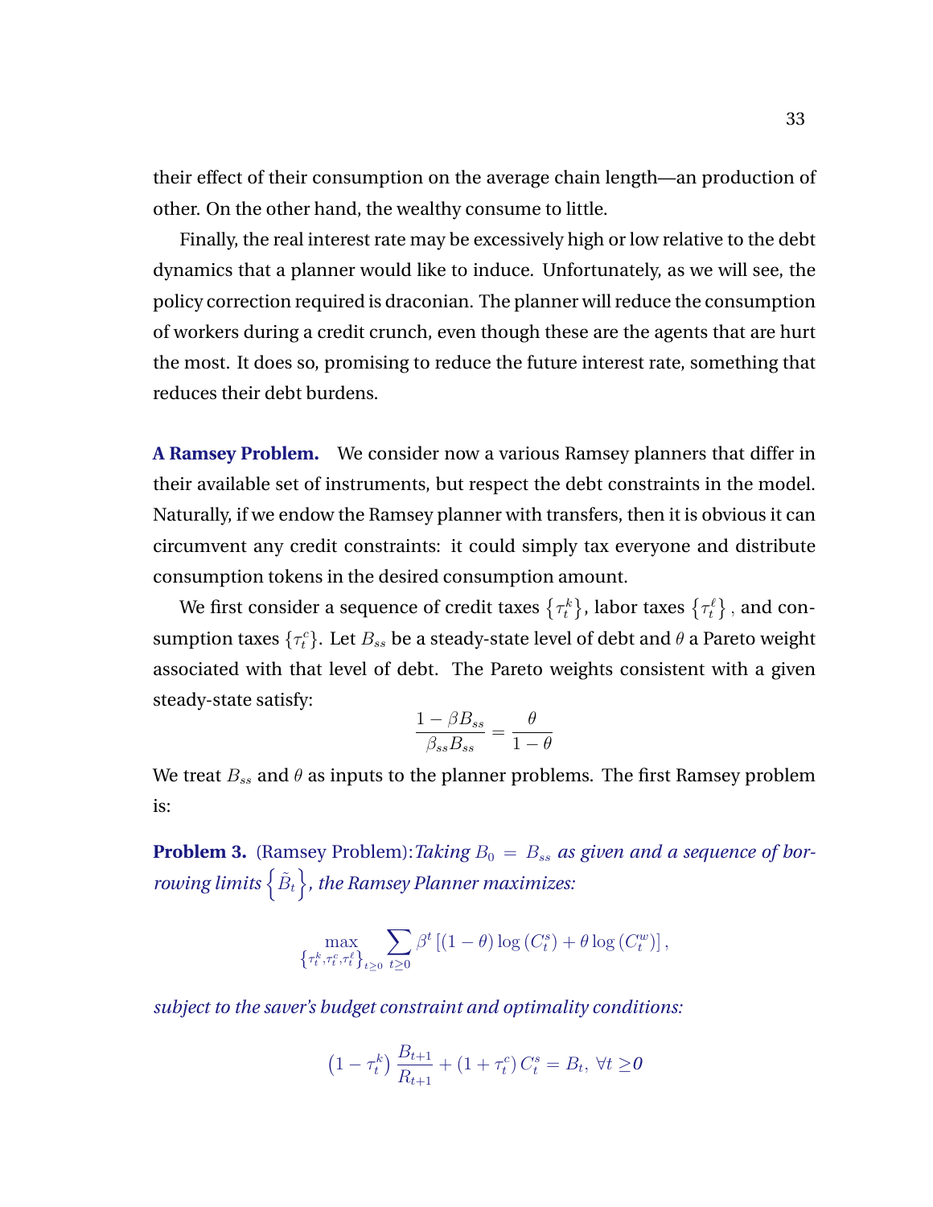their effect of their consumption on the average chain length—an production of other. On the other hand, the wealthy consume to little.

Finally, the real interest rate may be excessively high or low relative to the debt dynamics that a planner would like to induce. Unfortunately, as we will see, the policy correction required is draconian. The planner will reduce the consumption of workers during a credit crunch, even though these are the agents that are hurt the most. It does so, promising to reduce the future interest rate, something that reduces their debt burdens.

**A Ramsey Problem.** We consider now a various Ramsey planners that differ in their available set of instruments, but respect the debt constraints in the model. Naturally, if we endow the Ramsey planner with transfers, then it is obvious it can circumvent any credit constraints: it could simply tax everyone and distribute consumption tokens in the desired consumption amount.

We first consider a sequence of credit taxes $\{\tau_t^k\}$, labor taxes $\{\tau_t^\ell\}$, and consumption taxes $\{\tau_t^c\}$. Let $B_{ss}$ be a steady-state level of debt and $\theta$ a Pareto weight associated with that level of debt. The Pareto weights consistent with a given steady-state satisfy:

$$\frac{1-\beta B_{ss}}{\beta_{ss} B_{ss}} = \frac{\theta}{1-\theta}$$

We treat $B_{ss}$ and $\theta$ as inputs to the planner problems. The first Ramsey problem is:

**Problem 3.** (Ramsey Problem):*Taking $B_0 = B_{ss}$ as given and a sequence of borrowing limits $\left\{\tilde{B}_t\right\}$, the Ramsey Planner maximizes:*

$$\max_{\left\{\tau_t^k,\tau_t^c,\tau_t^\ell\right\}_{t\geq 0}} \sum_{t\geq 0} \beta^t \left[(1-\theta)\log\left(C_t^s\right) + \theta \log\left(C_t^w\right)\right],$$

*subject to the saver's budget constraint and optimality conditions:*

$$\left(1-\tau_t^k\right)\frac{B_{t+1}}{R_{t+1}} + \left(1+\tau_t^c\right)C_t^s = B_t, \ \forall t \geq 0$$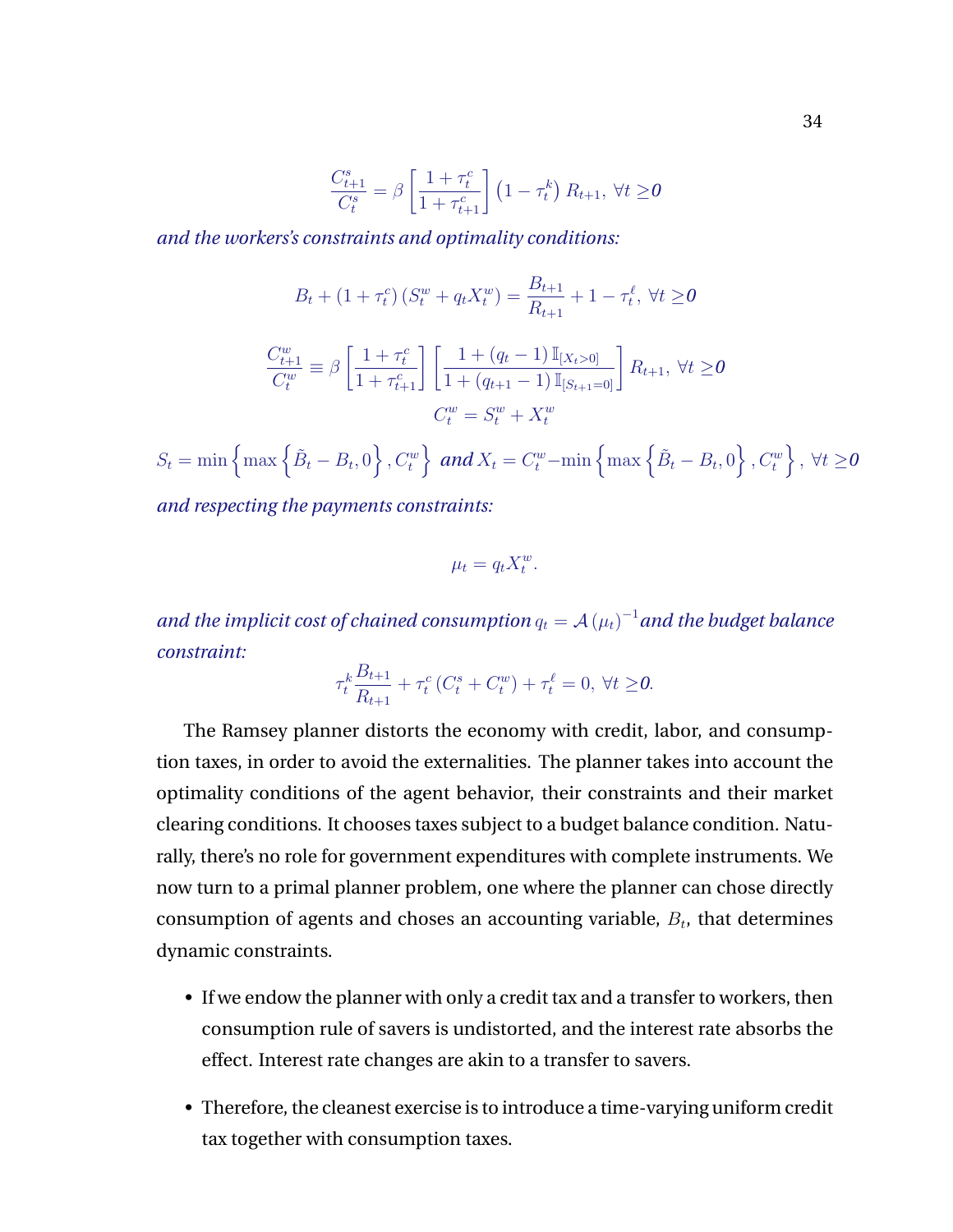$$\frac{C_{t+1}^{s}}{C_{t}^{s}}=\beta\left[\frac{1+\tau_{t}^{c}}{1+\tau_{t+1}^{c}}\right]\left(1-\tau_{t}^{k}\right)R_{t+1},\ \forall t\geq\mathit{0}$$

*and the workers's constraints and optimality conditions:*

$$B_{t}+\left(1+\tau_{t}^{c}\right)\left(S_{t}^{w}+q_{t}X_{t}^{w}\right)=\frac{B_{t+1}}{R_{t+1}}+1-\tau_{t}^{\ell},\ \forall t\geq\mathit{0}$$

$$\frac{C_{t+1}^{w}}{C_{t}^{w}}\equiv\beta\left[\frac{1+\tau_{t}^{c}}{1+\tau_{t+1}^{c}}\right]\left[\frac{1+\left(q_{t}-1\right)\mathbb{I}_{\left[X_{t}>0\right]}}{1+\left(q_{t+1}-1\right)\mathbb{I}_{\left[S_{t+1}=0\right]}}\right]R_{t+1},\ \forall t\geq\mathit{0}$$

$$C_{t}^{w}=S_{t}^{w}+X_{t}^{w}$$

$$S_{t}=\min\left\{\max\left\{\tilde{B}_{t}-B_{t},0\right\},C_{t}^{w}\right\}\ \textit{and}\ X_{t}=C_{t}^{w}-\min\left\{\max\left\{\tilde{B}_{t}-B_{t},0\right\},C_{t}^{w}\right\},\ \forall t\geq\mathit{0}$$

*and respecting the payments constraints:*

$$\mu_{t}=q_{t}X_{t}^{w}.$$

*and the implicit cost of chained consumption* $q_{t}=\mathcal{A}\left(\mu_{t}\right)^{-1}$ *and the budget balance constraint:*

$$\tau_{t}^{k}\frac{B_{t+1}}{R_{t+1}}+\tau_{t}^{c}\left(C_{t}^{s}+C_{t}^{w}\right)+\tau_{t}^{\ell}=0,\ \forall t\geq\mathit{0}.$$

The Ramsey planner distorts the economy with credit, labor, and consumption taxes, in order to avoid the externalities. The planner takes into account the optimality conditions of the agent behavior, their constraints and their market clearing conditions. It chooses taxes subject to a budget balance condition. Naturally, there's no role for government expenditures with complete instruments. We now turn to a primal planner problem, one where the planner can chose directly consumption of agents and choses an accounting variable, $B_t$, that determines dynamic constraints.

- If we endow the planner with only a credit tax and a transfer to workers, then consumption rule of savers is undistorted, and the interest rate absorbs the effect. Interest rate changes are akin to a transfer to savers.
- Therefore, the cleanest exercise is to introduce a time-varying uniform credit tax together with consumption taxes.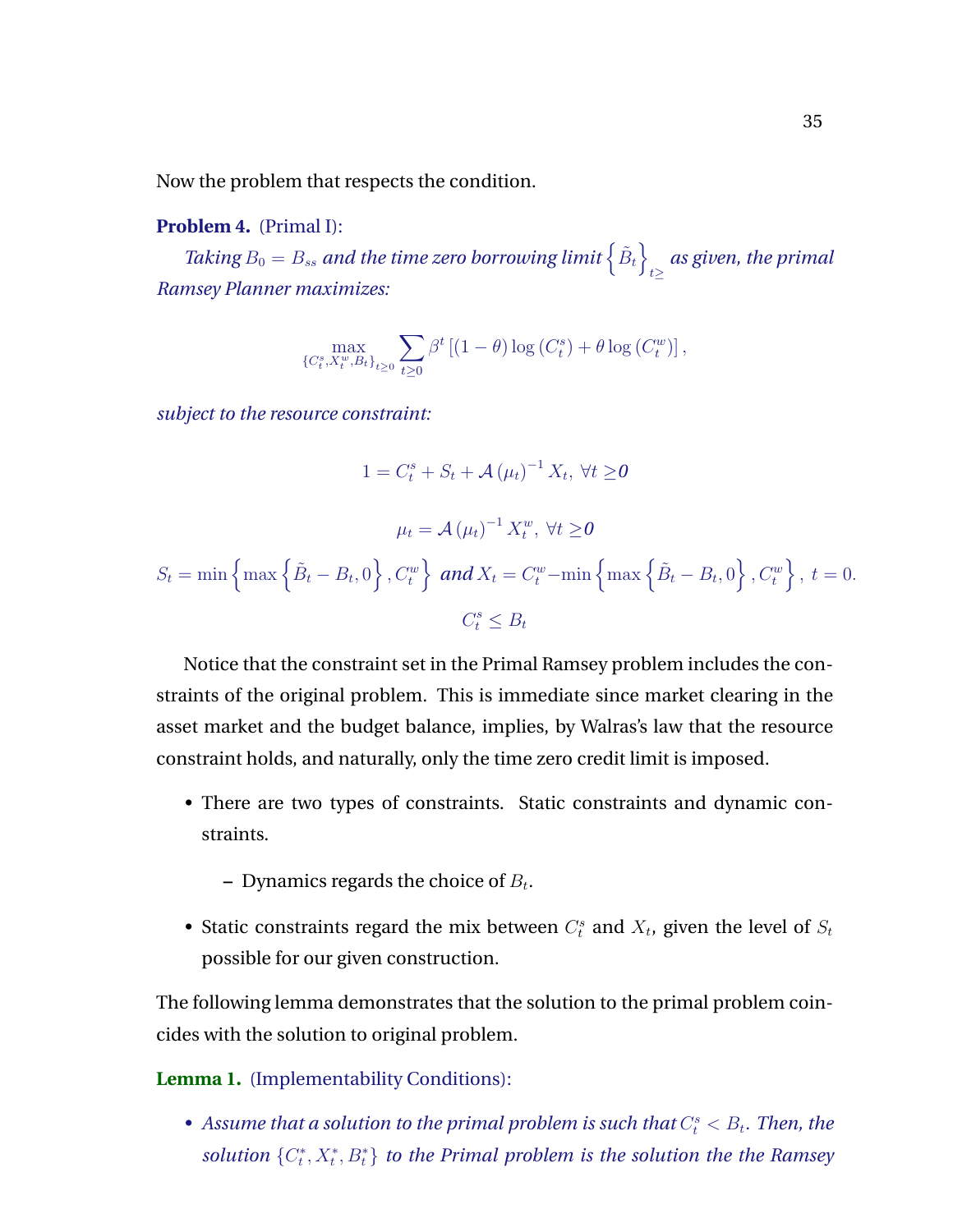Now the problem that respects the condition.

**Problem 4.** (Primal I):

*Taking $B_0 = B_{ss}$ and the time zero borrowing limit $\left\{\tilde{B}_t\right\}_{t\geq}$ as given, the primal Ramsey Planner maximizes:*

$$\max_{\{C_t^s, X_t^w, B_t\}_{t\geq 0}} \sum_{t\geq 0} \beta^t \left[(1-\theta)\log\left(C_t^s\right) + \theta \log\left(C_t^w\right)\right],$$

*subject to the resource constraint:*

$$1 = C_t^s + S_t + \mathcal{A}\left(\mu_t\right)^{-1} X_t, \; \forall t \geq \mathbf{0}$$

$$\mu_t = \mathcal{A}\left(\mu_t\right)^{-1} X_t^w, \; \forall t \geq \mathbf{0}$$

$$S_t = \min\left\{\max\left\{\tilde{B}_t - B_t, 0\right\}, C_t^w\right\} \textit{ and } X_t = C_t^w - \min\left\{\max\left\{\tilde{B}_t - B_t, 0\right\}, C_t^w\right\}, \; t = 0.$$

$$C_t^s \leq B_t$$

Notice that the constraint set in the Primal Ramsey problem includes the constraints of the original problem. This is immediate since market clearing in the asset market and the budget balance, implies, by Walras's law that the resource constraint holds, and naturally, only the time zero credit limit is imposed.

- There are two types of constraints. Static constraints and dynamic constraints.
  - Dynamics regards the choice of $B_t$.
- Static constraints regard the mix between $C_t^s$ and $X_t$, given the level of $S_t$ possible for our given construction.

The following lemma demonstrates that the solution to the primal problem coincides with the solution to original problem.

**Lemma 1.** (Implementability Conditions):

- *Assume that a solution to the primal problem is such that $C_t^s < B_t$. Then, the solution $\{C_t^*, X_t^*, B_t^*\}$ to the Primal problem is the solution the the Ramsey*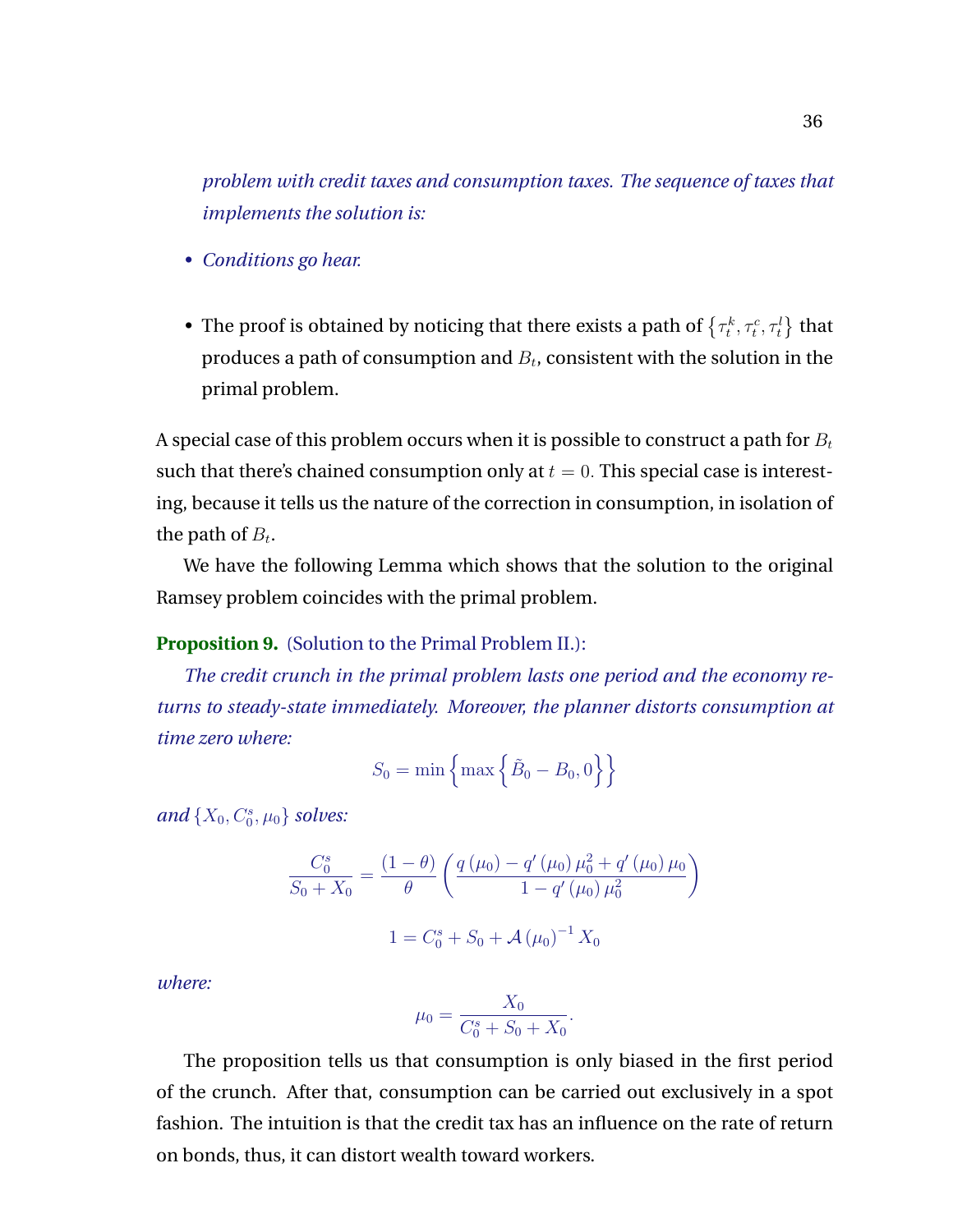*problem with credit taxes and consumption taxes. The sequence of taxes that implements the solution is:*

- *Conditions go hear.*

- The proof is obtained by noticing that there exists a path of $\left\{\tau_t^k, \tau_t^c, \tau_t^l\right\}$ that produces a path of consumption and $B_t$, consistent with the solution in the primal problem.

A special case of this problem occurs when it is possible to construct a path for $B_t$ such that there's chained consumption only at $t = 0$. This special case is interesting, because it tells us the nature of the correction in consumption, in isolation of the path of $B_t$.

We have the following Lemma which shows that the solution to the original Ramsey problem coincides with the primal problem.

**Proposition 9.** (Solution to the Primal Problem II.):

*The credit crunch in the primal problem lasts one period and the economy returns to steady-state immediately. Moreover, the planner distorts consumption at time zero where:*

$$S_0 = \min\left\{\max\left\{\tilde{B}_0 - B_0, 0\right\}\right\}$$

*and* $\{X_0, C_0^s, \mu_0\}$ *solves:*

$$\frac{C_0^s}{S_0 + X_0} = \frac{(1-\theta)}{\theta}\left(\frac{q(\mu_0) - q'(\mu_0)\mu_0^2 + q'(\mu_0)\mu_0}{1 - q'(\mu_0)\mu_0^2}\right)$$

$$1 = C_0^s + S_0 + \mathcal{A}(\mu_0)^{-1} X_0$$

*where:*

$$\mu_0 = \frac{X_0}{C_0^s + S_0 + X_0}.$$

The proposition tells us that consumption is only biased in the first period of the crunch. After that, consumption can be carried out exclusively in a spot fashion. The intuition is that the credit tax has an influence on the rate of return on bonds, thus, it can distort wealth toward workers.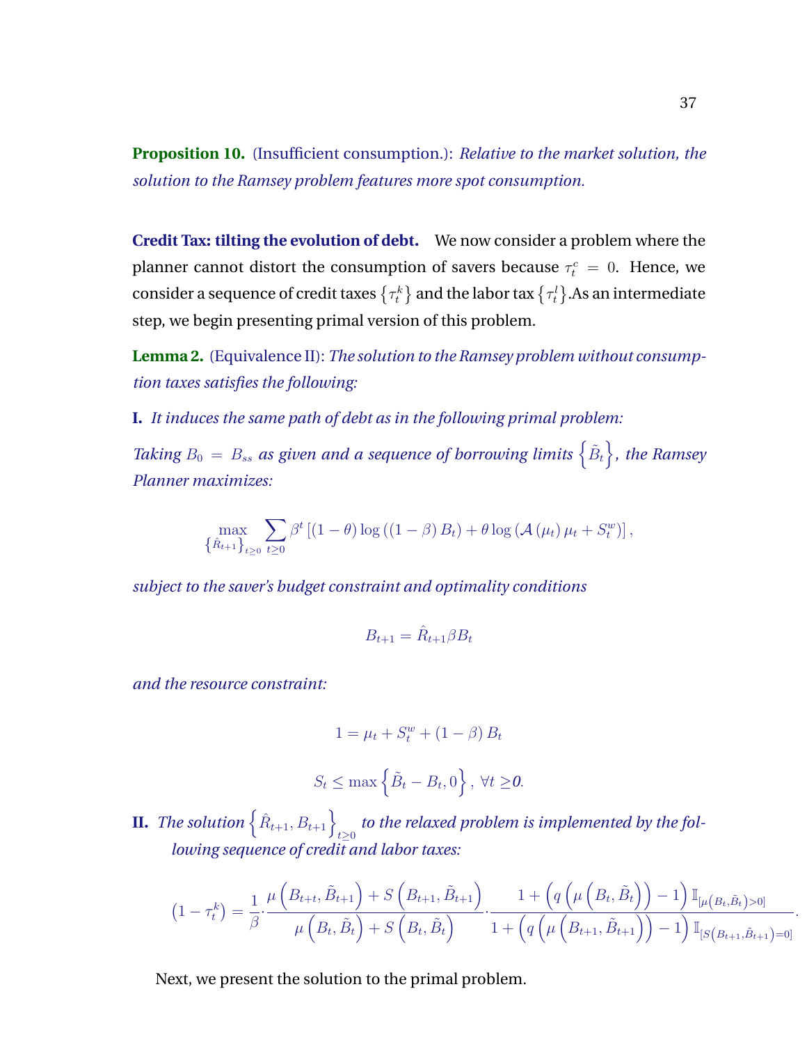**Proposition 10.** (Insufficient consumption.): *Relative to the market solution, the solution to the Ramsey problem features more spot consumption.*

**Credit Tax: tilting the evolution of debt.** We now consider a problem where the planner cannot distort the consumption of savers because $\tau_t^c = 0$. Hence, we consider a sequence of credit taxes $\{\tau_t^k\}$ and the labor tax $\{\tau_t^l\}$.As an intermediate step, we begin presenting primal version of this problem.

**Lemma 2.** (Equivalence II): *The solution to the Ramsey problem without consumption taxes satisfies the following:*

**I.** *It induces the same path of debt as in the following primal problem:*

*Taking $B_0 = B_{ss}$ as given and a sequence of borrowing limits $\{\tilde{B}_t\}$, the Ramsey Planner maximizes:*

$$\max_{\{\hat{R}_{t+1}\}_{t\geq 0}} \sum_{t\geq 0} \beta^t \left[(1-\theta)\log\left((1-\beta)B_t\right) + \theta \log\left(\mathcal{A}(\mu_t)\mu_t + S_t^w\right)\right],$$

*subject to the saver's budget constraint and optimality conditions*

$$B_{t+1} = \hat{R}_{t+1}\beta B_t$$

*and the resource constraint:*

$$1 = \mu_t + S_t^w + (1-\beta)B_t$$

$$S_t \leq \max\left\{\tilde{B}_t - B_t, 0\right\},\ \forall t \geq 0.$$

**II.** *The solution $\left\{\hat{R}_{t+1}, B_{t+1}\right\}_{t\geq 0}$ to the relaxed problem is implemented by the following sequence of credit and labor taxes:*

$$\left(1-\tau_t^k\right) = \frac{1}{\beta}\cdot\frac{\mu\left(B_{t+t}, \tilde{B}_{t+1}\right) + S\left(B_{t+1}, \tilde{B}_{t+1}\right)}{\mu\left(B_t, \tilde{B}_t\right) + S\left(B_t, \tilde{B}_t\right)}\cdot\frac{1 + \left(q\left(\mu\left(B_t, \tilde{B}_t\right)\right) - 1\right)\mathbb{I}_{\left[\mu\left(B_t, \tilde{B}_t\right) > 0\right]}}{1 + \left(q\left(\mu\left(B_{t+1}, \tilde{B}_{t+1}\right)\right) - 1\right)\mathbb{I}_{\left[S\left(B_{t+1}, \tilde{B}_{t+1}\right) = 0\right]}}.$$

Next, we present the solution to the primal problem.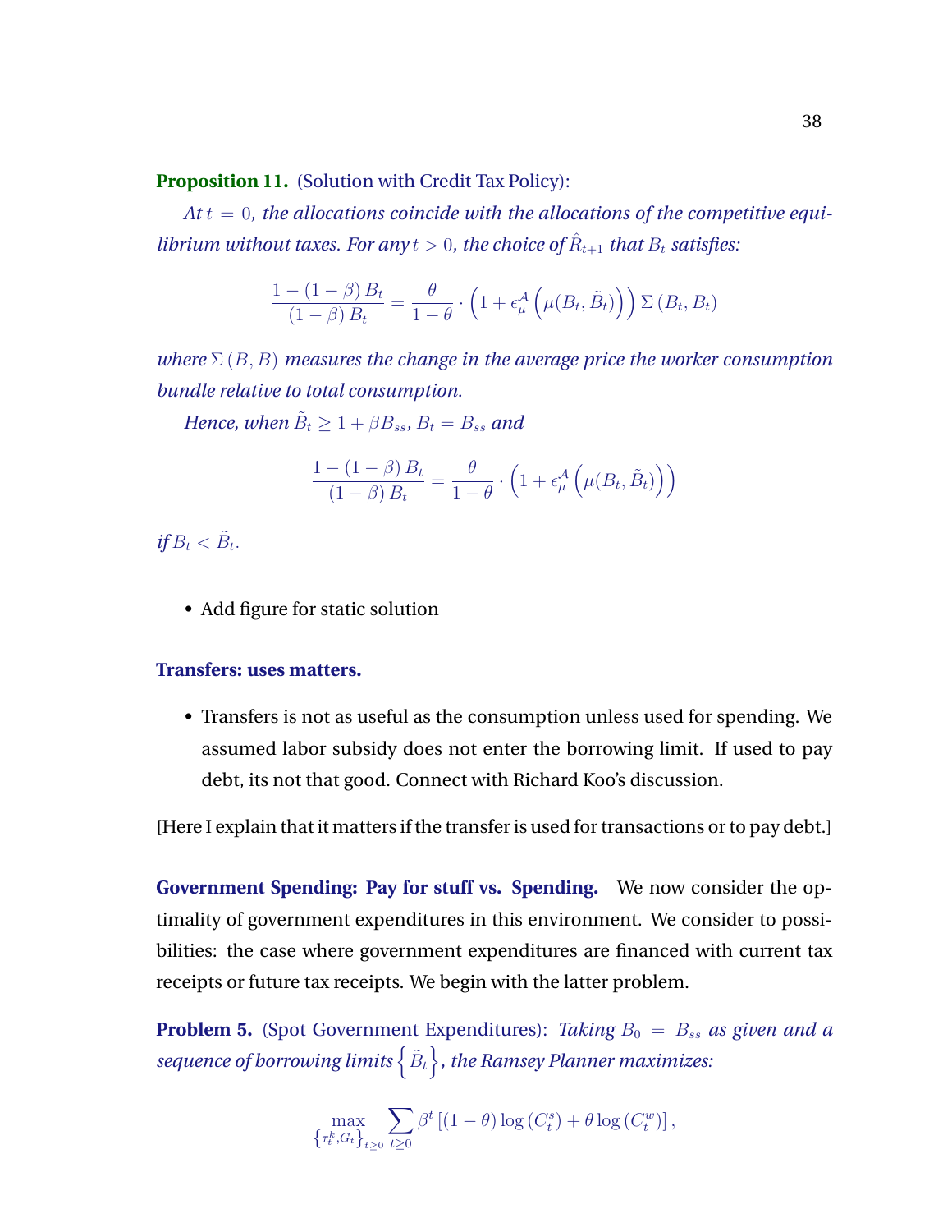**Proposition 11.** (Solution with Credit Tax Policy):

*At $t = 0$, the allocations coincide with the allocations of the competitive equilibrium without taxes. For any $t > 0$, the choice of $\hat{R}_{t+1}$ that $B_t$ satisfies:*

$$\frac{1-(1-\beta)\,B_t}{(1-\beta)\,B_t} = \frac{\theta}{1-\theta}\cdot\left(1+\epsilon_{\mu}^{\mathcal{A}}\left(\mu(B_t,\tilde{B}_t)\right)\right)\Sigma\left(B_t,B_t\right)$$

*where $\Sigma\left(B,B\right)$ measures the change in the average price the worker consumption bundle relative to total consumption.*

*Hence, when $\tilde{B}_t \geq 1+\beta B_{ss}$, $B_t = B_{ss}$ and*

$$\frac{1-(1-\beta)\,B_t}{(1-\beta)\,B_t} = \frac{\theta}{1-\theta}\cdot\left(1+\epsilon_{\mu}^{\mathcal{A}}\left(\mu(B_t,\tilde{B}_t)\right)\right)$$

*if $B_t < \tilde{B}_t$.*

- Add figure for static solution

**Transfers: uses matters.**

- Transfers is not as useful as the consumption unless used for spending. We assumed labor subsidy does not enter the borrowing limit. If used to pay debt, its not that good. Connect with Richard Koo's discussion.

[Here I explain that it matters if the transfer is used for transactions or to pay debt.]

**Government Spending: Pay for stuff vs. Spending.** We now consider the optimality of government expenditures in this environment. We consider to possibilities: the case where government expenditures are financed with current tax receipts or future tax receipts. We begin with the latter problem.

**Problem 5.** (Spot Government Expenditures): *Taking $B_0 = B_{ss}$ as given and a sequence of borrowing limits $\left\{\tilde{B}_t\right\}$, the Ramsey Planner maximizes:*

$$\max_{\left\{\tau_t^k, G_t\right\}_{t\geq 0}} \sum_{t\geq 0} \beta^t \left[(1-\theta)\log\left(C_t^s\right)+\theta\log\left(C_t^w\right)\right],$$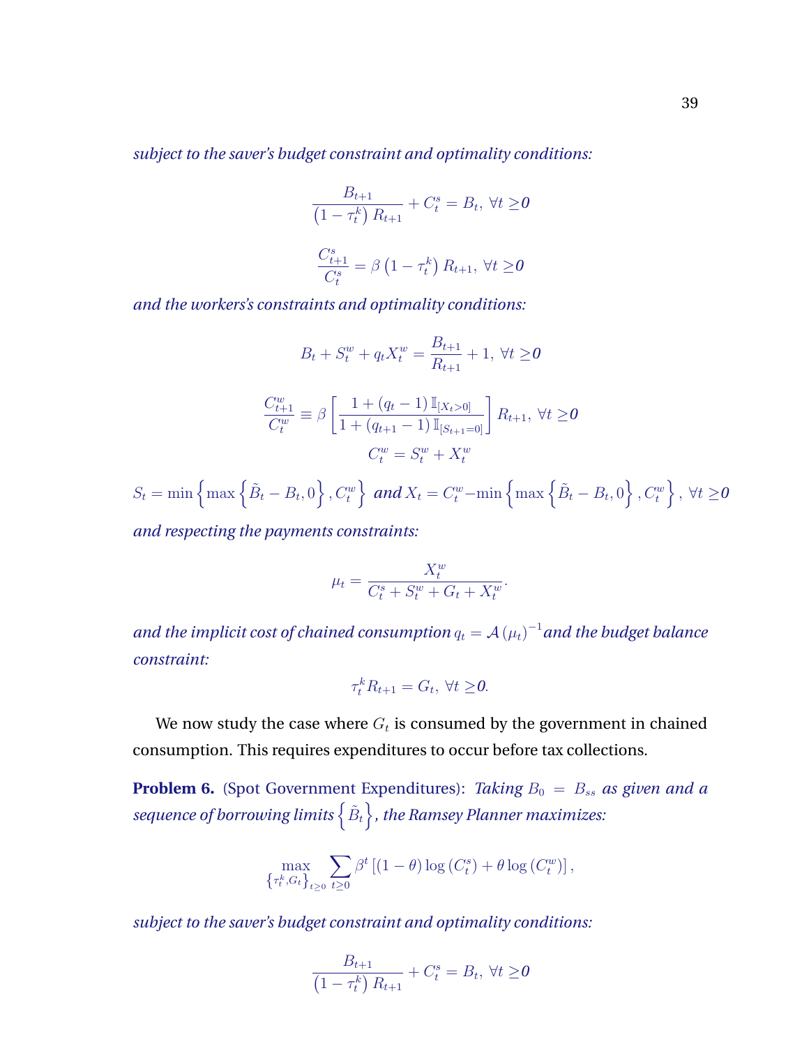*subject to the saver's budget constraint and optimality conditions:*

$$\frac{B_{t+1}}{\left(1-\tau_t^k\right)R_{t+1}} + C_t^s = B_t,\ \forall t \geq \boldsymbol{0}$$

$$\frac{C_{t+1}^s}{C_t^s} = \beta\left(1-\tau_t^k\right)R_{t+1},\ \forall t \geq \boldsymbol{0}$$

*and the workers's constraints and optimality conditions:*

$$B_t + S_t^w + q_t X_t^w = \frac{B_{t+1}}{R_{t+1}} + 1,\ \forall t \geq \boldsymbol{0}$$

$$\frac{C_{t+1}^w}{C_t^w} \equiv \beta\left[\frac{1+(q_t-1)\,\mathbb{I}_{[X_t>0]}}{1+(q_{t+1}-1)\,\mathbb{I}_{[S_{t+1}=0]}}\right]R_{t+1},\ \forall t \geq \boldsymbol{0}$$

$$C_t^w = S_t^w + X_t^w$$

$$S_t = \min\left\{\max\left\{\tilde{B}_t - B_t, 0\right\}, C_t^w\right\} \textit{ and } X_t = C_t^w - \min\left\{\max\left\{\tilde{B}_t - B_t, 0\right\}, C_t^w\right\},\ \forall t \geq \boldsymbol{0}$$

*and respecting the payments constraints:*

$$\mu_t = \frac{X_t^w}{C_t^s + S_t^w + G_t + X_t^w}.$$

*and the implicit cost of chained consumption* $q_t = \mathcal{A}\left(\mu_t\right)^{-1}$ *and the budget balance constraint:*

$$\tau_t^k R_{t+1} = G_t,\ \forall t \geq \boldsymbol{0}.$$

We now study the case where $G_t$ is consumed by the government in chained consumption. This requires expenditures to occur before tax collections.

**Problem 6.** (Spot Government Expenditures): *Taking* $B_0 = B_{ss}$ *as given and a sequence of borrowing limits* $\left\{\tilde{B}_t\right\}$*, the Ramsey Planner maximizes:*

$$\max_{\left\{\tau_t^k, G_t\right\}_{t\geq 0}} \sum_{t\geq 0} \beta^t\left[(1-\theta)\log\left(C_t^s\right) + \theta\log\left(C_t^w\right)\right],$$

*subject to the saver's budget constraint and optimality conditions:*

$$\frac{B_{t+1}}{\left(1-\tau_t^k\right)R_{t+1}} + C_t^s = B_t,\ \forall t \geq \boldsymbol{0}$$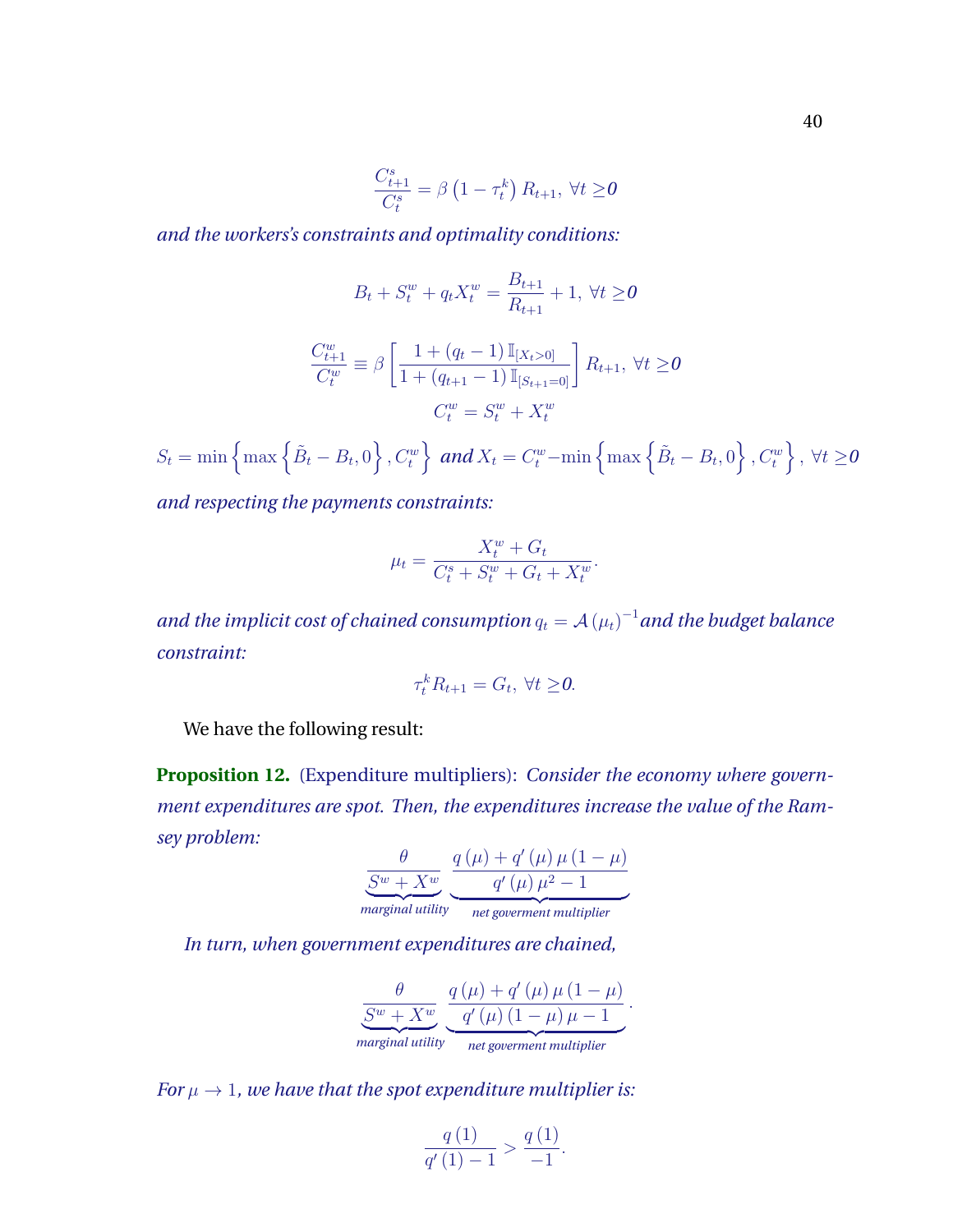$$\frac{C^s_{t+1}}{C^s_t} = \beta \left(1 - \tau^k_t\right) R_{t+1},\ \forall t \geq \mathbf{0}$$

*and the workers's constraints and optimality conditions:*

$$B_t + S^w_t + q_t X^w_t = \frac{B_{t+1}}{R_{t+1}} + 1,\ \forall t \geq \mathbf{0}$$

$$\frac{C^w_{t+1}}{C^w_t} \equiv \beta \left[\frac{1 + (q_t - 1)\, \mathbb{I}_{[X_t > 0]}}{1 + (q_{t+1} - 1)\, \mathbb{I}_{[S_{t+1} = 0]}}\right] R_{t+1},\ \forall t \geq \mathbf{0}$$

$$C^w_t = S^w_t + X^w_t$$

$$S_t = \min\left\{\max\left\{\tilde{B}_t - B_t, 0\right\}, C^w_t\right\} \text{ and } X_t = C^w_t - \min\left\{\max\left\{\tilde{B}_t - B_t, 0\right\}, C^w_t\right\},\ \forall t \geq \mathbf{0}$$

*and respecting the payments constraints:*

$$\mu_t = \frac{X^w_t + G_t}{C^s_t + S^w_t + G_t + X^w_t}.$$

*and the implicit cost of chained consumption* $q_t = \mathcal{A}(\mu_t)^{-1}$ *and the budget balance constraint:*

$$\tau^k_t R_{t+1} = G_t,\ \forall t \geq \mathbf{0}.$$

We have the following result:

**Proposition 12.** (Expenditure multipliers): *Consider the economy where government expenditures are spot. Then, the expenditures increase the value of the Ramsey problem:*

$$\underbrace{\frac{\theta}{S^w + X^w}}_{\text{marginal utility}} \underbrace{\frac{q(\mu) + q'(\mu)\, \mu (1 - \mu)}{q'(\mu)\, \mu^2 - 1}}_{\text{net goverment multiplier}}$$

*In turn, when government expenditures are chained,*

$$\underbrace{\frac{\theta}{S^w + X^w}}_{\text{marginal utility}} \underbrace{\frac{q(\mu) + q'(\mu)\, \mu (1 - \mu)}{q'(\mu)(1 - \mu)\, \mu - 1}}_{\text{net goverment multiplier}}.$$

*For* $\mu \to 1$*, we have that the spot expenditure multiplier is:*

$$\frac{q(1)}{q'(1) - 1} > \frac{q(1)}{-1}.$$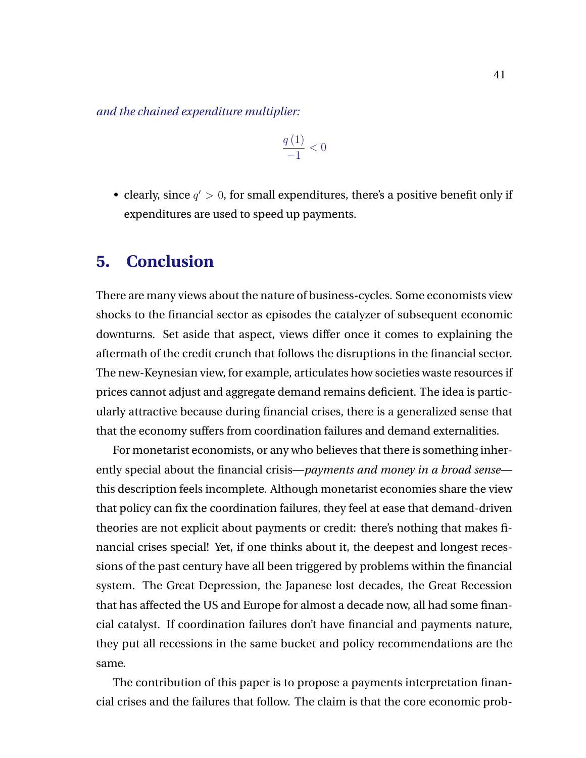*and the chained expenditure multiplier:*

$$\frac{q(1)}{-1} < 0$$

- clearly, since $q' > 0$, for small expenditures, there's a positive benefit only if expenditures are used to speed up payments.

## 5. Conclusion

There are many views about the nature of business-cycles. Some economists view shocks to the financial sector as episodes the catalyzer of subsequent economic downturns. Set aside that aspect, views differ once it comes to explaining the aftermath of the credit crunch that follows the disruptions in the financial sector. The new-Keynesian view, for example, articulates how societies waste resources if prices cannot adjust and aggregate demand remains deficient. The idea is particularly attractive because during financial crises, there is a generalized sense that that the economy suffers from coordination failures and demand externalities.

For monetarist economists, or any who believes that there is something inherently special about the financial crisis—*payments and money in a broad sense*—this description feels incomplete. Although monetarist economies share the view that policy can fix the coordination failures, they feel at ease that demand-driven theories are not explicit about payments or credit: there's nothing that makes financial crises special! Yet, if one thinks about it, the deepest and longest recessions of the past century have all been triggered by problems within the financial system. The Great Depression, the Japanese lost decades, the Great Recession that has affected the US and Europe for almost a decade now, all had some financial catalyst. If coordination failures don't have financial and payments nature, they put all recessions in the same bucket and policy recommendations are the same.

The contribution of this paper is to propose a payments interpretation financial crises and the failures that follow. The claim is that the core economic prob-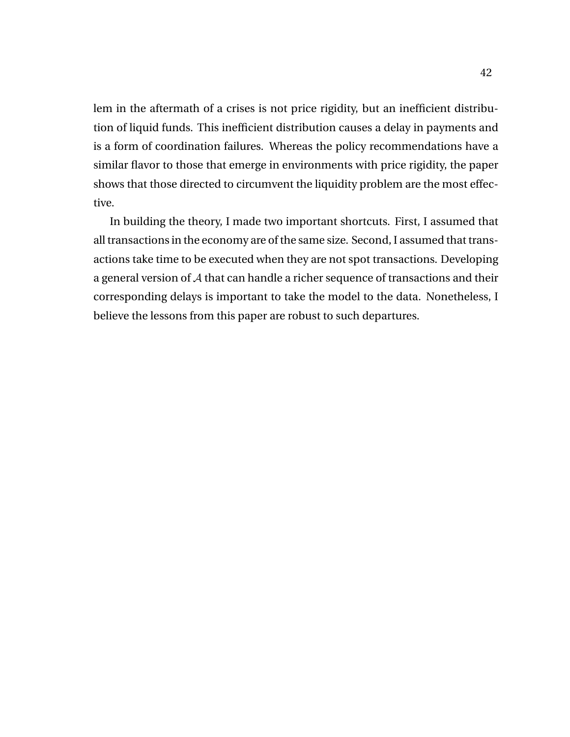lem in the aftermath of a crises is not price rigidity, but an inefficient distribution of liquid funds. This inefficient distribution causes a delay in payments and is a form of coordination failures. Whereas the policy recommendations have a similar flavor to those that emerge in environments with price rigidity, the paper shows that those directed to circumvent the liquidity problem are the most effective.

In building the theory, I made two important shortcuts. First, I assumed that all transactions in the economy are of the same size. Second, I assumed that transactions take time to be executed when they are not spot transactions. Developing a general version of $\mathcal{A}$ that can handle a richer sequence of transactions and their corresponding delays is important to take the model to the data. Nonetheless, I believe the lessons from this paper are robust to such departures.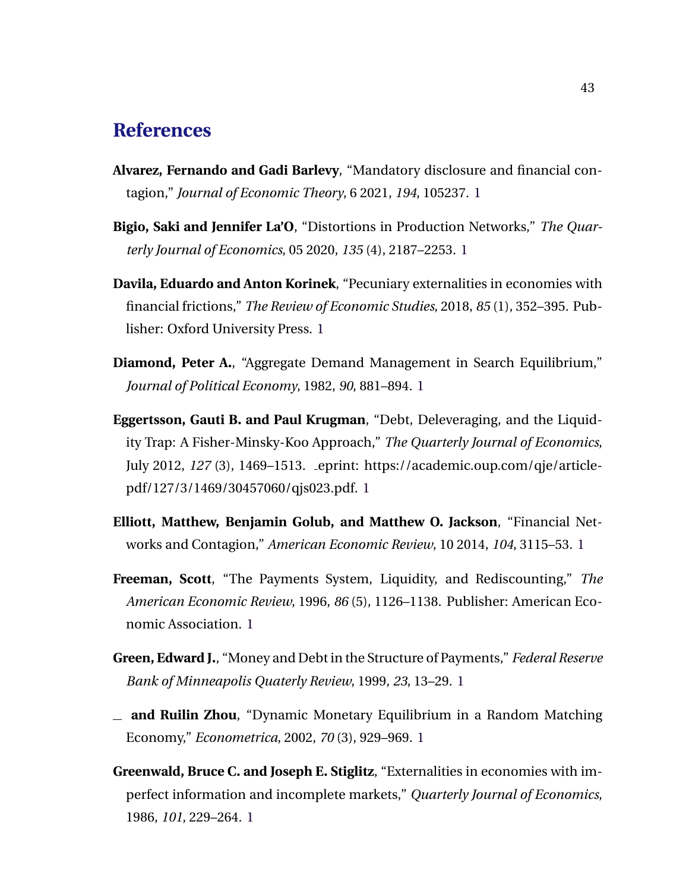# References

**Alvarez, Fernando and Gadi Barlevy**, "Mandatory disclosure and financial contagion," *Journal of Economic Theory*, 6 2021, *194*, 105237. 1

**Bigio, Saki and Jennifer La'O**, "Distortions in Production Networks," *The Quarterly Journal of Economics*, 05 2020, *135* (4), 2187–2253. 1

**Davila, Eduardo and Anton Korinek**, "Pecuniary externalities in economies with financial frictions," *The Review of Economic Studies*, 2018, *85* (1), 352–395. Publisher: Oxford University Press. 1

**Diamond, Peter A.**, "Aggregate Demand Management in Search Equilibrium," *Journal of Political Economy*, 1982, *90*, 881–894. 1

**Eggertsson, Gauti B. and Paul Krugman**, "Debt, Deleveraging, and the Liquidity Trap: A Fisher-Minsky-Koo Approach," *The Quarterly Journal of Economics*, July 2012, *127* (3), 1469–1513. _eprint: https://academic.oup.com/qje/article-pdf/127/3/1469/30457060/qjs023.pdf. 1

**Elliott, Matthew, Benjamin Golub, and Matthew O. Jackson**, "Financial Networks and Contagion," *American Economic Review*, 10 2014, *104*, 3115–53. 1

**Freeman, Scott**, "The Payments System, Liquidity, and Rediscounting," *The American Economic Review*, 1996, *86* (5), 1126–1138. Publisher: American Economic Association. 1

**Green, Edward J.**, "Money and Debt in the Structure of Payments," *Federal Reserve Bank of Minneapolis Quaterly Review*, 1999, *23*, 13–29. 1

_ **and Ruilin Zhou**, "Dynamic Monetary Equilibrium in a Random Matching Economy," *Econometrica*, 2002, *70* (3), 929–969. 1

**Greenwald, Bruce C. and Joseph E. Stiglitz**, "Externalities in economies with imperfect information and incomplete markets," *Quarterly Journal of Economics*, 1986, *101*, 229–264. 1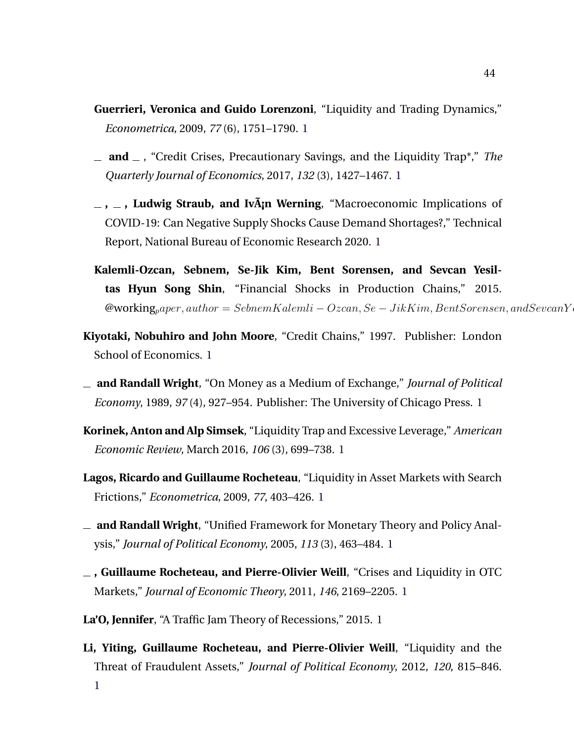**Guerrieri, Veronica and Guido Lorenzoni**, "Liquidity and Trading Dynamics," *Econometrica*, 2009, *77* (6), 1751–1790. 1

_ **and** _ , "Credit Crises, Precautionary Savings, and the Liquidity Trap*," *The Quarterly Journal of Economics*, 2017, *132* (3), 1427–1467. 1

_ **,** _ **, Ludwig Straub, and IvÃ¡n Werning**, "Macroeconomic Implications of COVID-19: Can Negative Supply Shocks Cause Demand Shortages?," Technical Report, National Bureau of Economic Research 2020. 1

**Kalemli-Ozcan, Sebnem, Se-Jik Kim, Bent Sorensen, and Sevcan Yesiltas Hyun Song Shin**, "Financial Shocks in Production Chains," 2015. @working$_{p}aper, author = SebnemKalemli - Ozcan, Se - JikKim, BentSorensen, andSevcanY$

**Kiyotaki, Nobuhiro and John Moore**, "Credit Chains," 1997. Publisher: London School of Economics. 1

_ **and Randall Wright**, "On Money as a Medium of Exchange," *Journal of Political Economy*, 1989, *97* (4), 927–954. Publisher: The University of Chicago Press. 1

**Korinek, Anton and Alp Simsek**, "Liquidity Trap and Excessive Leverage," *American Economic Review*, March 2016, *106* (3), 699–738. 1

**Lagos, Ricardo and Guillaume Rocheteau**, "Liquidity in Asset Markets with Search Frictions," *Econometrica*, 2009, *77*, 403–426. 1

_ **and Randall Wright**, "Unified Framework for Monetary Theory and Policy Analysis," *Journal of Political Economy*, 2005, *113* (3), 463–484. 1

_ **, Guillaume Rocheteau, and Pierre-Olivier Weill**, "Crises and Liquidity in OTC Markets," *Journal of Economic Theory*, 2011, *146*, 2169–2205. 1

**La'O, Jennifer**, "A Traffic Jam Theory of Recessions," 2015. 1

**Li, Yiting, Guillaume Rocheteau, and Pierre-Olivier Weill**, "Liquidity and the Threat of Fraudulent Assets," *Journal of Political Economy*, 2012, *120*, 815–846. 1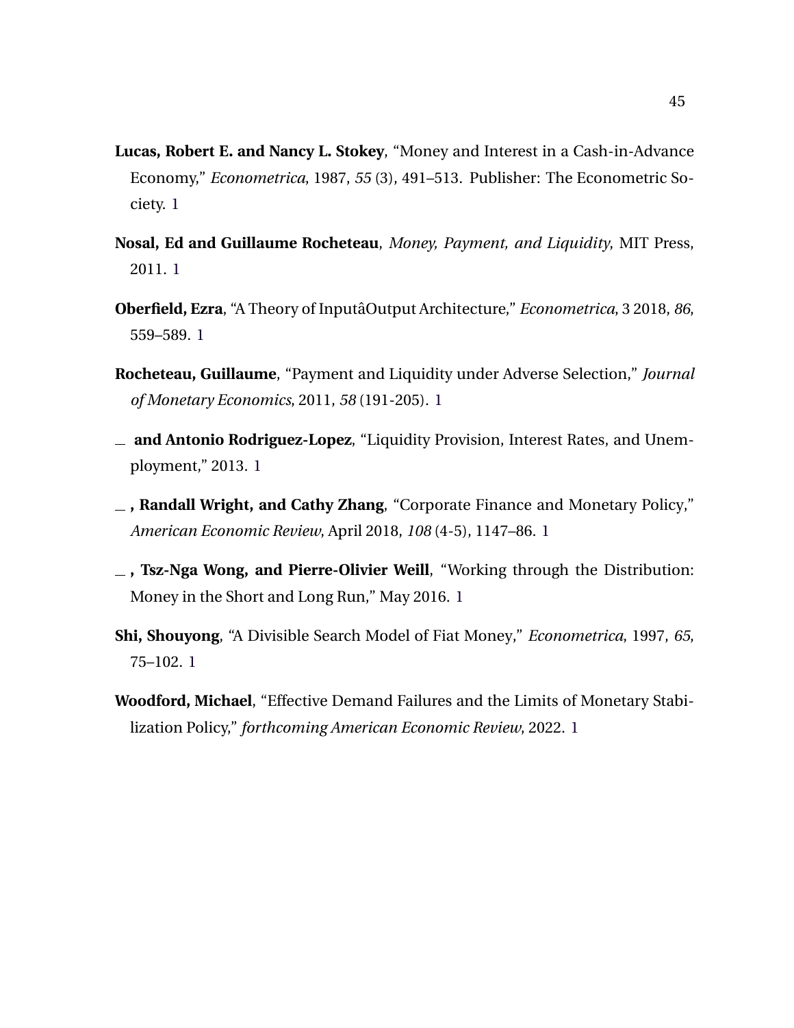**Lucas, Robert E. and Nancy L. Stokey**, "Money and Interest in a Cash-in-Advance Economy," *Econometrica*, 1987, *55* (3), 491–513. Publisher: The Econometric Society. 1

**Nosal, Ed and Guillaume Rocheteau**, *Money, Payment, and Liquidity*, MIT Press, 2011. 1

**Oberfield, Ezra**, "A Theory of InputâOutput Architecture," *Econometrica*, 3 2018, *86*, 559–589. 1

**Rocheteau, Guillaume**, "Payment and Liquidity under Adverse Selection," *Journal of Monetary Economics*, 2011, *58* (191-205). 1

**_ and Antonio Rodriguez-Lopez**, "Liquidity Provision, Interest Rates, and Unemployment," 2013. 1

**_, Randall Wright, and Cathy Zhang**, "Corporate Finance and Monetary Policy," *American Economic Review*, April 2018, *108* (4-5), 1147–86. 1

**_, Tsz-Nga Wong, and Pierre-Olivier Weill**, "Working through the Distribution: Money in the Short and Long Run," May 2016. 1

**Shi, Shouyong**, "A Divisible Search Model of Fiat Money," *Econometrica*, 1997, *65*, 75–102. 1

**Woodford, Michael**, "Effective Demand Failures and the Limits of Monetary Stabilization Policy," *forthcoming American Economic Review*, 2022. 1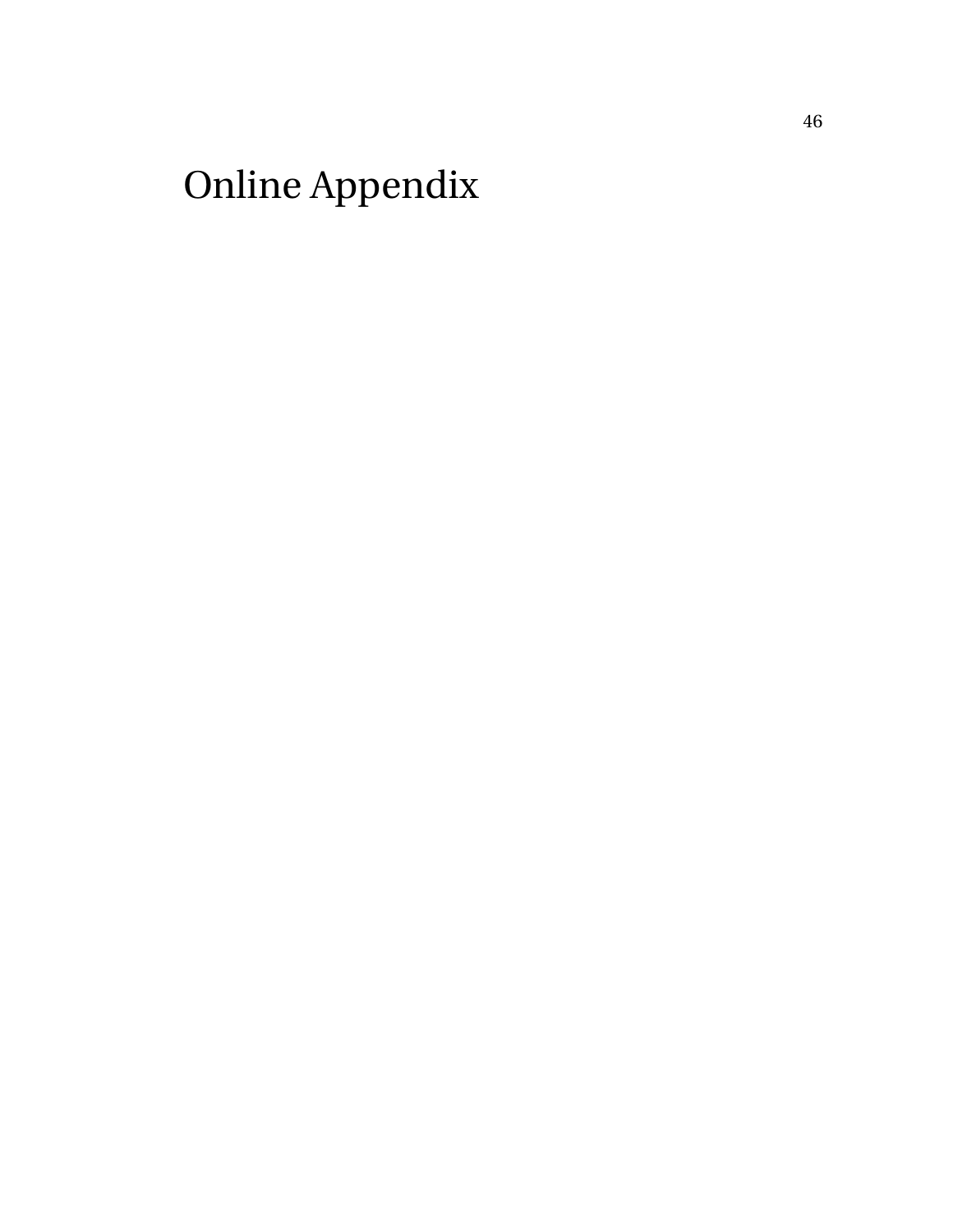# Online Appendix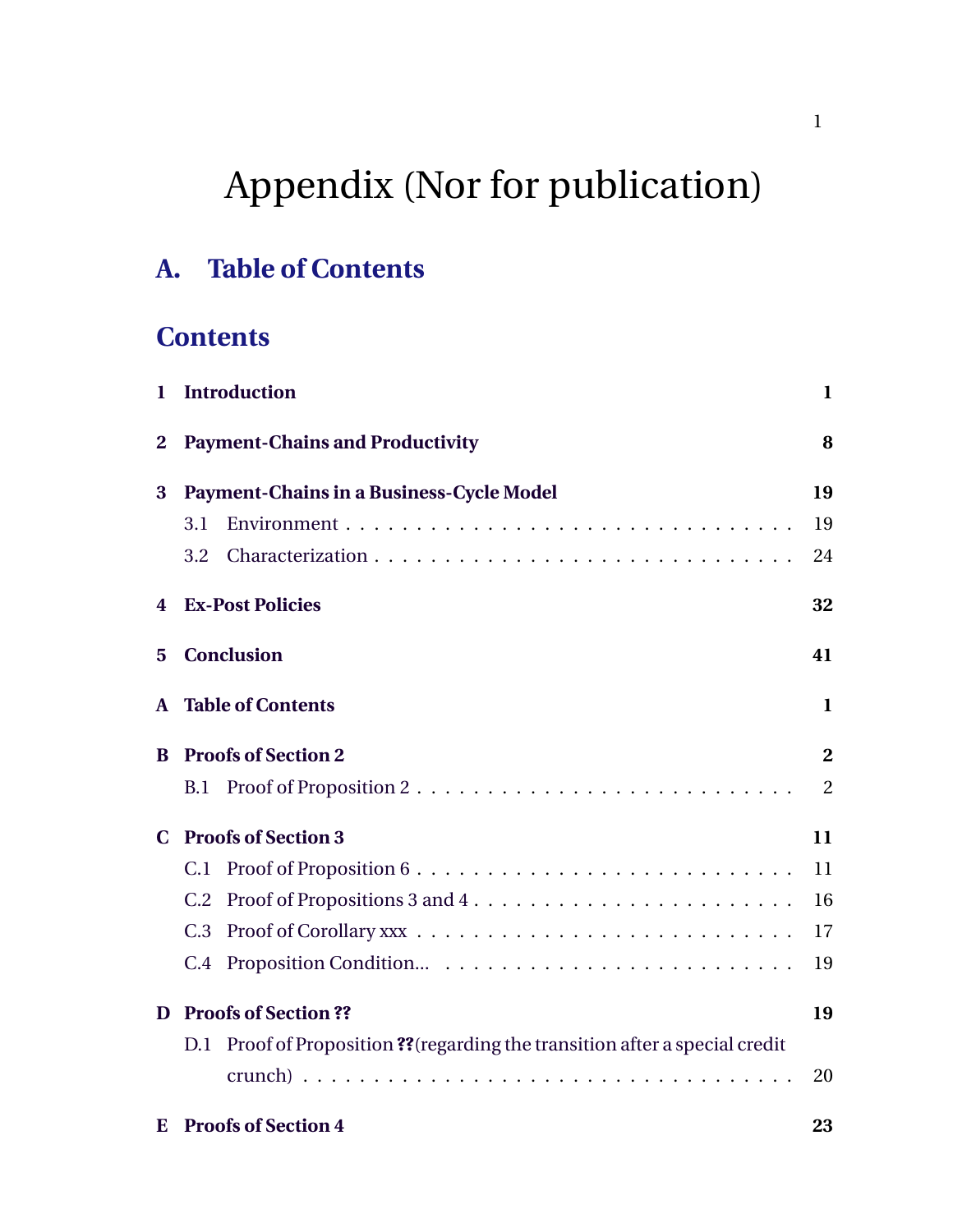# Appendix (Nor for publication)

## A. Table of Contents

## Contents

**1 Introduction** **1**

**2 Payment-Chains and Productivity** **8**

**3 Payment-Chains in a Business-Cycle Model** **19**

3.1 Environment . . . . . . . . . . . . . . . . . . . . . . . . . . . . . . . . 19

3.2 Characterization . . . . . . . . . . . . . . . . . . . . . . . . . . . . . . 24

**4 Ex-Post Policies** **32**

**5 Conclusion** **41**

**A Table of Contents** **1**

**B Proofs of Section 2** **2**

B.1 Proof of Proposition 2 . . . . . . . . . . . . . . . . . . . . . . . . . . . 2

**C Proofs of Section 3** **11**

C.1 Proof of Proposition 6 . . . . . . . . . . . . . . . . . . . . . . . . . . . 11

C.2 Proof of Propositions 3 and 4 . . . . . . . . . . . . . . . . . . . . . . . 16

C.3 Proof of Corollary xxx . . . . . . . . . . . . . . . . . . . . . . . . . . . 17

C.4 Proposition Condition... . . . . . . . . . . . . . . . . . . . . . . . . . . 19

**D Proofs of Section ??** **19**

D.1 Proof of Proposition **??**(regarding the transition after a special credit crunch) . . . . . . . . . . . . . . . . . . . . . . . . . . . . . . . . . . 20

**E Proofs of Section 4** **23**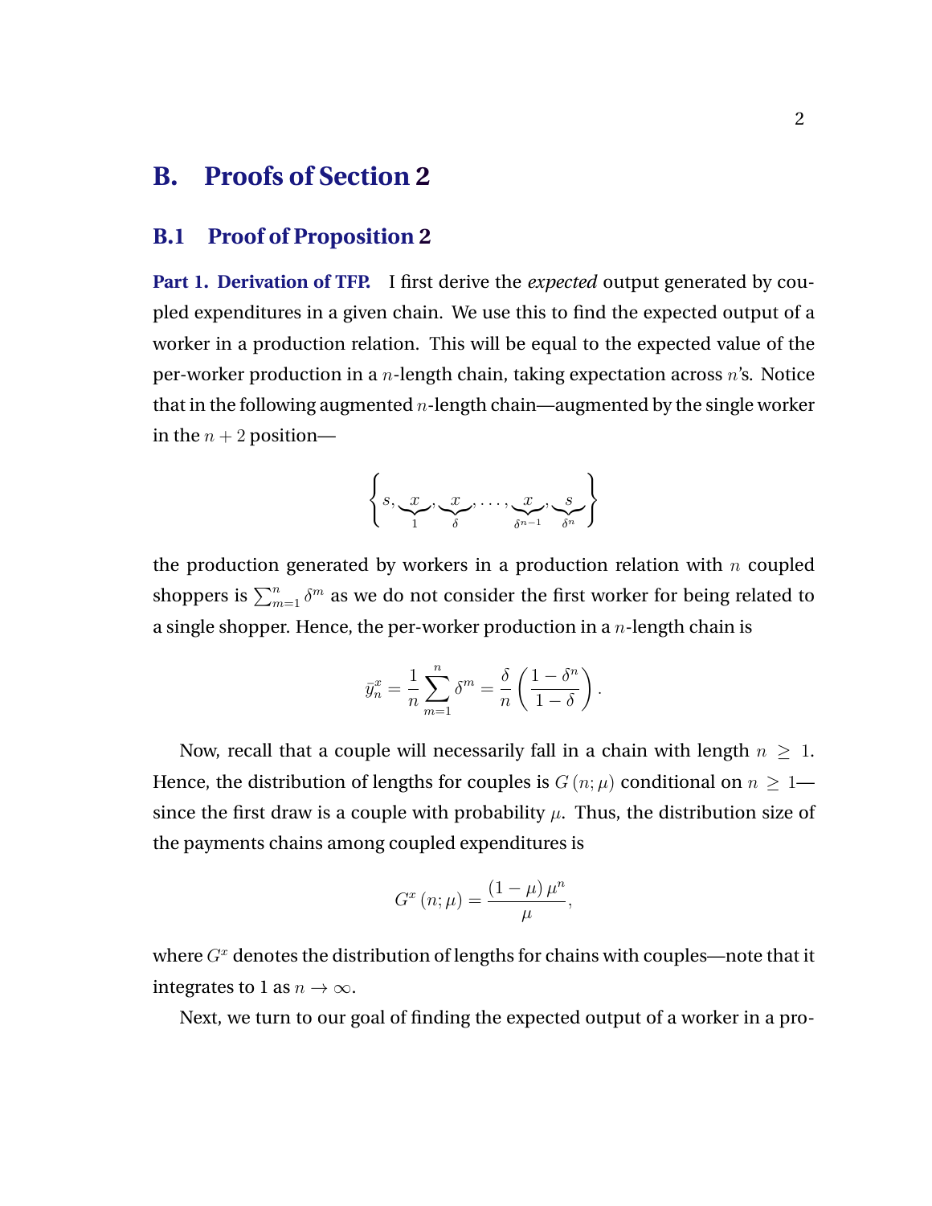# B. Proofs of Section 2

## B.1 Proof of Proposition 2

**Part 1. Derivation of TFP.** I first derive the *expected* output generated by coupled expenditures in a given chain. We use this to find the expected output of a worker in a production relation. This will be equal to the expected value of the per-worker production in a $n$-length chain, taking expectation across $n$'s. Notice that in the following augmented $n$-length chain—augmented by the single worker in the $n+2$ position—

$$\left\{ s, \underbrace{x}_{1}, \underbrace{x}_{\delta}, \ldots, \underbrace{x}_{\delta^{n-1}}, \underbrace{s}_{\delta^{n}} \right\}$$

the production generated by workers in a production relation with $n$ coupled shoppers is $\sum_{m=1}^{n} \delta^m$ as we do not consider the first worker for being related to a single shopper. Hence, the per-worker production in a $n$-length chain is

$$\bar{y}_n^x = \frac{1}{n} \sum_{m=1}^{n} \delta^m = \frac{\delta}{n} \left( \frac{1 - \delta^n}{1 - \delta} \right).$$

Now, recall that a couple will necessarily fall in a chain with length $n \geq 1$. Hence, the distribution of lengths for couples is $G(n; \mu)$ conditional on $n \geq 1$—since the first draw is a couple with probability $\mu$. Thus, the distribution size of the payments chains among coupled expenditures is

$$G^x(n; \mu) = \frac{(1 - \mu)\, \mu^n}{\mu},$$

where $G^x$ denotes the distribution of lengths for chains with couples—note that it integrates to 1 as $n \to \infty$.

Next, we turn to our goal of finding the expected output of a worker in a pro-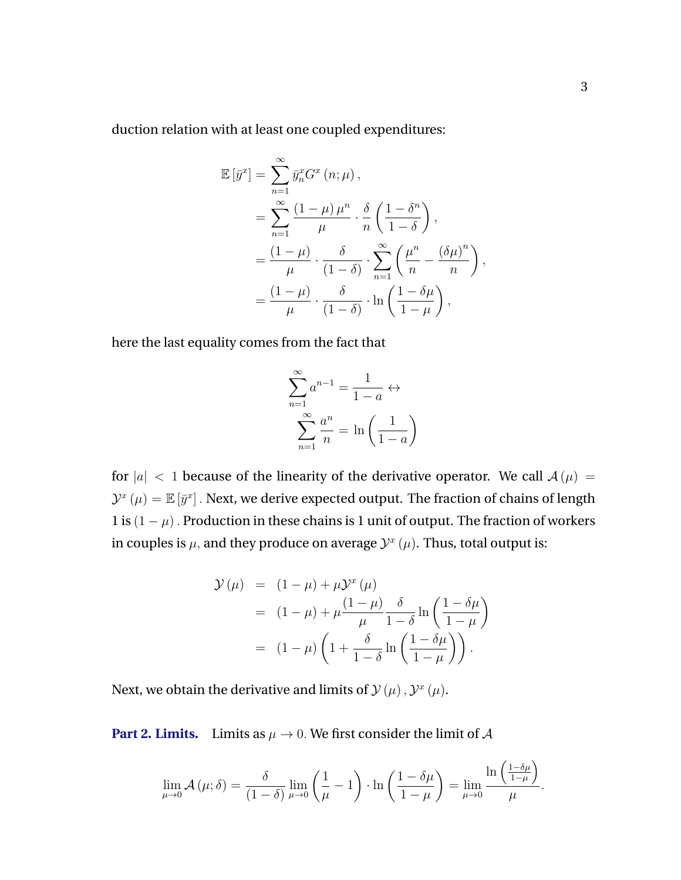duction relation with at least one coupled expenditures:

$$
\begin{aligned}
\mathbb{E}\left[\bar{y}^{x}\right] &= \sum_{n=1}^{\infty} \bar{y}_{n}^{x} G^{x}\left(n;\mu\right), \\
&= \sum_{n=1}^{\infty} \frac{\left(1-\mu\right)\mu^{n}}{\mu} \cdot \frac{\delta}{n}\left(\frac{1-\delta^{n}}{1-\delta}\right), \\
&= \frac{\left(1-\mu\right)}{\mu} \cdot \frac{\delta}{\left(1-\delta\right)} \cdot \sum_{n=1}^{\infty}\left(\frac{\mu^{n}}{n} - \frac{\left(\delta\mu\right)^{n}}{n}\right), \\
&= \frac{\left(1-\mu\right)}{\mu} \cdot \frac{\delta}{\left(1-\delta\right)} \cdot \ln\left(\frac{1-\delta\mu}{1-\mu}\right),
\end{aligned}
$$

here the last equality comes from the fact that

$$
\begin{aligned}
\sum_{n=1}^{\infty} a^{n-1} = \frac{1}{1-a} &\leftrightarrow \\
\sum_{n=1}^{\infty} \frac{a^{n}}{n} &= \ln\left(\frac{1}{1-a}\right)
\end{aligned}
$$

for $|a| < 1$ because of the linearity of the derivative operator. We call $\mathcal{A}\left(\mu\right) = \mathcal{Y}^{x}\left(\mu\right) = \mathbb{E}\left[\bar{y}^{x}\right]$. Next, we derive expected output. The fraction of chains of length 1 is $\left(1-\mu\right)$. Production in these chains is 1 unit of output. The fraction of workers in couples is $\mu$, and they produce on average $\mathcal{Y}^{x}\left(\mu\right)$. Thus, total output is:

$$
\begin{aligned}
\mathcal{Y}\left(\mu\right) &= \left(1-\mu\right) + \mu\mathcal{Y}^{x}\left(\mu\right) \\
&= \left(1-\mu\right) + \mu\frac{\left(1-\mu\right)}{\mu}\frac{\delta}{1-\delta}\ln\left(\frac{1-\delta\mu}{1-\mu}\right) \\
&= \left(1-\mu\right)\left(1+\frac{\delta}{1-\delta}\ln\left(\frac{1-\delta\mu}{1-\mu}\right)\right).
\end{aligned}
$$

Next, we obtain the derivative and limits of $\mathcal{Y}\left(\mu\right), \mathcal{Y}^{x}\left(\mu\right)$.

**Part 2. Limits.** Limits as $\mu \to 0$. We first consider the limit of $\mathcal{A}$

$$
\lim_{\mu\to 0}\mathcal{A}\left(\mu;\delta\right) = \frac{\delta}{\left(1-\delta\right)}\lim_{\mu\to 0}\left(\frac{1}{\mu}-1\right)\cdot\ln\left(\frac{1-\delta\mu}{1-\mu}\right) = \lim_{\mu\to 0}\frac{\ln\left(\frac{1-\delta\mu}{1-\mu}\right)}{\mu}.
$$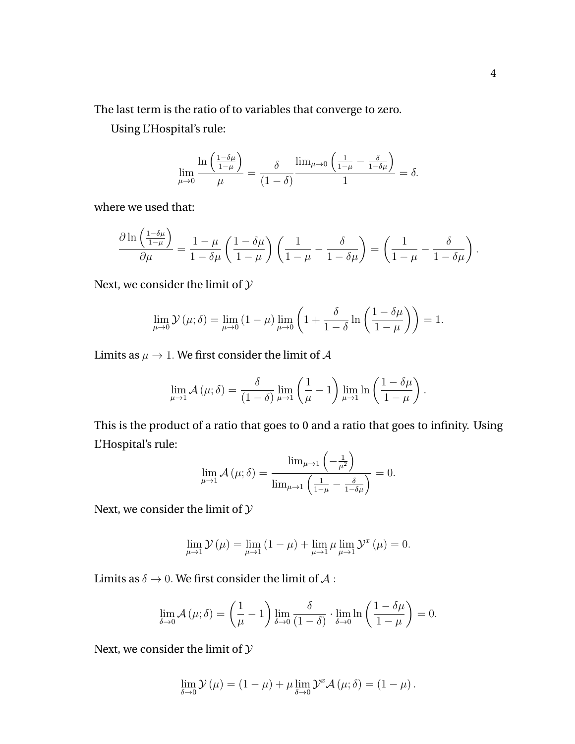The last term is the ratio of to variables that converge to zero.

Using L'Hospital's rule:

$$\lim_{\mu \to 0} \frac{\ln\left(\frac{1-\delta\mu}{1-\mu}\right)}{\mu} = \frac{\delta}{(1-\delta)} \frac{\lim_{\mu\to 0}\left(\frac{1}{1-\mu} - \frac{\delta}{1-\delta\mu}\right)}{1} = \delta.$$

where we used that:

$$\frac{\partial \ln\left(\frac{1-\delta\mu}{1-\mu}\right)}{\partial \mu} = \frac{1-\mu}{1-\delta\mu}\left(\frac{1-\delta\mu}{1-\mu}\right)\left(\frac{1}{1-\mu} - \frac{\delta}{1-\delta\mu}\right) = \left(\frac{1}{1-\mu} - \frac{\delta}{1-\delta\mu}\right).$$

Next, we consider the limit of $\mathcal{Y}$

$$\lim_{\mu\to 0} \mathcal{Y}(\mu;\delta) = \lim_{\mu\to 0}(1-\mu)\lim_{\mu\to 0}\left(1 + \frac{\delta}{1-\delta}\ln\left(\frac{1-\delta\mu}{1-\mu}\right)\right) = 1.$$

Limits as $\mu \to 1$. We first consider the limit of $\mathcal{A}$

$$\lim_{\mu\to 1} \mathcal{A}(\mu;\delta) = \frac{\delta}{(1-\delta)}\lim_{\mu\to 1}\left(\frac{1}{\mu} - 1\right)\lim_{\mu\to 1}\ln\left(\frac{1-\delta\mu}{1-\mu}\right).$$

This is the product of a ratio that goes to 0 and a ratio that goes to infinity. Using L'Hospital's rule:

$$\lim_{\mu\to 1} \mathcal{A}(\mu;\delta) = \frac{\lim_{\mu\to 1}\left(-\frac{1}{\mu^2}\right)}{\lim_{\mu\to 1}\left(\frac{1}{1-\mu} - \frac{\delta}{1-\delta\mu}\right)} = 0.$$

Next, we consider the limit of $\mathcal{Y}$

$$\lim_{\mu\to 1} \mathcal{Y}(\mu) = \lim_{\mu\to 1}(1-\mu) + \lim_{\mu\to 1}\mu\lim_{\mu\to 1}\mathcal{Y}^x(\mu) = 0.$$

Limits as $\delta \to 0$. We first consider the limit of $\mathcal{A}$ :

$$\lim_{\delta\to 0} \mathcal{A}(\mu;\delta) = \left(\frac{1}{\mu} - 1\right)\lim_{\delta\to 0}\frac{\delta}{(1-\delta)} \cdot \lim_{\delta\to 0}\ln\left(\frac{1-\delta\mu}{1-\mu}\right) = 0.$$

Next, we consider the limit of $\mathcal{Y}$

$$\lim_{\delta\to 0} \mathcal{Y}(\mu) = (1-\mu) + \mu\lim_{\delta\to 0}\mathcal{Y}^x\mathcal{A}(\mu;\delta) = (1-\mu).$$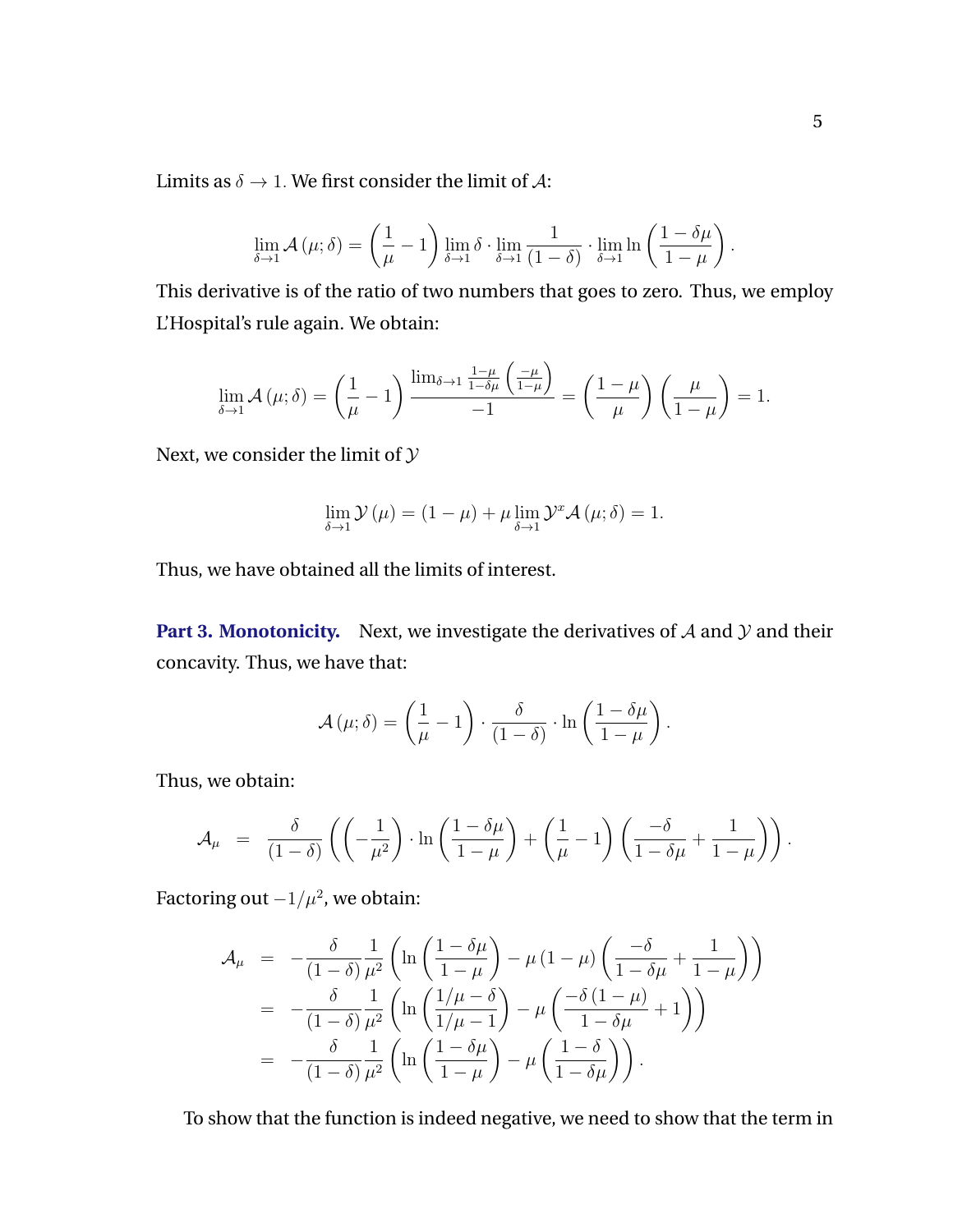Limits as $\delta \to 1$. We first consider the limit of $\mathcal{A}$:

$$\lim_{\delta \to 1} \mathcal{A}(\mu; \delta) = \left(\frac{1}{\mu} - 1\right) \lim_{\delta \to 1} \delta \cdot \lim_{\delta \to 1} \frac{1}{(1-\delta)} \cdot \lim_{\delta \to 1} \ln\left(\frac{1-\delta\mu}{1-\mu}\right).$$

This derivative is of the ratio of two numbers that goes to zero. Thus, we employ L'Hospital's rule again. We obtain:

$$\lim_{\delta \to 1} \mathcal{A}(\mu; \delta) = \left(\frac{1}{\mu} - 1\right) \frac{\lim_{\delta \to 1} \frac{1-\mu}{1-\delta\mu}\left(\frac{-\mu}{1-\mu}\right)}{-1} = \left(\frac{1-\mu}{\mu}\right)\left(\frac{\mu}{1-\mu}\right) = 1.$$

Next, we consider the limit of $\mathcal{Y}$

$$\lim_{\delta \to 1} \mathcal{Y}(\mu) = (1-\mu) + \mu \lim_{\delta \to 1} \mathcal{Y}^x \mathcal{A}(\mu; \delta) = 1.$$

Thus, we have obtained all the limits of interest.

**Part 3. Monotonicity.** Next, we investigate the derivatives of $\mathcal{A}$ and $\mathcal{Y}$ and their concavity. Thus, we have that:

$$\mathcal{A}(\mu; \delta) = \left(\frac{1}{\mu} - 1\right) \cdot \frac{\delta}{(1-\delta)} \cdot \ln\left(\frac{1-\delta\mu}{1-\mu}\right).$$

Thus, we obtain:

$$\mathcal{A}_\mu = \frac{\delta}{(1-\delta)}\left(\left(-\frac{1}{\mu^2}\right) \cdot \ln\left(\frac{1-\delta\mu}{1-\mu}\right) + \left(\frac{1}{\mu} - 1\right)\left(\frac{-\delta}{1-\delta\mu} + \frac{1}{1-\mu}\right)\right).$$

Factoring out $-1/\mu^2$, we obtain:

$$\begin{aligned}
\mathcal{A}_\mu &= -\frac{\delta}{(1-\delta)} \frac{1}{\mu^2}\left(\ln\left(\frac{1-\delta\mu}{1-\mu}\right) - \mu(1-\mu)\left(\frac{-\delta}{1-\delta\mu} + \frac{1}{1-\mu}\right)\right) \\
&= -\frac{\delta}{(1-\delta)} \frac{1}{\mu^2}\left(\ln\left(\frac{1/\mu - \delta}{1/\mu - 1}\right) - \mu\left(\frac{-\delta(1-\mu)}{1-\delta\mu} + 1\right)\right) \\
&= -\frac{\delta}{(1-\delta)} \frac{1}{\mu^2}\left(\ln\left(\frac{1-\delta\mu}{1-\mu}\right) - \mu\left(\frac{1-\delta}{1-\delta\mu}\right)\right).
\end{aligned}$$

To show that the function is indeed negative, we need to show that the term in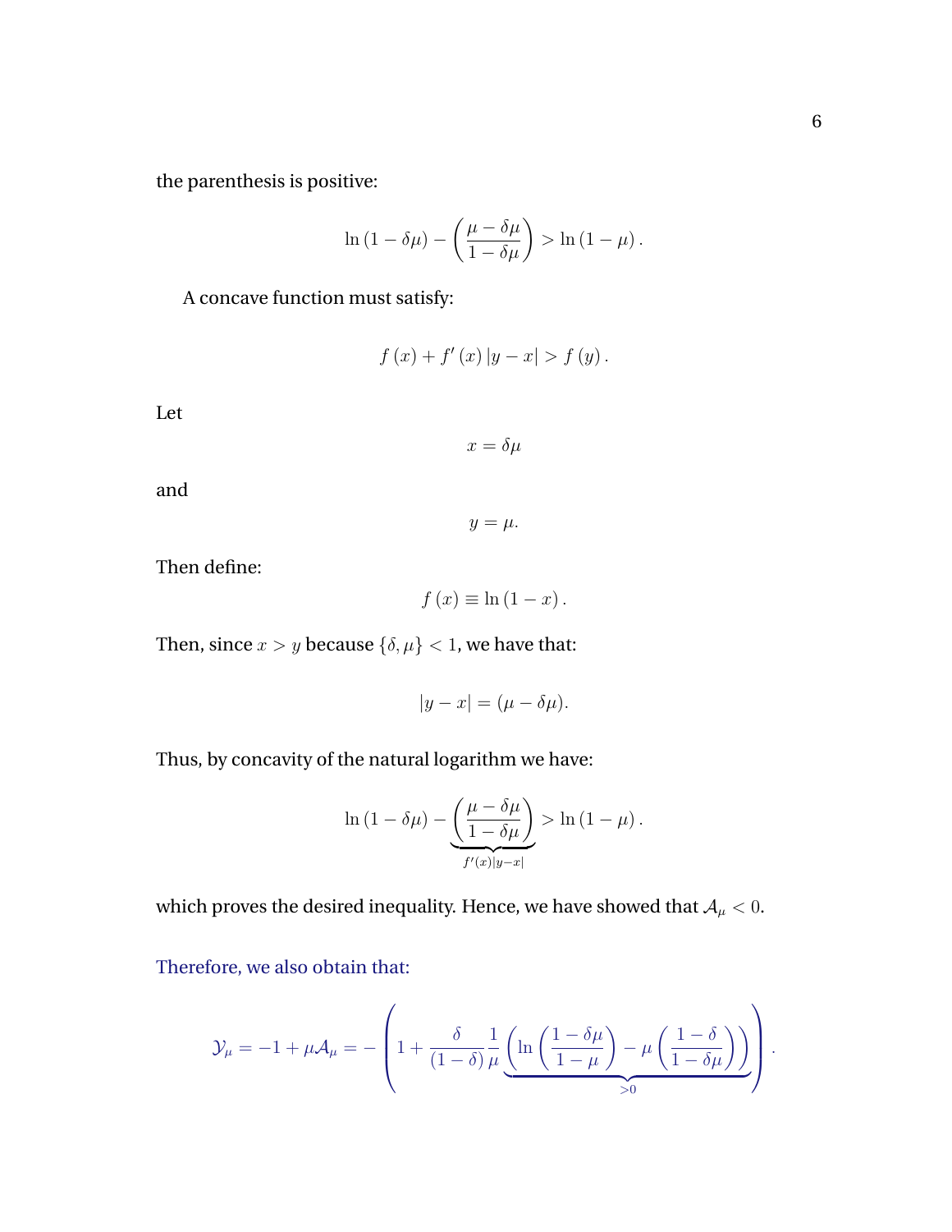the parenthesis is positive:

$$\ln\left(1-\delta\mu\right)-\left(\frac{\mu-\delta\mu}{1-\delta\mu}\right)>\ln\left(1-\mu\right).$$

A concave function must satisfy:

$$f\left(x\right)+f'\left(x\right)\left|y-x\right|>f\left(y\right).$$

Let

$$x=\delta\mu$$

and

$$y=\mu.$$

Then define:

$$f\left(x\right)\equiv\ln\left(1-x\right).$$

Then, since $x>y$ because $\{\delta,\mu\}<1$, we have that:

$$\left|y-x\right|=(\mu-\delta\mu).$$

Thus, by concavity of the natural logarithm we have:

$$\ln\left(1-\delta\mu\right)\underbrace{-\left(\frac{\mu-\delta\mu}{1-\delta\mu}\right)}_{f'(x)|y-x|}>\ln\left(1-\mu\right).$$

which proves the desired inequality. Hence, we have showed that $\mathcal{A}_\mu<0$.

Therefore, we also obtain that:

$$\mathcal{Y}_\mu=-1+\mu\mathcal{A}_\mu=-\left(1+\frac{\delta}{(1-\delta)}\frac{1}{\mu}\underbrace{\left(\ln\left(\frac{1-\delta\mu}{1-\mu}\right)-\mu\left(\frac{1-\delta}{1-\delta\mu}\right)\right)}_{>0}\right).$$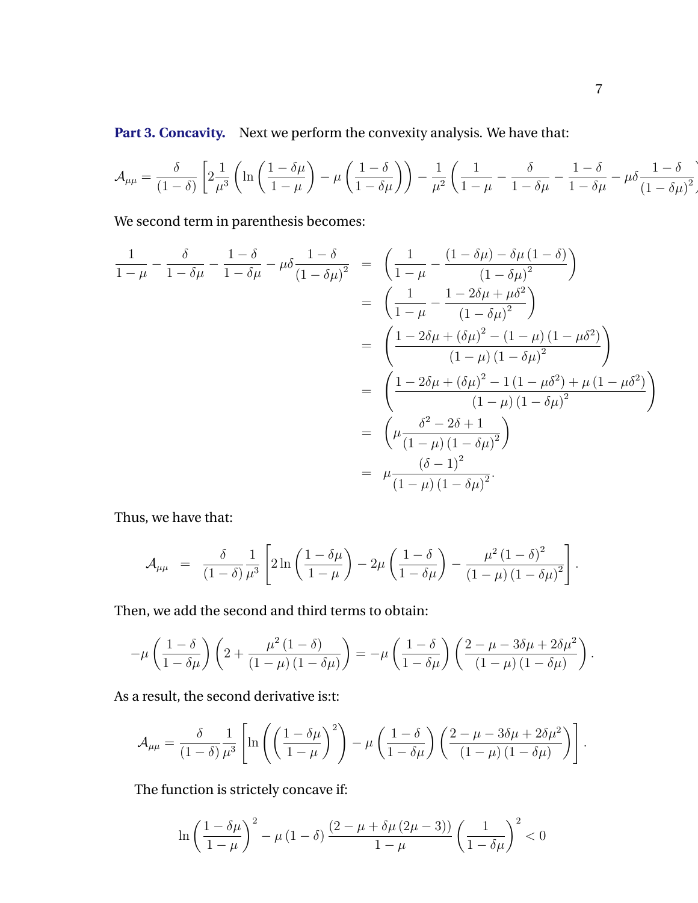**Part 3. Concavity.** Next we perform the convexity analysis. We have that:

$$\mathcal{A}_{\mu\mu} = \frac{\delta}{(1-\delta)}\left[2\frac{1}{\mu^3}\left(\ln\left(\frac{1-\delta\mu}{1-\mu}\right) - \mu\left(\frac{1-\delta}{1-\delta\mu}\right)\right) - \frac{1}{\mu^2}\left(\frac{1}{1-\mu} - \frac{\delta}{1-\delta\mu} - \frac{1-\delta}{1-\delta\mu} - \mu\delta\frac{1-\delta}{(1-\delta\mu)^2}\right)\right]$$

We second term in parenthesis becomes:

$$\begin{aligned}
\frac{1}{1-\mu} - \frac{\delta}{1-\delta\mu} - \frac{1-\delta}{1-\delta\mu} - \mu\delta\frac{1-\delta}{(1-\delta\mu)^2} &= \left(\frac{1}{1-\mu} - \frac{(1-\delta\mu) - \delta\mu(1-\delta)}{(1-\delta\mu)^2}\right) \\
&= \left(\frac{1}{1-\mu} - \frac{1-2\delta\mu+\mu\delta^2}{(1-\delta\mu)^2}\right) \\
&= \left(\frac{1-2\delta\mu+(\delta\mu)^2-(1-\mu)(1-\mu\delta^2)}{(1-\mu)(1-\delta\mu)^2}\right) \\
&= \left(\frac{1-2\delta\mu+(\delta\mu)^2-1(1-\mu\delta^2)+\mu(1-\mu\delta^2)}{(1-\mu)(1-\delta\mu)^2}\right) \\
&= \left(\mu\frac{\delta^2-2\delta+1}{(1-\mu)(1-\delta\mu)^2}\right) \\
&= \mu\frac{(\delta-1)^2}{(1-\mu)(1-\delta\mu)^2}.
\end{aligned}$$

Thus, we have that:

$$\mathcal{A}_{\mu\mu} = \frac{\delta}{(1-\delta)}\frac{1}{\mu^3}\left[2\ln\left(\frac{1-\delta\mu}{1-\mu}\right) - 2\mu\left(\frac{1-\delta}{1-\delta\mu}\right) - \frac{\mu^2(1-\delta)^2}{(1-\mu)(1-\delta\mu)^2}\right].$$

Then, we add the second and third terms to obtain:

$$-\mu\left(\frac{1-\delta}{1-\delta\mu}\right)\left(2+\frac{\mu^2(1-\delta)}{(1-\mu)(1-\delta\mu)}\right) = -\mu\left(\frac{1-\delta}{1-\delta\mu}\right)\left(\frac{2-\mu-3\delta\mu+2\delta\mu^2}{(1-\mu)(1-\delta\mu)}\right).$$

As a result, the second derivative is:t:

$$\mathcal{A}_{\mu\mu} = \frac{\delta}{(1-\delta)}\frac{1}{\mu^3}\left[\ln\left(\left(\frac{1-\delta\mu}{1-\mu}\right)^2\right) - \mu\left(\frac{1-\delta}{1-\delta\mu}\right)\left(\frac{2-\mu-3\delta\mu+2\delta\mu^2}{(1-\mu)(1-\delta\mu)}\right)\right].$$

The function is strictly concave if:

$$\ln\left(\frac{1-\delta\mu}{1-\mu}\right)^2 - \mu(1-\delta)\frac{(2-\mu+\delta\mu(2\mu-3))}{1-\mu}\left(\frac{1}{1-\delta\mu}\right)^2 < 0$$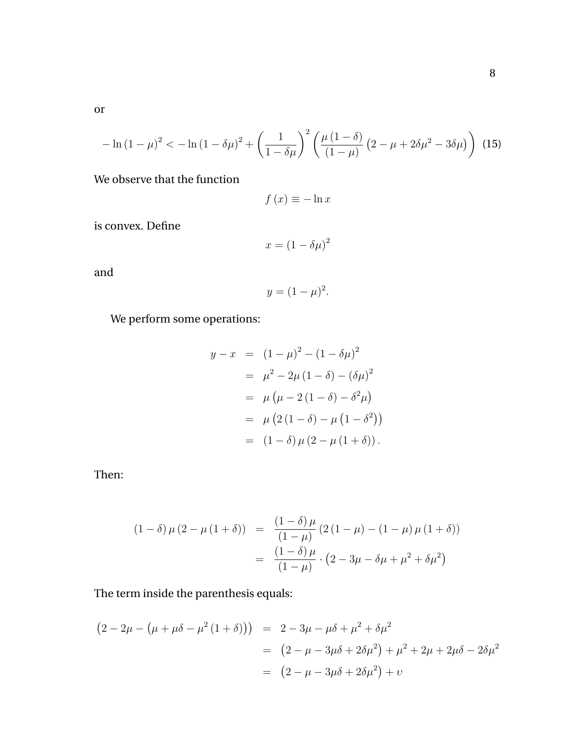or

$$-\ln\left(1-\mu\right)^{2} < -\ln\left(1-\delta\mu\right)^{2} + \left(\frac{1}{1-\delta\mu}\right)^{2}\left(\frac{\mu\left(1-\delta\right)}{\left(1-\mu\right)}\left(2-\mu+2\delta\mu^{2}-3\delta\mu\right)\right) \quad \text{(15)}$$

We observe that the function

$$f\left(x\right) \equiv -\ln x$$

is convex. Define

$$x = \left(1-\delta\mu\right)^{2}$$

and

$$y = (1-\mu)^{2}.$$

We perform some operations:

$$\begin{aligned}
y - x &= \left(1-\mu\right)^{2} - \left(1-\delta\mu\right)^{2} \\
&= \mu^{2} - 2\mu\left(1-\delta\right) - \left(\delta\mu\right)^{2} \\
&= \mu\left(\mu - 2\left(1-\delta\right) - \delta^{2}\mu\right) \\
&= \mu\left(2\left(1-\delta\right) - \mu\left(1-\delta^{2}\right)\right) \\
&= \left(1-\delta\right)\mu\left(2-\mu\left(1+\delta\right)\right).
\end{aligned}$$

Then:

$$\begin{aligned}
\left(1-\delta\right)\mu\left(2-\mu\left(1+\delta\right)\right) &= \frac{\left(1-\delta\right)\mu}{\left(1-\mu\right)}\left(2\left(1-\mu\right) - \left(1-\mu\right)\mu\left(1+\delta\right)\right) \\
&= \frac{\left(1-\delta\right)\mu}{\left(1-\mu\right)} \cdot \left(2 - 3\mu - \delta\mu + \mu^{2} + \delta\mu^{2}\right)
\end{aligned}$$

The term inside the parenthesis equals:

$$\begin{aligned}
\left(2 - 2\mu - \left(\mu + \mu\delta - \mu^{2}\left(1+\delta\right)\right)\right) &= 2 - 3\mu - \mu\delta + \mu^{2} + \delta\mu^{2} \\
&= \left(2 - \mu - 3\mu\delta + 2\delta\mu^{2}\right) + \mu^{2} + 2\mu + 2\mu\delta - 2\delta\mu^{2} \\
&= \left(2 - \mu - 3\mu\delta + 2\delta\mu^{2}\right) + \upsilon
\end{aligned}$$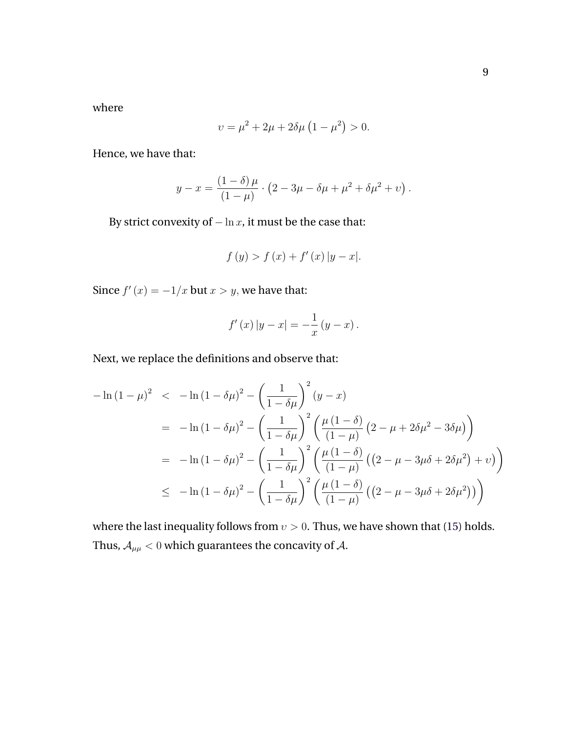where

$$\upsilon = \mu^2 + 2\mu + 2\delta\mu\left(1 - \mu^2\right) > 0.$$

Hence, we have that:

$$y - x = \frac{(1-\delta)\,\mu}{(1-\mu)} \cdot \left(2 - 3\mu - \delta\mu + \mu^2 + \delta\mu^2 + \upsilon\right).$$

By strict convexity of $-\ln x$, it must be the case that:

$$f\left(y\right) > f\left(x\right) + f'\left(x\right)|y-x|.$$

Since $f'\left(x\right) = -1/x$ but $x > y$, we have that:

$$f'\left(x\right)|y-x| = -\frac{1}{x}\left(y-x\right).$$

Next, we replace the definitions and observe that:

$$\begin{aligned}
-\ln\left(1-\mu\right)^2 &< -\ln\left(1-\delta\mu\right)^2 - \left(\frac{1}{1-\delta\mu}\right)^2\left(y-x\right) \\
&= -\ln\left(1-\delta\mu\right)^2 - \left(\frac{1}{1-\delta\mu}\right)^2\left(\frac{\mu\left(1-\delta\right)}{\left(1-\mu\right)}\left(2-\mu+2\delta\mu^2-3\delta\mu\right)\right) \\
&= -\ln\left(1-\delta\mu\right)^2 - \left(\frac{1}{1-\delta\mu}\right)^2\left(\frac{\mu\left(1-\delta\right)}{\left(1-\mu\right)}\left(\left(2-\mu-3\mu\delta+2\delta\mu^2\right)+\upsilon\right)\right) \\
&\leq -\ln\left(1-\delta\mu\right)^2 - \left(\frac{1}{1-\delta\mu}\right)^2\left(\frac{\mu\left(1-\delta\right)}{\left(1-\mu\right)}\left(\left(2-\mu-3\mu\delta+2\delta\mu^2\right)\right)\right)
\end{aligned}$$

where the last inequality follows from $\upsilon > 0$. Thus, we have shown that (15) holds. Thus, $\mathcal{A}_{\mu\mu} < 0$ which guarantees the concavity of $\mathcal{A}$.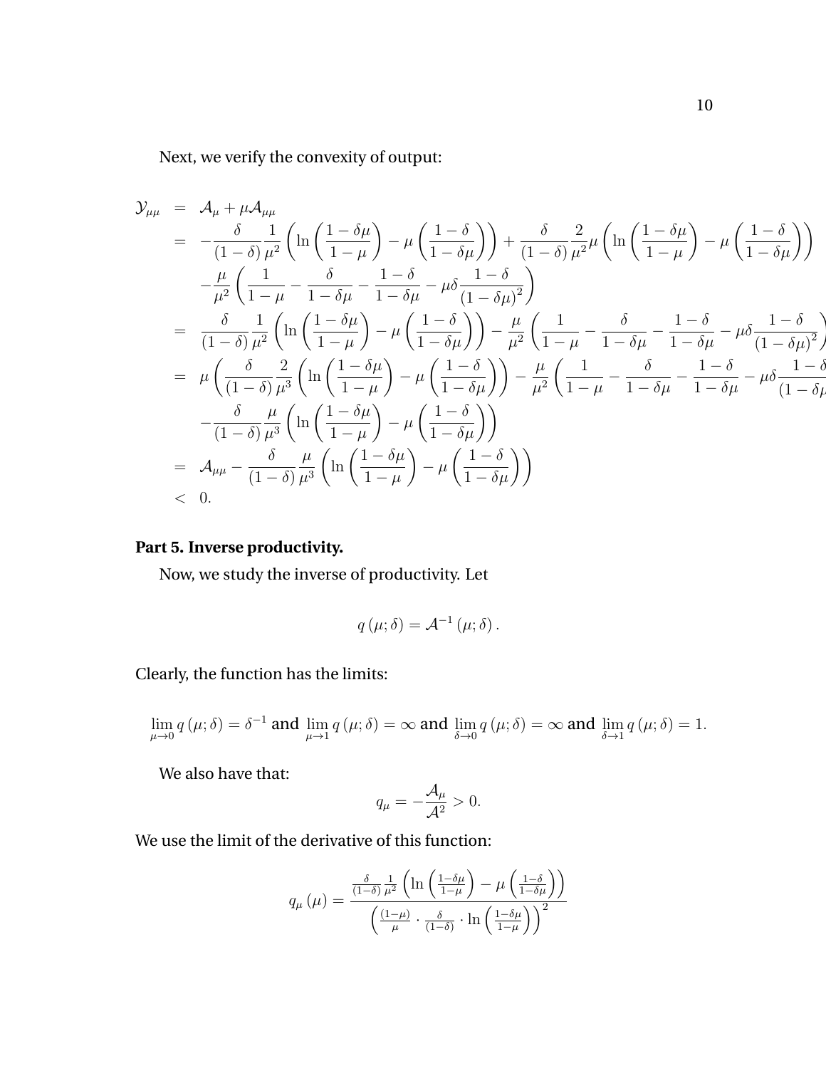Next, we verify the convexity of output:

$$
\begin{aligned}
\mathcal{Y}_{\mu\mu} &= \mathcal{A}_{\mu} + \mu \mathcal{A}_{\mu\mu} \\
&= -\frac{\delta}{(1-\delta)} \frac{1}{\mu^2} \left( \ln\left( \frac{1-\delta\mu}{1-\mu} \right) - \mu \left( \frac{1-\delta}{1-\delta\mu} \right) \right) + \frac{\delta}{(1-\delta)} \frac{2}{\mu^2} \mu \left( \ln\left( \frac{1-\delta\mu}{1-\mu} \right) - \mu \left( \frac{1-\delta}{1-\delta\mu} \right) \right) \\
&\quad - \frac{\mu}{\mu^2} \left( \frac{1}{1-\mu} - \frac{\delta}{1-\delta\mu} - \frac{1-\delta}{1-\delta\mu} - \mu\delta \frac{1-\delta}{(1-\delta\mu)^2} \right) \\
&= \frac{\delta}{(1-\delta)} \frac{1}{\mu^2} \left( \ln\left( \frac{1-\delta\mu}{1-\mu} \right) - \mu \left( \frac{1-\delta}{1-\delta\mu} \right) \right) - \frac{\mu}{\mu^2} \left( \frac{1}{1-\mu} - \frac{\delta}{1-\delta\mu} - \frac{1-\delta}{1-\delta\mu} - \mu\delta \frac{1-\delta}{(1-\delta\mu)^2} \right) \\
&= \mu \left( \frac{\delta}{(1-\delta)} \frac{2}{\mu^3} \left( \ln\left( \frac{1-\delta\mu}{1-\mu} \right) - \mu \left( \frac{1-\delta}{1-\delta\mu} \right) \right) - \frac{\mu}{\mu^2} \left( \frac{1}{1-\mu} - \frac{\delta}{1-\delta\mu} - \frac{1-\delta}{1-\delta\mu} - \mu\delta \frac{1-\delta}{(1-\delta\mu)^2} \right) \right. \\
&\quad \left. - \frac{\delta}{(1-\delta)} \frac{\mu}{\mu^3} \left( \ln\left( \frac{1-\delta\mu}{1-\mu} \right) - \mu \left( \frac{1-\delta}{1-\delta\mu} \right) \right) \right) \\
&= \mathcal{A}_{\mu\mu} - \frac{\delta}{(1-\delta)} \frac{\mu}{\mu^3} \left( \ln\left( \frac{1-\delta\mu}{1-\mu} \right) - \mu \left( \frac{1-\delta}{1-\delta\mu} \right) \right) \\
&< 0.
\end{aligned}
$$

**Part 5. Inverse productivity.**

Now, we study the inverse of productivity. Let

$$
q(\mu;\delta) = \mathcal{A}^{-1}(\mu;\delta).
$$

Clearly, the function has the limits:

$$
\lim_{\mu \to 0} q(\mu;\delta) = \delta^{-1} \text{ and } \lim_{\mu \to 1} q(\mu;\delta) = \infty \text{ and } \lim_{\delta \to 0} q(\mu;\delta) = \infty \text{ and } \lim_{\delta \to 1} q(\mu;\delta) = 1.
$$

We also have that:

$$
q_{\mu} = -\frac{\mathcal{A}_{\mu}}{\mathcal{A}^2} > 0.
$$

We use the limit of the derivative of this function:

$$
q_{\mu}(\mu) = \frac{\frac{\delta}{(1-\delta)} \frac{1}{\mu^2} \left( \ln\left( \frac{1-\delta\mu}{1-\mu} \right) - \mu \left( \frac{1-\delta}{1-\delta\mu} \right) \right)}{\left( \frac{(1-\mu)}{\mu} \cdot \frac{\delta}{(1-\delta)} \cdot \ln\left( \frac{1-\delta\mu}{1-\mu} \right) \right)^2}
$$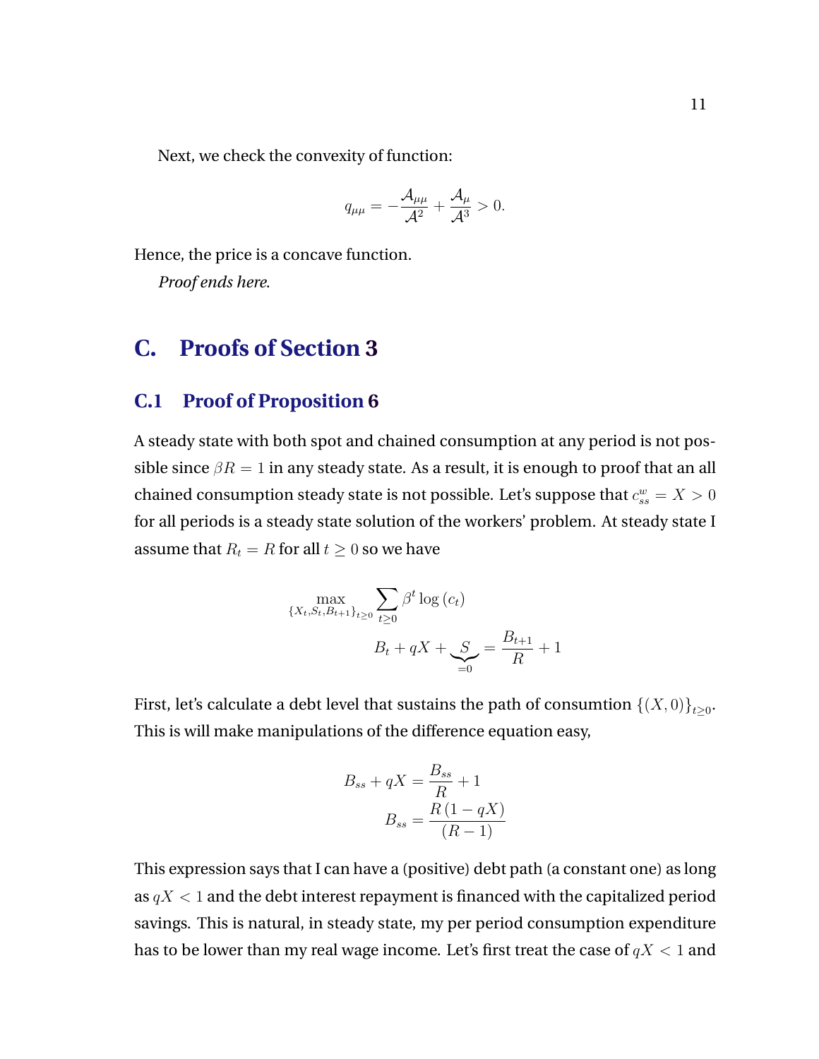Next, we check the convexity of function:

$$q_{\mu\mu} = -\frac{\mathcal{A}_{\mu\mu}}{\mathcal{A}^2} + \frac{\mathcal{A}_{\mu}}{\mathcal{A}^3} > 0.$$

Hence, the price is a concave function.

*Proof ends here.*

# C. Proofs of Section 3

## C.1 Proof of Proposition 6

A steady state with both spot and chained consumption at any period is not possible since $\beta R = 1$ in any steady state. As a result, it is enough to proof that an all chained consumption steady state is not possible. Let's suppose that $c^w_{ss} = X > 0$ for all periods is a steady state solution of the workers' problem. At steady state I assume that $R_t = R$ for all $t \geq 0$ so we have

$$\max_{\{X_t, S_t, B_{t+1}\}_{t\geq 0}} \sum_{t\geq 0} \beta^t \log(c_t)$$

$$B_t + qX + \underbrace{S}_{=0} = \frac{B_{t+1}}{R} + 1$$

First, let's calculate a debt level that sustains the path of consumtion $\{(X, 0)\}_{t\geq 0}$. This is will make manipulations of the difference equation easy,

$$B_{ss} + qX = \frac{B_{ss}}{R} + 1$$

$$B_{ss} = \frac{R(1 - qX)}{(R - 1)}$$

This expression says that I can have a (positive) debt path (a constant one) as long as $qX < 1$ and the debt interest repayment is financed with the capitalized period savings. This is natural, in steady state, my per period consumption expenditure has to be lower than my real wage income. Let's first treat the case of $qX < 1$ and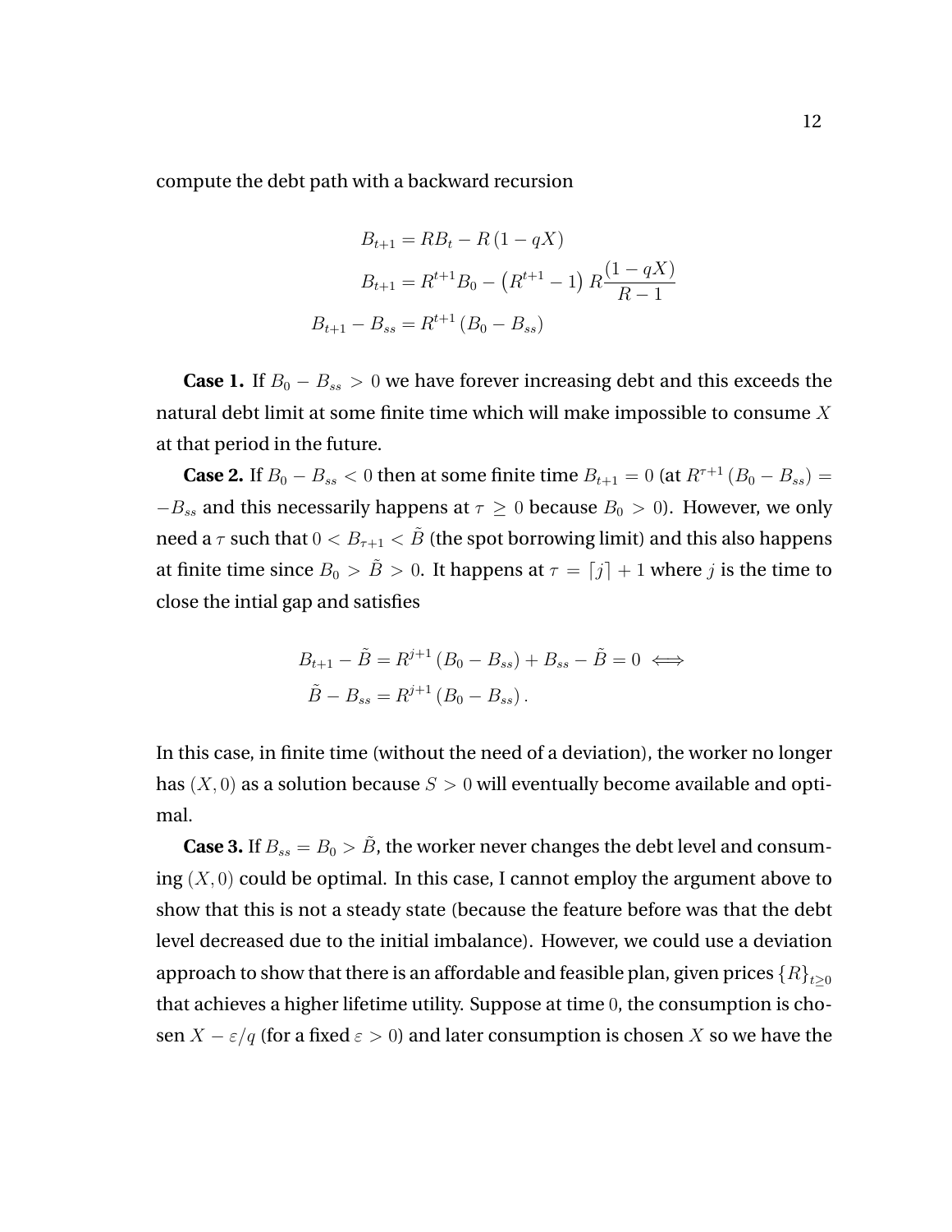compute the debt path with a backward recursion

$$
\begin{aligned}
B_{t+1} &= RB_t - R\left(1 - qX\right) \\
B_{t+1} &= R^{t+1}B_0 - \left(R^{t+1} - 1\right) R\frac{(1 - qX)}{R - 1} \\
B_{t+1} - B_{ss} &= R^{t+1}\left(B_0 - B_{ss}\right)
\end{aligned}
$$

**Case 1.** If $B_0 - B_{ss} > 0$ we have forever increasing debt and this exceeds the natural debt limit at some finite time which will make impossible to consume $X$ at that period in the future.

**Case 2.** If $B_0 - B_{ss} < 0$ then at some finite time $B_{t+1} = 0$ (at $R^{\tau+1}(B_0 - B_{ss}) = -B_{ss}$ and this necessarily happens at $\tau \geq 0$ because $B_0 > 0$). However, we only need a $\tau$ such that $0 < B_{\tau+1} < \tilde{B}$ (the spot borrowing limit) and this also happens at finite time since $B_0 > \tilde{B} > 0$. It happens at $\tau = \lceil j \rceil + 1$ where $j$ is the time to close the intial gap and satisfies

$$
\begin{aligned}
B_{t+1} - \tilde{B} = R^{j+1}\left(B_0 - B_{ss}\right) + B_{ss} - \tilde{B} = 0 \iff \\
\tilde{B} - B_{ss} = R^{j+1}\left(B_0 - B_{ss}\right).
\end{aligned}
$$

In this case, in finite time (without the need of a deviation), the worker no longer has $(X, 0)$ as a solution because $S > 0$ will eventually become available and optimal.

**Case 3.** If $B_{ss} = B_0 > \tilde{B}$, the worker never changes the debt level and consuming $(X, 0)$ could be optimal. In this case, I cannot employ the argument above to show that this is not a steady state (because the feature before was that the debt level decreased due to the initial imbalance). However, we could use a deviation approach to show that there is an affordable and feasible plan, given prices $\{R\}_{t\geq 0}$ that achieves a higher lifetime utility. Suppose at time $0$, the consumption is chosen $X - \varepsilon/q$ (for a fixed $\varepsilon > 0$) and later consumption is chosen $X$ so we have the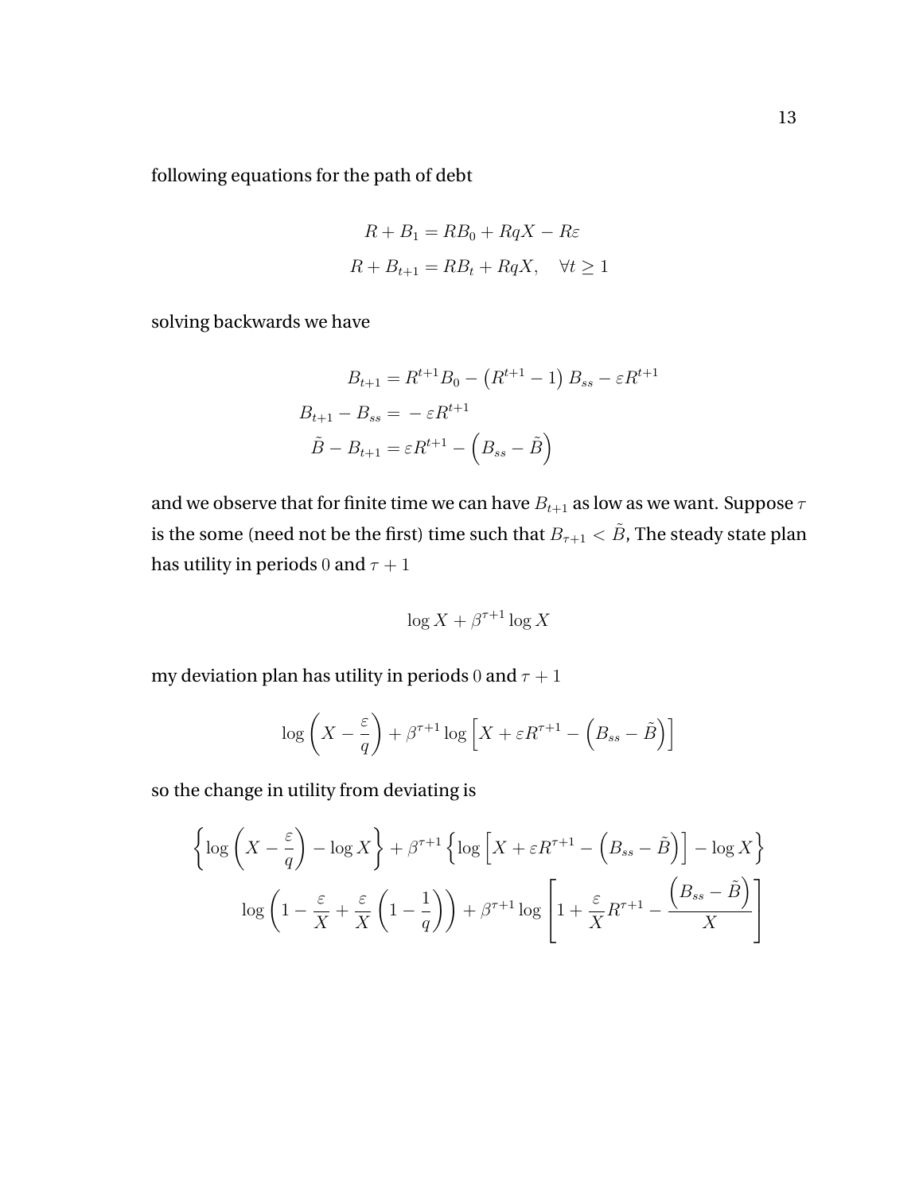following equations for the path of debt

$$
\begin{aligned}
R + B_1 &= RB_0 + RqX - R\varepsilon \\
R + B_{t+1} &= RB_t + RqX, \quad \forall t \geq 1
\end{aligned}
$$

solving backwards we have

$$
\begin{aligned}
B_{t+1} &= R^{t+1}B_0 - \left(R^{t+1} - 1\right)B_{ss} - \varepsilon R^{t+1} \\
B_{t+1} - B_{ss} &= -\varepsilon R^{t+1} \\
\tilde{B} - B_{t+1} &= \varepsilon R^{t+1} - \left(B_{ss} - \tilde{B}\right)
\end{aligned}
$$

and we observe that for finite time we can have $B_{t+1}$ as low as we want. Suppose $\tau$ is the some (need not be the first) time such that $B_{\tau+1} < \tilde{B}$, The steady state plan has utility in periods $0$ and $\tau + 1$

$$
\log X + \beta^{\tau+1} \log X
$$

my deviation plan has utility in periods $0$ and $\tau + 1$

$$
\log\left(X - \frac{\varepsilon}{q}\right) + \beta^{\tau+1} \log\left[X + \varepsilon R^{\tau+1} - \left(B_{ss} - \tilde{B}\right)\right]
$$

so the change in utility from deviating is

$$
\begin{aligned}
&\left\{\log\left(X - \frac{\varepsilon}{q}\right) - \log X\right\} + \beta^{\tau+1}\left\{\log\left[X + \varepsilon R^{\tau+1} - \left(B_{ss} - \tilde{B}\right)\right] - \log X\right\} \\
&\log\left(1 - \frac{\varepsilon}{X} + \frac{\varepsilon}{X}\left(1 - \frac{1}{q}\right)\right) + \beta^{\tau+1}\log\left[1 + \frac{\varepsilon}{X}R^{\tau+1} - \frac{\left(B_{ss} - \tilde{B}\right)}{X}\right]
\end{aligned}
$$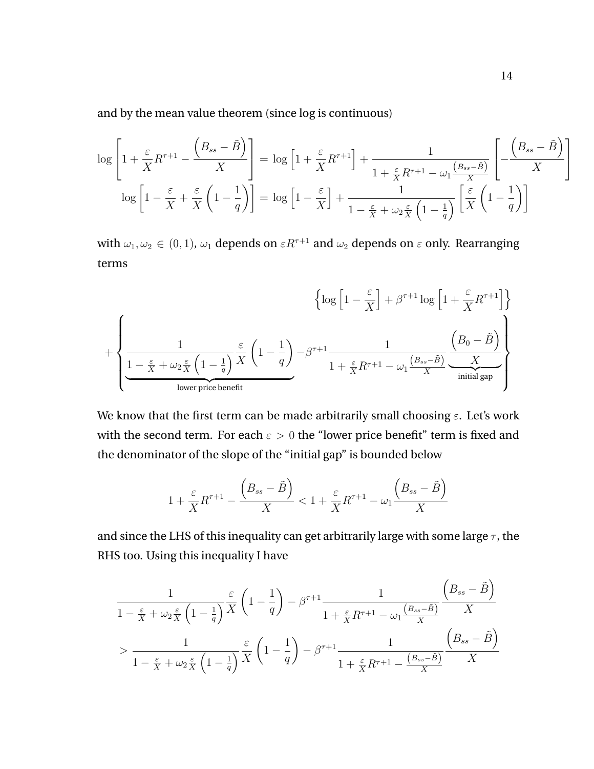and by the mean value theorem (since log is continuous)

$$
\log\left[1+\frac{\varepsilon}{X}R^{\tau+1}-\frac{\left(B_{ss}-\tilde{B}\right)}{X}\right] = \log\left[1+\frac{\varepsilon}{X}R^{\tau+1}\right]+\frac{1}{1+\frac{\varepsilon}{X}R^{\tau+1}-\omega_1\frac{\left(B_{ss}-\tilde{B}\right)}{X}}\left[-\frac{\left(B_{ss}-\tilde{B}\right)}{X}\right]
$$

$$
\log\left[1-\frac{\varepsilon}{X}+\frac{\varepsilon}{X}\left(1-\frac{1}{q}\right)\right] = \log\left[1-\frac{\varepsilon}{X}\right]+\frac{1}{1-\frac{\varepsilon}{X}+\omega_2\frac{\varepsilon}{X}\left(1-\frac{1}{q}\right)}\left[\frac{\varepsilon}{X}\left(1-\frac{1}{q}\right)\right]
$$

with $\omega_1, \omega_2 \in (0,1)$, $\omega_1$ depends on $\varepsilon R^{\tau+1}$ and $\omega_2$ depends on $\varepsilon$ only. Rearranging terms

$$
\left\{\log\left[1-\frac{\varepsilon}{X}\right]+\beta^{\tau+1}\log\left[1+\frac{\varepsilon}{X}R^{\tau+1}\right]\right\}
$$

$$
+\left\{\underbrace{\frac{1}{1-\frac{\varepsilon}{X}+\omega_2\frac{\varepsilon}{X}\left(1-\frac{1}{q}\right)}\frac{\varepsilon}{X}\left(1-\frac{1}{q}\right)}_{\text{lower price benefit}}-\beta^{\tau+1}\frac{1}{1+\frac{\varepsilon}{X}R^{\tau+1}-\omega_1\frac{\left(B_{ss}-\tilde{B}\right)}{X}}\underbrace{\frac{\left(B_0-\tilde{B}\right)}{X}}_{\text{initial gap}}\right\}
$$

We know that the first term can be made arbitrarily small choosing $\varepsilon$. Let's work with the second term. For each $\varepsilon > 0$ the "lower price benefit" term is fixed and the denominator of the slope of the "initial gap" is bounded below

$$
1+\frac{\varepsilon}{X}R^{\tau+1}-\frac{\left(B_{ss}-\tilde{B}\right)}{X} < 1+\frac{\varepsilon}{X}R^{\tau+1}-\omega_1\frac{\left(B_{ss}-\tilde{B}\right)}{X}
$$

and since the LHS of this inequality can get arbitrarily large with some large $\tau$, the RHS too. Using this inequality I have

$$
\frac{1}{1-\frac{\varepsilon}{X}+\omega_2\frac{\varepsilon}{X}\left(1-\frac{1}{q}\right)}\frac{\varepsilon}{X}\left(1-\frac{1}{q}\right)-\beta^{\tau+1}\frac{1}{1+\frac{\varepsilon}{X}R^{\tau+1}-\omega_1\frac{\left(B_{ss}-\tilde{B}\right)}{X}}\frac{\left(B_{ss}-\tilde{B}\right)}{X}
$$

$$
> \frac{1}{1-\frac{\varepsilon}{X}+\omega_2\frac{\varepsilon}{X}\left(1-\frac{1}{q}\right)}\frac{\varepsilon}{X}\left(1-\frac{1}{q}\right)-\beta^{\tau+1}\frac{1}{1+\frac{\varepsilon}{X}R^{\tau+1}-\frac{\left(B_{ss}-\tilde{B}\right)}{X}}\frac{\left(B_{ss}-\tilde{B}\right)}{X}
$$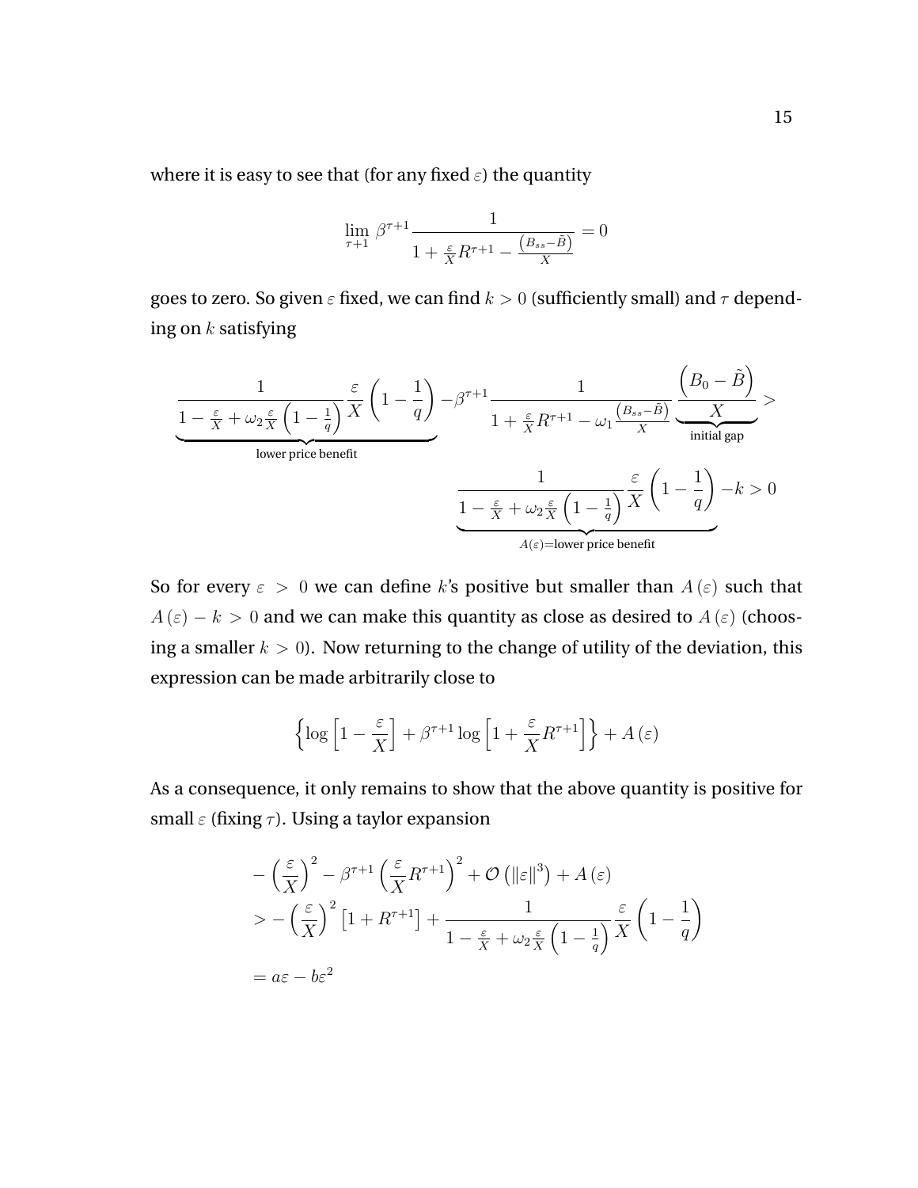where it is easy to see that (for any fixed $\varepsilon$) the quantity

$$\lim_{\tau+1} \beta^{\tau+1} \frac{1}{1+\frac{\varepsilon}{X}R^{\tau+1} - \frac{\left(B_{ss}-\tilde{B}\right)}{X}} = 0$$

goes to zero. So given $\varepsilon$ fixed, we can find $k > 0$ (sufficiently small) and $\tau$ depending on $k$ satisfying

$$\underbrace{\frac{1}{1-\frac{\varepsilon}{X}+\omega_2\frac{\varepsilon}{X}\left(1-\frac{1}{q}\right)}\frac{\varepsilon}{X}\left(1-\frac{1}{q}\right)}_{\text{lower price benefit}} - \beta^{\tau+1}\frac{1}{1+\frac{\varepsilon}{X}R^{\tau+1}-\omega_1\frac{\left(B_{ss}-\tilde{B}\right)}{X}}\underbrace{\frac{\left(B_0-\tilde{B}\right)}{X}}_{\text{initial gap}} >$$

$$\underbrace{\frac{1}{1-\frac{\varepsilon}{X}+\omega_2\frac{\varepsilon}{X}\left(1-\frac{1}{q}\right)}\frac{\varepsilon}{X}\left(1-\frac{1}{q}\right)}_{A(\varepsilon)=\text{lower price benefit}} - k > 0$$

So for every $\varepsilon > 0$ we can define $k$'s positive but smaller than $A(\varepsilon)$ such that $A(\varepsilon) - k > 0$ and we can make this quantity as close as desired to $A(\varepsilon)$ (choosing a smaller $k > 0$). Now returning to the change of utility of the deviation, this expression can be made arbitrarily close to

$$\left\{\log\left[1-\frac{\varepsilon}{X}\right] + \beta^{\tau+1}\log\left[1+\frac{\varepsilon}{X}R^{\tau+1}\right]\right\} + A(\varepsilon)$$

As a consequence, it only remains to show that the above quantity is positive for small $\varepsilon$ (fixing $\tau$). Using a taylor expansion

$$\begin{aligned}
&-\left(\frac{\varepsilon}{X}\right)^2 - \beta^{\tau+1}\left(\frac{\varepsilon}{X}R^{\tau+1}\right)^2 + \mathcal{O}\left(\|\varepsilon\|^3\right) + A(\varepsilon) \\
&> -\left(\frac{\varepsilon}{X}\right)^2\left[1+R^{\tau+1}\right] + \frac{1}{1-\frac{\varepsilon}{X}+\omega_2\frac{\varepsilon}{X}\left(1-\frac{1}{q}\right)}\frac{\varepsilon}{X}\left(1-\frac{1}{q}\right) \\
&= a\varepsilon - b\varepsilon^2
\end{aligned}$$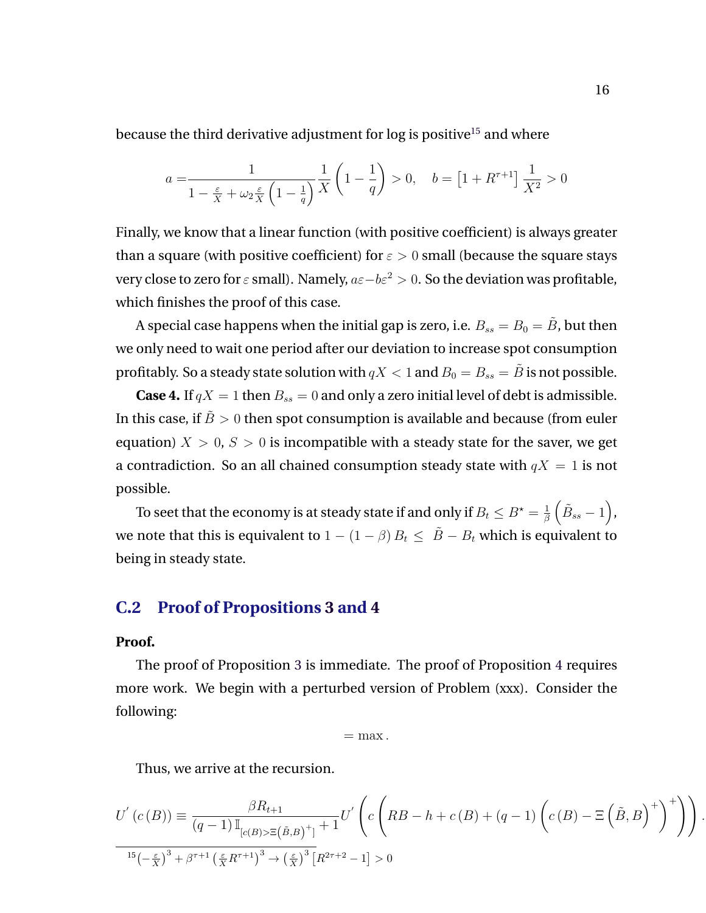because the third derivative adjustment for log is positive[15] and where

$$a = \frac{1}{1 - \frac{\varepsilon}{X} + \omega_2 \frac{\varepsilon}{X}\left(1 - \frac{1}{q}\right)} \frac{1}{X}\left(1 - \frac{1}{q}\right) > 0, \quad b = \left[1 + R^{\tau+1}\right] \frac{1}{X^2} > 0$$

Finally, we know that a linear function (with positive coefficient) is always greater than a square (with positive coefficient) for $\varepsilon > 0$ small (because the square stays very close to zero for $\varepsilon$ small). Namely, $a\varepsilon - b\varepsilon^2 > 0$. So the deviation was profitable, which finishes the proof of this case.

A special case happens when the initial gap is zero, i.e. $B_{ss} = B_0 = \tilde{B}$, but then we only need to wait one period after our deviation to increase spot consumption profitably. So a steady state solution with $qX < 1$ and $B_0 = B_{ss} = \tilde{B}$ is not possible.

**Case 4.** If $qX = 1$ then $B_{ss} = 0$ and only a zero initial level of debt is admissible. In this case, if $\tilde{B} > 0$ then spot consumption is available and because (from euler equation) $X > 0$, $S > 0$ is incompatible with a steady state for the saver, we get a contradiction. So an all chained consumption steady state with $qX = 1$ is not possible.

To seet that the economy is at steady state if and only if $B_t \leq B^\star = \frac{1}{\beta}\left(\tilde{B}_{ss} - 1\right)$, we note that this is equivalent to $1 - (1-\beta) B_t \leq \tilde{B} - B_t$ which is equivalent to being in steady state.

## C.2 Proof of Propositions 3 and 4

**Proof.**

The proof of Proposition 3 is immediate. The proof of Proposition 4 requires more work. We begin with a perturbed version of Problem (xxx). Consider the following:

$$= \max .$$

Thus, we arrive at the recursion.

$$U'(c(B)) \equiv \frac{\beta R_{t+1}}{(q-1)\,\mathbb{I}_{\left[c(B) > \Xi\left(\tilde{B}, B\right)^+\right]} + 1} U'\left(c\left(RB - h + c(B) + (q-1)\left(c(B) - \Xi\left(\tilde{B}, B\right)^+\right)^+\right)\right).$$

[15] $\left(-\frac{\varepsilon}{X}\right)^3 + \beta^{\tau+1}\left(\frac{\varepsilon}{X}R^{\tau+1}\right)^3 \to \left(\frac{\varepsilon}{X}\right)^3\left[R^{2\tau+2} - 1\right] > 0$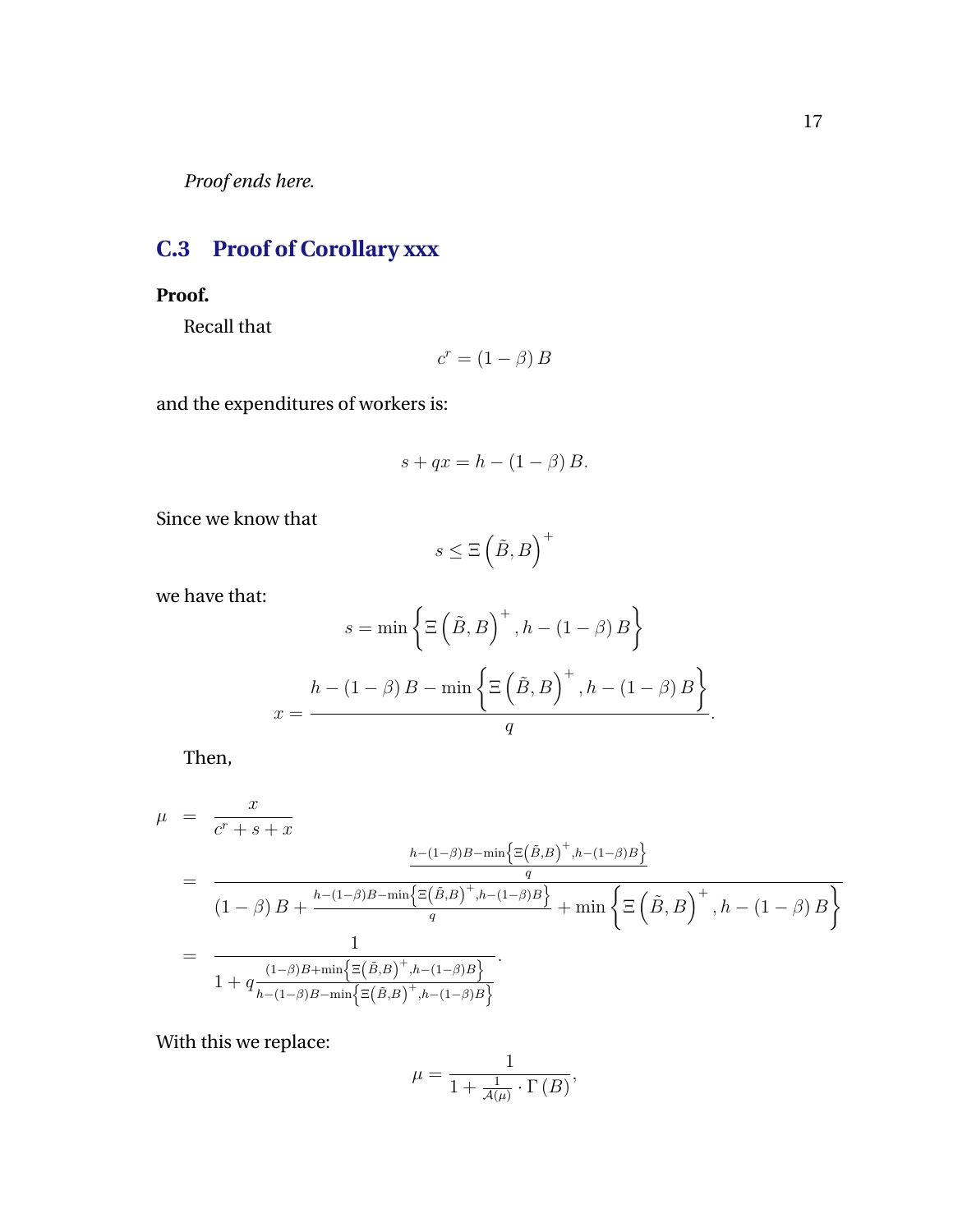*Proof ends here.*

## C.3 Proof of Corollary xxx

**Proof.**

Recall that

$$c^r = (1-\beta)\, B$$

and the expenditures of workers is:

$$s + qx = h - (1-\beta)\, B.$$

Since we know that

$$s \leq \Xi\left(\tilde{B}, B\right)^+$$

we have that:

$$s = \min\left\{\Xi\left(\tilde{B}, B\right)^+, h - (1-\beta)\, B\right\}$$

$$x = \frac{h - (1-\beta)\, B - \min\left\{\Xi\left(\tilde{B}, B\right)^+, h - (1-\beta)\, B\right\}}{q}.$$

Then,

$$\begin{aligned}
\mu &= \frac{x}{c^r + s + x} \\
&= \frac{\frac{h-(1-\beta)B-\min\left\{\Xi\left(\tilde{B},B\right)^+, h-(1-\beta)B\right\}}{q}}{(1-\beta)\, B + \frac{h-(1-\beta)B-\min\left\{\Xi\left(\tilde{B},B\right)^+, h-(1-\beta)B\right\}}{q} + \min\left\{\Xi\left(\tilde{B}, B\right)^+, h - (1-\beta)\, B\right\}} \\
&= \frac{1}{1 + q\frac{(1-\beta)B+\min\left\{\Xi\left(\tilde{B},B\right)^+, h-(1-\beta)B\right\}}{h-(1-\beta)B-\min\left\{\Xi\left(\tilde{B},B\right)^+, h-(1-\beta)B\right\}}}.
\end{aligned}$$

With this we replace:

$$\mu = \frac{1}{1 + \frac{1}{\mathcal{A}(\mu)} \cdot \Gamma(B)},$$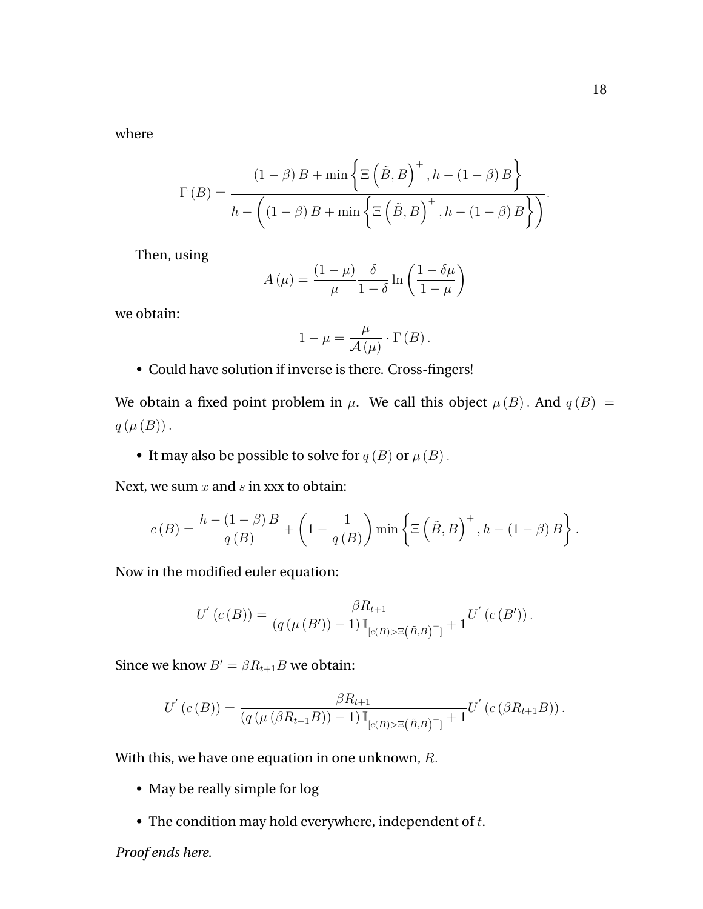where

$$\Gamma\left(B\right)=\frac{\left(1-\beta\right)B+\min\left\{\Xi\left(\tilde{B},B\right)^{+},h-\left(1-\beta\right)B\right\}}{h-\left(\left(1-\beta\right)B+\min\left\{\Xi\left(\tilde{B},B\right)^{+},h-\left(1-\beta\right)B\right\}\right)}.$$

Then, using

$$A\left(\mu\right)=\frac{\left(1-\mu\right)}{\mu}\frac{\delta}{1-\delta}\ln\left(\frac{1-\delta\mu}{1-\mu}\right)$$

we obtain:

$$1-\mu=\frac{\mu}{\mathcal{A}\left(\mu\right)}\cdot\Gamma\left(B\right).$$

- Could have solution if inverse is there. Cross-fingers!

We obtain a fixed point problem in $\mu$. We call this object $\mu\left(B\right)$. And $q\left(B\right)=q\left(\mu\left(B\right)\right)$.

- It may also be possible to solve for $q\left(B\right)$ or $\mu\left(B\right)$.

Next, we sum $x$ and $s$ in xxx to obtain:

$$c\left(B\right)=\frac{h-\left(1-\beta\right)B}{q\left(B\right)}+\left(1-\frac{1}{q\left(B\right)}\right)\min\left\{\Xi\left(\tilde{B},B\right)^{+},h-\left(1-\beta\right)B\right\}.$$

Now in the modified euler equation:

$$U^{'}\left(c\left(B\right)\right)=\frac{\beta R_{t+1}}{\left(q\left(\mu\left(B'\right)\right)-1\right)\mathbb{I}_{\left[c(B)>\Xi\left(\tilde{B},B\right)^{+}\right]}+1}U^{'}\left(c\left(B'\right)\right).$$

Since we know $B'=\beta R_{t+1}B$ we obtain:

$$U^{'}\left(c\left(B\right)\right)=\frac{\beta R_{t+1}}{\left(q\left(\mu\left(\beta R_{t+1}B\right)\right)-1\right)\mathbb{I}_{\left[c(B)>\Xi\left(\tilde{B},B\right)^{+}\right]}+1}U^{'}\left(c\left(\beta R_{t+1}B\right)\right).$$

With this, we have one equation in one unknown, $R$.

- May be really simple for log
- The condition may hold everywhere, independent of $t$.

*Proof ends here.*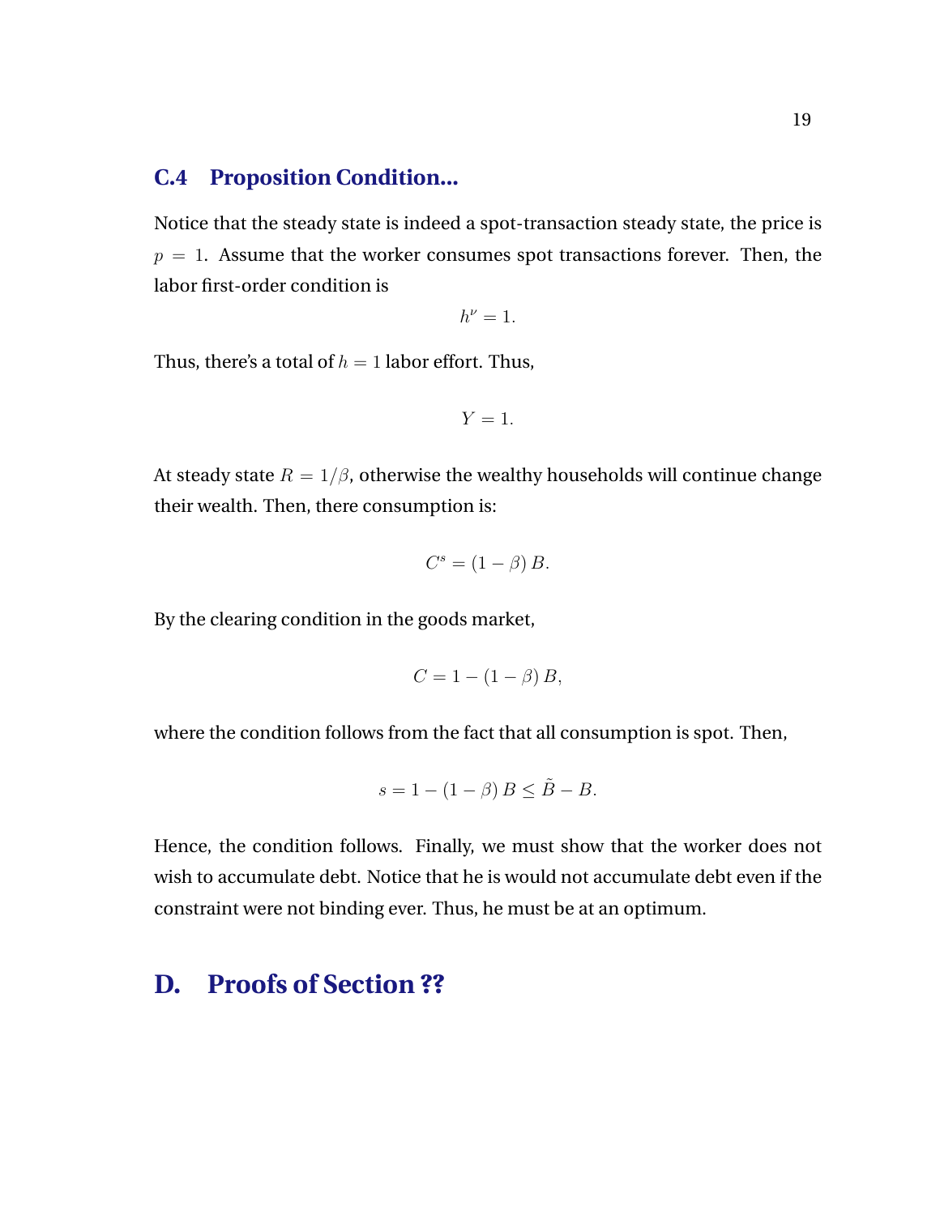### C.4 Proposition Condition...

Notice that the steady state is indeed a spot-transaction steady state, the price is $p = 1$. Assume that the worker consumes spot transactions forever. Then, the labor first-order condition is

$$h^{\nu} = 1.$$

Thus, there's a total of $h = 1$ labor effort. Thus,

$$Y = 1.$$

At steady state $R = 1/\beta$, otherwise the wealthy households will continue change their wealth. Then, there consumption is:

$$C^{s} = (1 - \beta) B.$$

By the clearing condition in the goods market,

$$C = 1 - (1 - \beta) B,$$

where the condition follows from the fact that all consumption is spot. Then,

$$s = 1 - (1 - \beta) B \leq \tilde{B} - B.$$

Hence, the condition follows. Finally, we must show that the worker does not wish to accumulate debt. Notice that he is would not accumulate debt even if the constraint were not binding ever. Thus, he must be at an optimum.

## D. Proofs of Section ??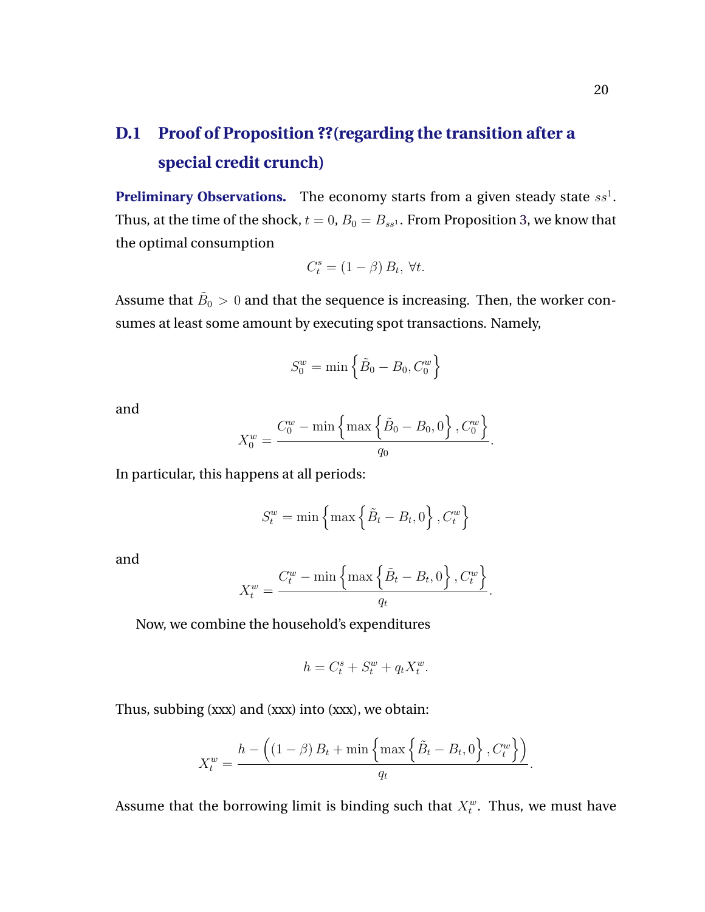## D.1 Proof of Proposition ??(regarding the transition after a special credit crunch)

**Preliminary Observations.** The economy starts from a given steady state $ss^1$. Thus, at the time of the shock, $t = 0$, $B_0 = B_{ss^1}$. From Proposition 3, we know that the optimal consumption

$$C_t^s = (1 - \beta) B_t, \ \forall t.$$

Assume that $\tilde{B}_0 > 0$ and that the sequence is increasing. Then, the worker consumes at least some amount by executing spot transactions. Namely,

$$S_0^w = \min\left\{\tilde{B}_0 - B_0, C_0^w\right\}$$

and

$$X_0^w = \frac{C_0^w - \min\left\{\max\left\{\tilde{B}_0 - B_0, 0\right\}, C_0^w\right\}}{q_0}.$$

In particular, this happens at all periods:

$$S_t^w = \min\left\{\max\left\{\tilde{B}_t - B_t, 0\right\}, C_t^w\right\}$$

and

$$X_t^w = \frac{C_t^w - \min\left\{\max\left\{\tilde{B}_t - B_t, 0\right\}, C_t^w\right\}}{q_t}.$$

Now, we combine the household's expenditures

$$h = C_t^s + S_t^w + q_t X_t^w.$$

Thus, subbing (xxx) and (xxx) into (xxx), we obtain:

$$X_t^w = \frac{h - \left((1 - \beta) B_t + \min\left\{\max\left\{\tilde{B}_t - B_t, 0\right\}, C_t^w\right\}\right)}{q_t}.$$

Assume that the borrowing limit is binding such that $X_t^w$. Thus, we must have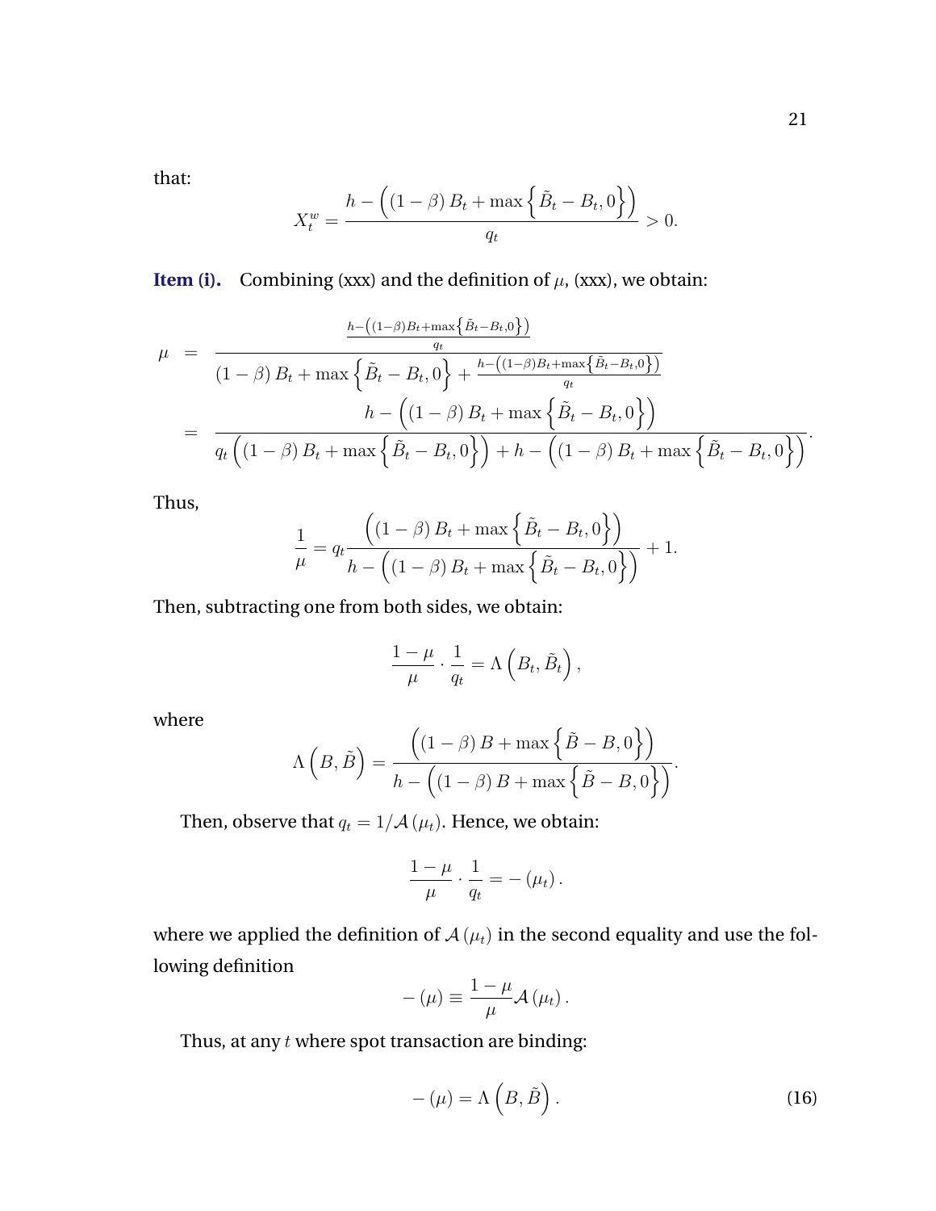that:

$$X_t^w = \frac{h - \left((1-\beta) B_t + \max\left\{\tilde{B}_t - B_t, 0\right\}\right)}{q_t} > 0.$$

**Item (i).** Combining (xxx) and the definition of $\mu$, (xxx), we obtain:

$$\begin{aligned}
\mu &= \frac{\frac{h-\left((1-\beta)B_t+\max\left\{\tilde{B}_t-B_t,0\right\}\right)}{q_t}}{(1-\beta) B_t + \max\left\{\tilde{B}_t - B_t, 0\right\} + \frac{h-\left((1-\beta)B_t+\max\left\{\tilde{B}_t-B_t,0\right\}\right)}{q_t}} \\
&= \frac{h - \left((1-\beta) B_t + \max\left\{\tilde{B}_t - B_t, 0\right\}\right)}{q_t\left((1-\beta) B_t + \max\left\{\tilde{B}_t - B_t, 0\right\}\right) + h - \left((1-\beta) B_t + \max\left\{\tilde{B}_t - B_t, 0\right\}\right)}.
\end{aligned}$$

Thus,

$$\frac{1}{\mu} = q_t \frac{\left((1-\beta) B_t + \max\left\{\tilde{B}_t - B_t, 0\right\}\right)}{h - \left((1-\beta) B_t + \max\left\{\tilde{B}_t - B_t, 0\right\}\right)} + 1.$$

Then, subtracting one from both sides, we obtain:

$$\frac{1-\mu}{\mu} \cdot \frac{1}{q_t} = \Lambda\left(B_t, \tilde{B}_t\right),$$

where

$$\Lambda\left(B, \tilde{B}\right) = \frac{\left((1-\beta) B + \max\left\{\tilde{B} - B, 0\right\}\right)}{h - \left((1-\beta) B + \max\left\{\tilde{B} - B, 0\right\}\right)}.$$

Then, observe that $q_t = 1/\mathcal{A}(\mu_t)$. Hence, we obtain:

$$\frac{1-\mu}{\mu} \cdot \frac{1}{q_t} = -(\mu_t).$$

where we applied the definition of $\mathcal{A}(\mu_t)$ in the second equality and use the following definition

$$-(\mu) \equiv \frac{1-\mu}{\mu} \mathcal{A}(\mu_t).$$

Thus, at any $t$ where spot transaction are binding:

$$-(\mu) = \Lambda\left(B, \tilde{B}\right). \tag{16}$$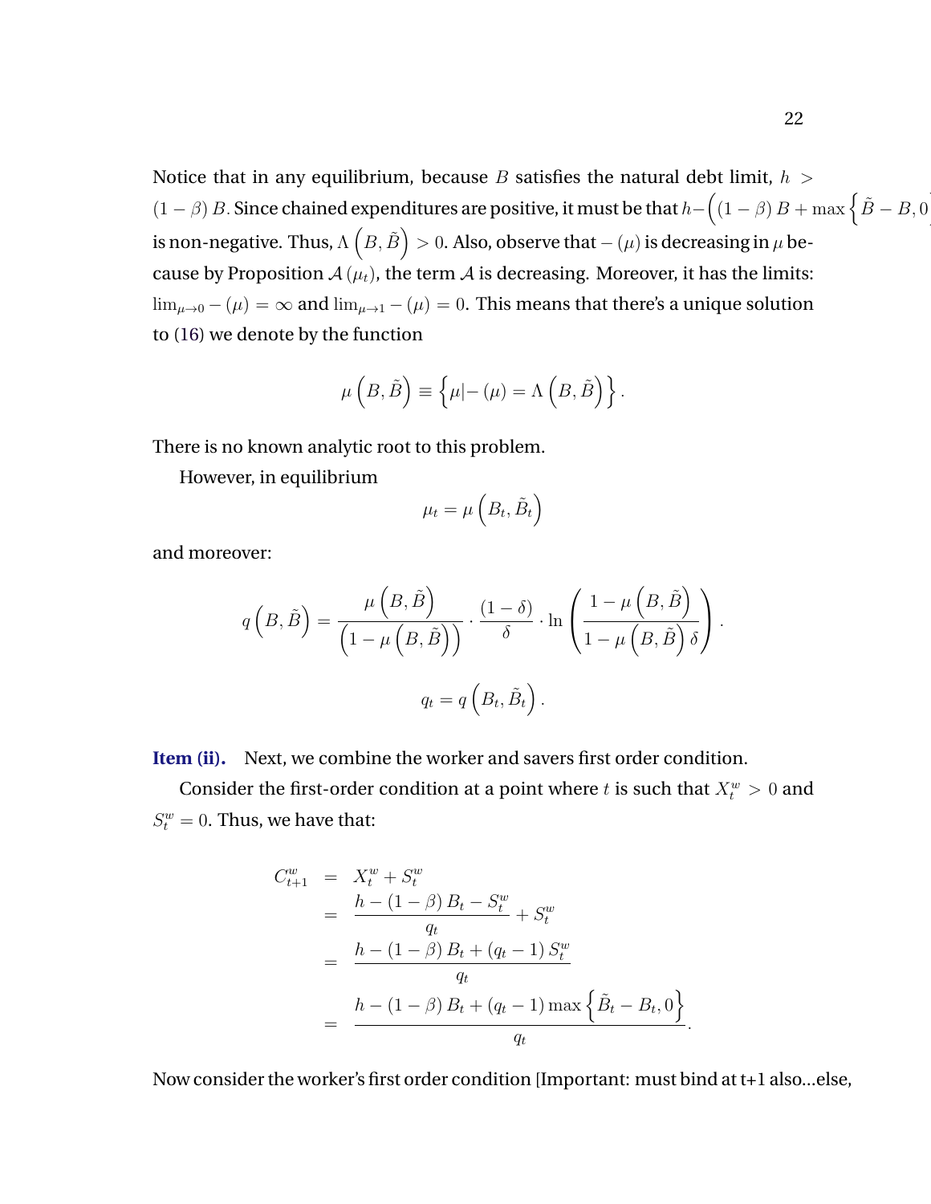Notice that in any equilibrium, because $B$ satisfies the natural debt limit, $h > (1-\beta) B$. Since chained expenditures are positive, it must be that $h - \left((1-\beta) B + \max\left\{\tilde{B} - B, 0\right\}\right)$ is non-negative. Thus, $\Lambda\left(B, \tilde{B}\right) > 0$. Also, observe that $-(\mu)$ is decreasing in $\mu$ because by Proposition $\mathcal{A}(\mu_t)$, the term $\mathcal{A}$ is decreasing. Moreover, it has the limits: $\lim_{\mu \to 0} - (\mu) = \infty$ and $\lim_{\mu \to 1} - (\mu) = 0$. This means that there's a unique solution to (16) we denote by the function

$$\mu\left(B, \tilde{B}\right) \equiv \left\{\mu | - (\mu) = \Lambda\left(B, \tilde{B}\right)\right\}.$$

There is no known analytic root to this problem.

However, in equilibrium

$$\mu_t = \mu\left(B_t, \tilde{B}_t\right)$$

and moreover:

$$q\left(B, \tilde{B}\right) = \frac{\mu\left(B, \tilde{B}\right)}{\left(1 - \mu\left(B, \tilde{B}\right)\right)} \cdot \frac{(1-\delta)}{\delta} \cdot \ln\left(\frac{1 - \mu\left(B, \tilde{B}\right)}{1 - \mu\left(B, \tilde{B}\right)\delta}\right).$$

$$q_t = q\left(B_t, \tilde{B}_t\right).$$

**Item (ii).** Next, we combine the worker and savers first order condition.

Consider the first-order condition at a point where $t$ is such that $X_t^w > 0$ and $S_t^w = 0$. Thus, we have that:

$$\begin{aligned}
C_{t+1}^w &= X_t^w + S_t^w \\
&= \frac{h - (1-\beta) B_t - S_t^w}{q_t} + S_t^w \\
&= \frac{h - (1-\beta) B_t + (q_t - 1) S_t^w}{q_t} \\
&= \frac{h - (1-\beta) B_t + (q_t - 1) \max\left\{\tilde{B}_t - B_t, 0\right\}}{q_t}.
\end{aligned}$$

Now consider the worker's first order condition [Important: must bind at t+1 also...else,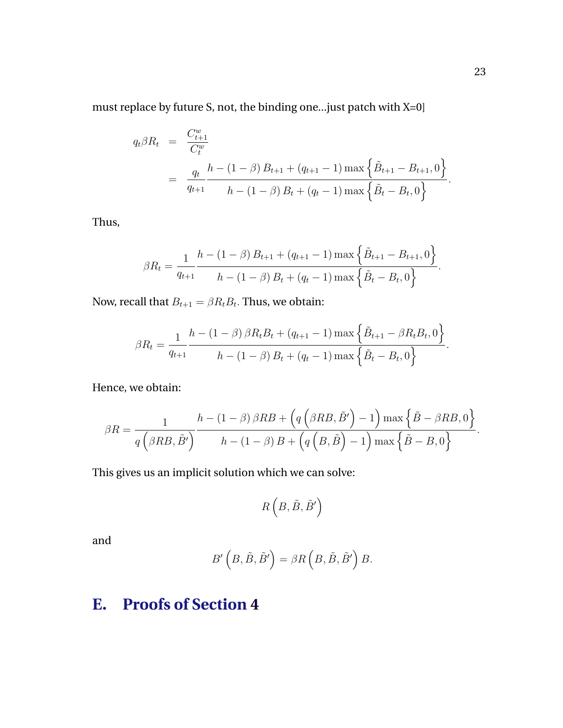must replace by future S, not, the binding one...just patch with X=0]

$$
\begin{aligned}
q_t \beta R_t &= \frac{C^w_{t+1}}{C^w_t} \\
&= \frac{q_t}{q_{t+1}} \frac{h - (1-\beta) B_{t+1} + (q_{t+1} - 1) \max\left\{\tilde{B}_{t+1} - B_{t+1}, 0\right\}}{h - (1-\beta) B_t + (q_t - 1) \max\left\{\tilde{B}_t - B_t, 0\right\}}.
\end{aligned}
$$

Thus,

$$
\beta R_t = \frac{1}{q_{t+1}} \frac{h - (1-\beta) B_{t+1} + (q_{t+1} - 1) \max\left\{\tilde{B}_{t+1} - B_{t+1}, 0\right\}}{h - (1-\beta) B_t + (q_t - 1) \max\left\{\tilde{B}_t - B_t, 0\right\}}.
$$

Now, recall that $B_{t+1} = \beta R_t B_t$. Thus, we obtain:

$$
\beta R_t = \frac{1}{q_{t+1}} \frac{h - (1-\beta) \beta R_t B_t + (q_{t+1} - 1) \max\left\{\tilde{B}_{t+1} - \beta R_t B_t, 0\right\}}{h - (1-\beta) B_t + (q_t - 1) \max\left\{\tilde{B}_t - B_t, 0\right\}}.
$$

Hence, we obtain:

$$
\beta R = \frac{1}{q\left(\beta R B, \tilde{B}'\right)} \frac{h - (1-\beta) \beta R B + \left(q\left(\beta R B, \tilde{B}'\right) - 1\right) \max\left\{\tilde{B} - \beta R B, 0\right\}}{h - (1-\beta) B + \left(q\left(B, \tilde{B}\right) - 1\right) \max\left\{\tilde{B} - B, 0\right\}}.
$$

This gives us an implicit solution which we can solve:

$$
R\left(B, \tilde{B}, \tilde{B}'\right)
$$

and

$$
B'\left(B, \tilde{B}, \tilde{B}'\right) = \beta R\left(B, \tilde{B}, \tilde{B}'\right) B.
$$

# E. Proofs of Section 4